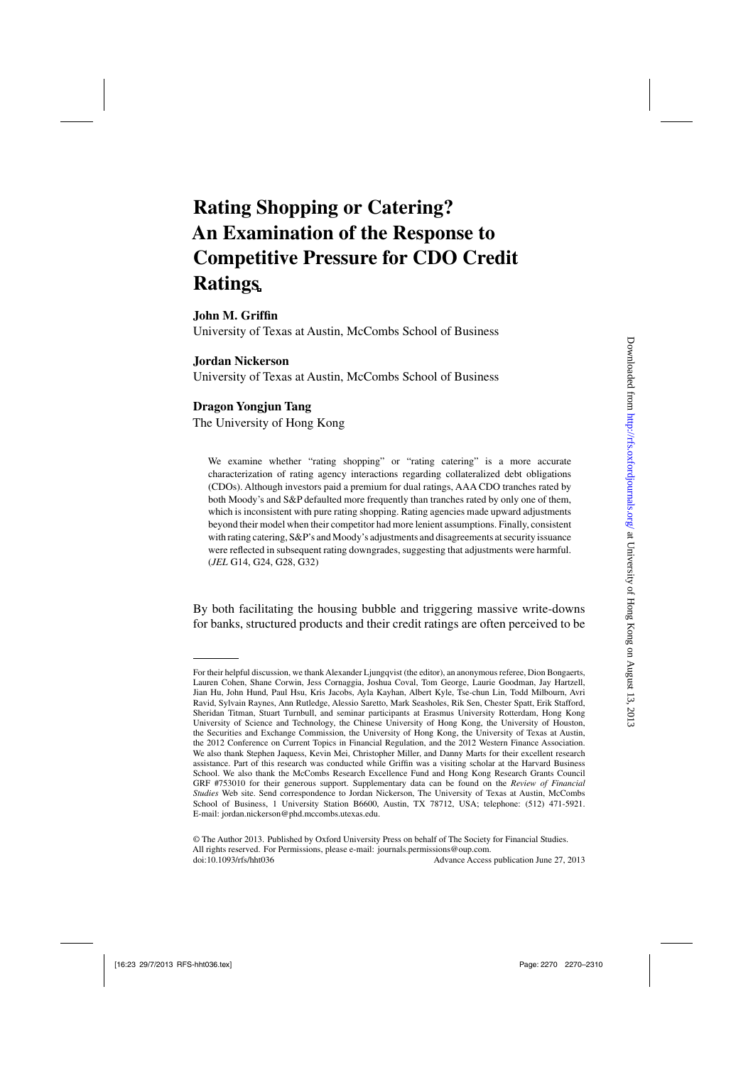# Rating Shopping or Catering? An Examination of the Response to Competitive Pressure for CDO Credit Ratings

**John M. Griffin**
University of Texas at Austin, McCombs School of Business

**Jordan Nickerson**
University of Texas at Austin, McCombs School of Business

**Dragon Yongjun Tang**
The University of Hong Kong

We examine whether "rating shopping" or "rating catering" is a more accurate characterization of rating agency interactions regarding collateralized debt obligations (CDOs). Although investors paid a premium for dual ratings, AAA CDO tranches rated by both Moody's and S&P defaulted more frequently than tranches rated by only one of them, which is inconsistent with pure rating shopping. Rating agencies made upward adjustments beyond their model when their competitor had more lenient assumptions. Finally, consistent with rating catering, S&P's and Moody's adjustments and disagreements at security issuance were reflected in subsequent rating downgrades, suggesting that adjustments were harmful. (*JEL* G14, G24, G28, G32)

By both facilitating the housing bubble and triggering massive write-downs for banks, structured products and their credit ratings are often perceived to be

---

For their helpful discussion, we thank Alexander Ljungqvist (the editor), an anonymous referee, Dion Bongaerts, Lauren Cohen, Shane Corwin, Jess Cornaggia, Joshua Coval, Tom George, Laurie Goodman, Jay Hartzell, Jian Hu, John Hund, Paul Hsu, Kris Jacobs, Ayla Kayhan, Albert Kyle, Tse-chun Lin, Todd Milbourn, Avri Ravid, Sylvain Raynes, Ann Rutledge, Alessio Saretto, Mark Seasholes, Rik Sen, Chester Spatt, Erik Stafford, Sheridan Titman, Stuart Turnbull, and seminar participants at Erasmus University Rotterdam, Hong Kong University of Science and Technology, the Chinese University of Hong Kong, the University of Houston, the Securities and Exchange Commission, the University of Hong Kong, the University of Texas at Austin, the 2012 Conference on Current Topics in Financial Regulation, and the 2012 Western Finance Association. We also thank Stephen Jaquess, Kevin Mei, Christopher Miller, and Danny Marts for their excellent research assistance. Part of this research was conducted while Griffin was a visiting scholar at the Harvard Business School. We also thank the McCombs Research Excellence Fund and Hong Kong Research Grants Council GRF #753010 for their generous support. Supplementary data can be found on the *Review of Financial Studies* Web site. Send correspondence to Jordan Nickerson, The University of Texas at Austin, McCombs School of Business, 1 University Station B6600, Austin, TX 78712, USA; telephone: (512) 471-5921. E-mail: jordan.nickerson@phd.mccombs.utexas.edu.

© The Author 2013. Published by Oxford University Press on behalf of The Society for Financial Studies. All rights reserved. For Permissions, please e-mail: journals.permissions@oup.com.
doi:10.1093/rfs/hht036 Advance Access publication June 27, 2013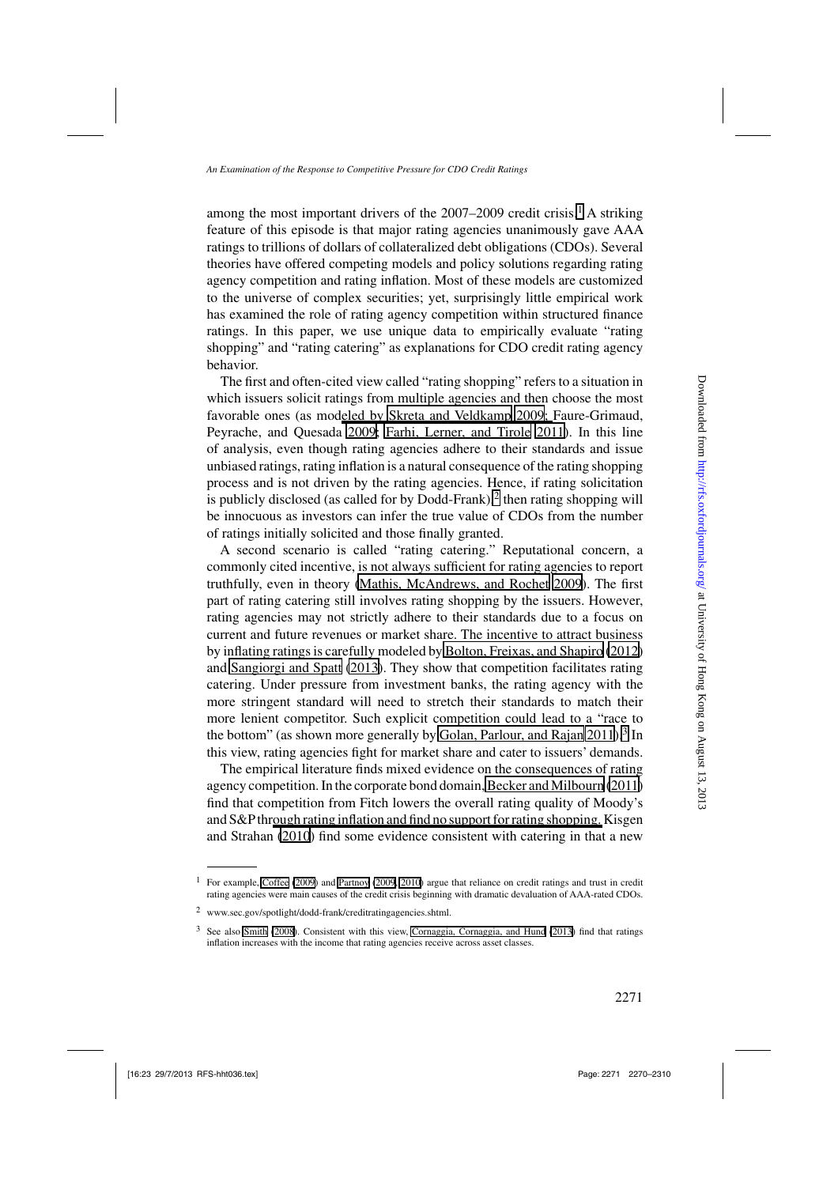among the most important drivers of the 2007–2009 credit crisis.[1] A striking feature of this episode is that major rating agencies unanimously gave AAA ratings to trillions of dollars of collateralized debt obligations (CDOs). Several theories have offered competing models and policy solutions regarding rating agency competition and rating inflation. Most of these models are customized to the universe of complex securities; yet, surprisingly little empirical work has examined the role of rating agency competition within structured finance ratings. In this paper, we use unique data to empirically evaluate "rating shopping" and "rating catering" as explanations for CDO credit rating agency behavior.

The first and often-cited view called "rating shopping" refers to a situation in which issuers solicit ratings from multiple agencies and then choose the most favorable ones (as modeled by Skreta and Veldkamp 2009; Faure-Grimaud, Peyrache, and Quesada 2009; Farhi, Lerner, and Tirole 2011). In this line of analysis, even though rating agencies adhere to their standards and issue unbiased ratings, rating inflation is a natural consequence of the rating shopping process and is not driven by the rating agencies. Hence, if rating solicitation is publicly disclosed (as called for by Dodd-Frank),[2] then rating shopping will be innocuous as investors can infer the true value of CDOs from the number of ratings initially solicited and those finally granted.

A second scenario is called "rating catering." Reputational concern, a commonly cited incentive, is not always sufficient for rating agencies to report truthfully, even in theory (Mathis, McAndrews, and Rochet 2009). The first part of rating catering still involves rating shopping by the issuers. However, rating agencies may not strictly adhere to their standards due to a focus on current and future revenues or market share. The incentive to attract business by inflating ratings is carefully modeled by Bolton, Freixas, and Shapiro (2012) and Sangiorgi and Spatt (2013). They show that competition facilitates rating catering. Under pressure from investment banks, the rating agency with the more stringent standard will need to stretch their standards to match their more lenient competitor. Such explicit competition could lead to a "race to the bottom" (as shown more generally by Golan, Parlour, and Rajan 2011).[3] In this view, rating agencies fight for market share and cater to issuers' demands.

The empirical literature finds mixed evidence on the consequences of rating agency competition. In the corporate bond domain, Becker and Milbourn (2011) find that competition from Fitch lowers the overall rating quality of Moody's and S&P through rating inflation and find no support for rating shopping. Kisgen and Strahan (2010) find some evidence consistent with catering in that a new

---

[1] For example, Coffee (2009) and Partnoy (2009, 2010) argue that reliance on credit ratings and trust in credit rating agencies were main causes of the credit crisis beginning with dramatic devaluation of AAA-rated CDOs.

[2] www.sec.gov/spotlight/dodd-frank/creditratingagencies.shtml.

[3] See also Smith (2008). Consistent with this view, Cornaggia, Cornaggia, and Hund (2013) find that ratings inflation increases with the income that rating agencies receive across asset classes.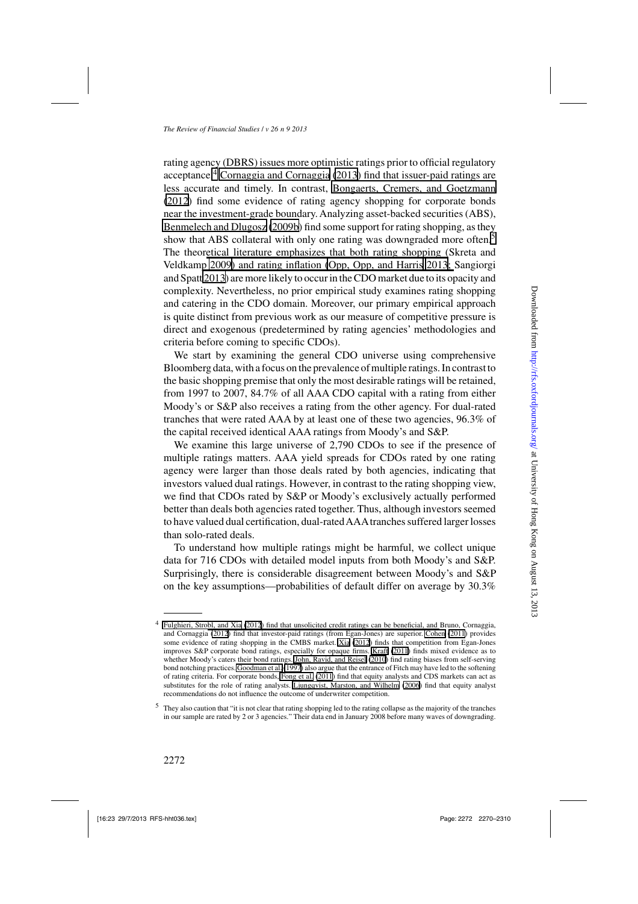rating agency (DBRS) issues more optimistic ratings prior to official regulatory acceptance.[4] Cornaggia and Cornaggia (2013) find that issuer-paid ratings are less accurate and timely. In contrast, Bongaerts, Cremers, and Goetzmann (2012) find some evidence of rating agency shopping for corporate bonds near the investment-grade boundary. Analyzing asset-backed securities (ABS), Benmelech and Dlugosz (2009b) find some support for rating shopping, as they show that ABS collateral with only one rating was downgraded more often.[5] The theoretical literature emphasizes that both rating shopping (Skreta and Veldkamp 2009) and rating inflation (Opp, Opp, and Harris 2013; Sangiorgi and Spatt 2013) are more likely to occur in the CDO market due to its opacity and complexity. Nevertheless, no prior empirical study examines rating shopping and catering in the CDO domain. Moreover, our primary empirical approach is quite distinct from previous work as our measure of competitive pressure is direct and exogenous (predetermined by rating agencies' methodologies and criteria before coming to specific CDOs).

We start by examining the general CDO universe using comprehensive Bloomberg data, with a focus on the prevalence of multiple ratings. In contrast to the basic shopping premise that only the most desirable ratings will be retained, from 1997 to 2007, 84.7% of all AAA CDO capital with a rating from either Moody's or S&P also receives a rating from the other agency. For dual-rated tranches that were rated AAA by at least one of these two agencies, 96.3% of the capital received identical AAA ratings from Moody's and S&P.

We examine this large universe of 2,790 CDOs to see if the presence of multiple ratings matters. AAA yield spreads for CDOs rated by one rating agency were larger than those deals rated by both agencies, indicating that investors valued dual ratings. However, in contrast to the rating shopping view, we find that CDOs rated by S&P or Moody's exclusively actually performed better than deals both agencies rated together. Thus, although investors seemed to have valued dual certification, dual-rated AAA tranches suffered larger losses than solo-rated deals.

To understand how multiple ratings might be harmful, we collect unique data for 716 CDOs with detailed model inputs from both Moody's and S&P. Surprisingly, there is considerable disagreement between Moody's and S&P on the key assumptions—probabilities of default differ on average by 30.3%

---

[4] Fulghieri, Strobl, and Xia (2012) find that unsolicited credit ratings can be beneficial, and Bruno, Cornaggia, and Cornaggia (2012) find that investor-paid ratings (from Egan-Jones) are superior. Cohen (2011) provides some evidence of rating shopping in the CMBS market. Xia (2012) finds that competition from Egan-Jones improves S&P corporate bond ratings, especially for opaque firms. Kraft (2011) finds mixed evidence as to whether Moody's caters their bond ratings. John, Ravid, and Reisel (2010) find rating biases from self-serving bond notching practices. Goodman et al. (1997) also argue that the entrance of Fitch may have led to the softening of rating criteria. For corporate bonds, Fong et al. (2011) find that equity analysts and CDS markets can act as substitutes for the role of rating analysts. Ljungqvist, Marston, and Wilhelm (2006) find that equity analyst recommendations do not influence the outcome of underwriter competition.

[5] They also caution that "it is not clear that rating shopping led to the rating collapse as the majority of the tranches in our sample are rated by 2 or 3 agencies." Their data end in January 2008 before many waves of downgrading.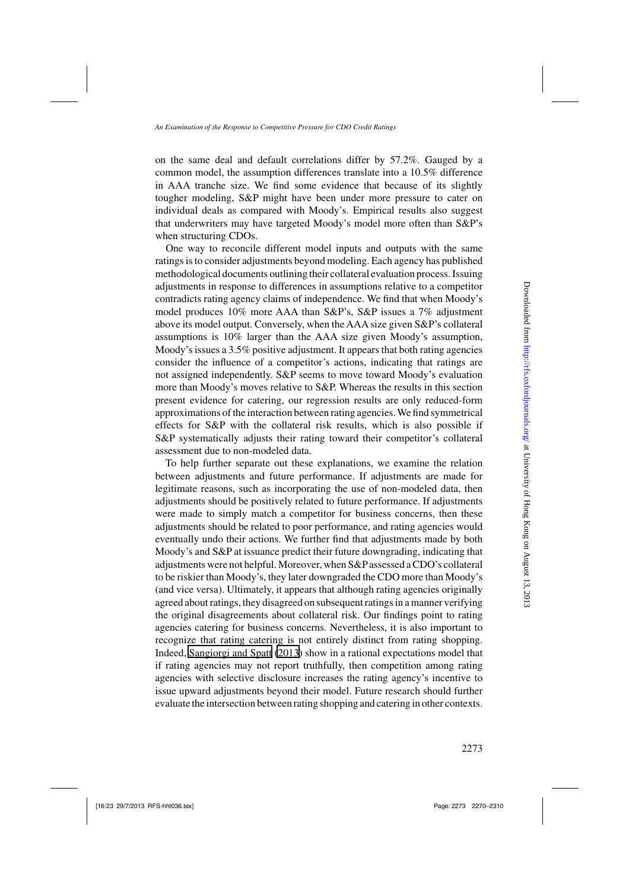on the same deal and default correlations differ by 57.2%. Gauged by a common model, the assumption differences translate into a 10.5% difference in AAA tranche size. We find some evidence that because of its slightly tougher modeling, S&P might have been under more pressure to cater on individual deals as compared with Moody's. Empirical results also suggest that underwriters may have targeted Moody's model more often than S&P's when structuring CDOs.

One way to reconcile different model inputs and outputs with the same ratings is to consider adjustments beyond modeling. Each agency has published methodological documents outlining their collateral evaluation process. Issuing adjustments in response to differences in assumptions relative to a competitor contradicts rating agency claims of independence. We find that when Moody's model produces 10% more AAA than S&P's, S&P issues a 7% adjustment above its model output. Conversely, when the AAA size given S&P's collateral assumptions is 10% larger than the AAA size given Moody's assumption, Moody's issues a 3.5% positive adjustment. It appears that both rating agencies consider the influence of a competitor's actions, indicating that ratings are not assigned independently. S&P seems to move toward Moody's evaluation more than Moody's moves relative to S&P. Whereas the results in this section present evidence for catering, our regression results are only reduced-form approximations of the interaction between rating agencies. We find symmetrical effects for S&P with the collateral risk results, which is also possible if S&P systematically adjusts their rating toward their competitor's collateral assessment due to non-modeled data.

To help further separate out these explanations, we examine the relation between adjustments and future performance. If adjustments are made for legitimate reasons, such as incorporating the use of non-modeled data, then adjustments should be positively related to future performance. If adjustments were made to simply match a competitor for business concerns, then these adjustments should be related to poor performance, and rating agencies would eventually undo their actions. We further find that adjustments made by both Moody's and S&P at issuance predict their future downgrading, indicating that adjustments were not helpful. Moreover, when S&P assessed a CDO's collateral to be riskier than Moody's, they later downgraded the CDO more than Moody's (and vice versa). Ultimately, it appears that although rating agencies originally agreed about ratings, they disagreed on subsequent ratings in a manner verifying the original disagreements about collateral risk. Our findings point to rating agencies catering for business concerns. Nevertheless, it is also important to recognize that rating catering is not entirely distinct from rating shopping. Indeed, Sangiorgi and Spatt (2013) show in a rational expectations model that if rating agencies may not report truthfully, then competition among rating agencies with selective disclosure increases the rating agency's incentive to issue upward adjustments beyond their model. Future research should further evaluate the intersection between rating shopping and catering in other contexts.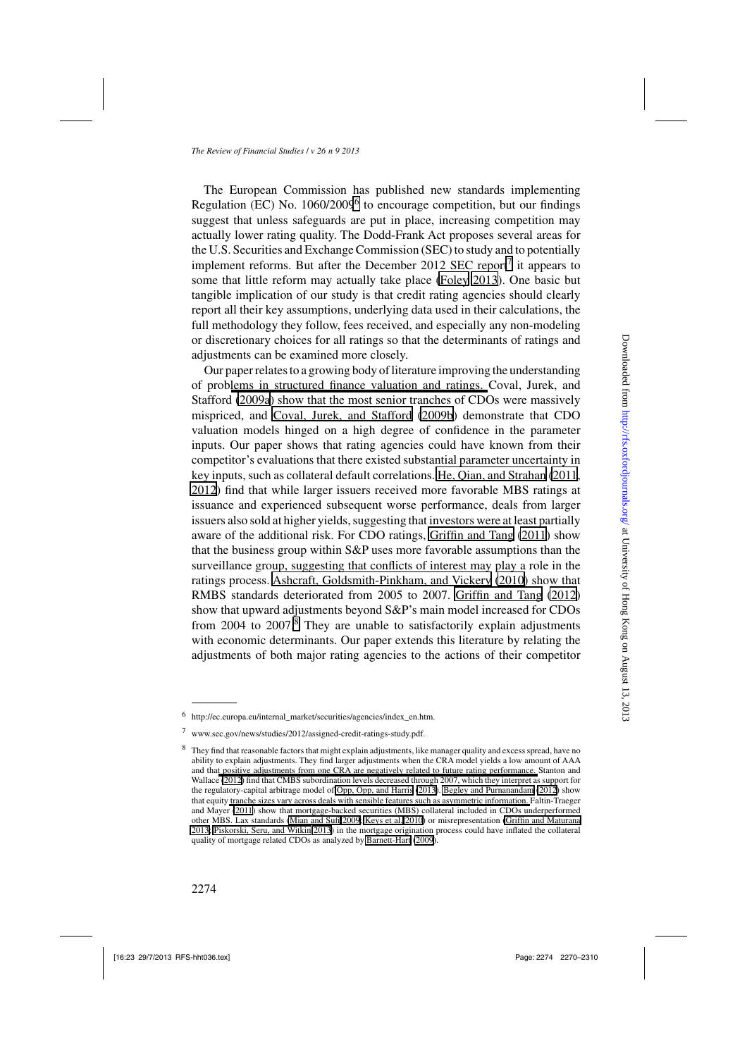The European Commission has published new standards implementing Regulation (EC) No. 1060/2009[6] to encourage competition, but our findings suggest that unless safeguards are put in place, increasing competition may actually lower rating quality. The Dodd-Frank Act proposes several areas for the U.S. Securities and Exchange Commission (SEC) to study and to potentially implement reforms. But after the December 2012 SEC report[7] it appears to some that little reform may actually take place (Foley 2013). One basic but tangible implication of our study is that credit rating agencies should clearly report all their key assumptions, underlying data used in their calculations, the full methodology they follow, fees received, and especially any non-modeling or discretionary choices for all ratings so that the determinants of ratings and adjustments can be examined more closely.

Our paper relates to a growing body of literature improving the understanding of problems in structured finance valuation and ratings. Coval, Jurek, and Stafford (2009a) show that the most senior tranches of CDOs were massively mispriced, and Coval, Jurek, and Stafford (2009b) demonstrate that CDO valuation models hinged on a high degree of confidence in the parameter inputs. Our paper shows that rating agencies could have known from their competitor's evaluations that there existed substantial parameter uncertainty in key inputs, such as collateral default correlations. He, Qian, and Strahan (2011, 2012) find that while larger issuers received more favorable MBS ratings at issuance and experienced subsequent worse performance, deals from larger issuers also sold at higher yields, suggesting that investors were at least partially aware of the additional risk. For CDO ratings, Griffin and Tang (2011) show that the business group within S&P uses more favorable assumptions than the surveillance group, suggesting that conflicts of interest may play a role in the ratings process. Ashcraft, Goldsmith-Pinkham, and Vickery (2010) show that RMBS standards deteriorated from 2005 to 2007. Griffin and Tang (2012) show that upward adjustments beyond S&P's main model increased for CDOs from 2004 to 2007.[8] They are unable to satisfactorily explain adjustments with economic determinants. Our paper extends this literature by relating the adjustments of both major rating agencies to the actions of their competitor

---

[6] http://ec.europa.eu/internal_market/securities/agencies/index_en.htm.

[7] www.sec.gov/news/studies/2012/assigned-credit-ratings-study.pdf.

[8] They find that reasonable factors that might explain adjustments, like manager quality and excess spread, have no ability to explain adjustments. They find larger adjustments when the CRA model yields a low amount of AAA and that positive adjustments from one CRA are negatively related to future rating performance. Stanton and Wallace (2012) find that CMBS subordination levels decreased through 2007, which they interpret as support for the regulatory-capital arbitrage model of Opp, Opp, and Harris (2013). Begley and Purnanandam (2012) show that equity tranche sizes vary across deals with sensible features such as asymmetric information. Faltin-Traeger and Mayer (2011) show that mortgage-backed securities (MBS) collateral included in CDOs underperformed other MBS. Lax standards (Mian and Sufi 2009; Keys et al. 2010) or misrepresentation (Griffin and Maturana 2013; Piskorski, Seru, and Witkin 2013) in the mortgage origination process could have inflated the collateral quality of mortgage related CDOs as analyzed by Barnett-Hart (2009).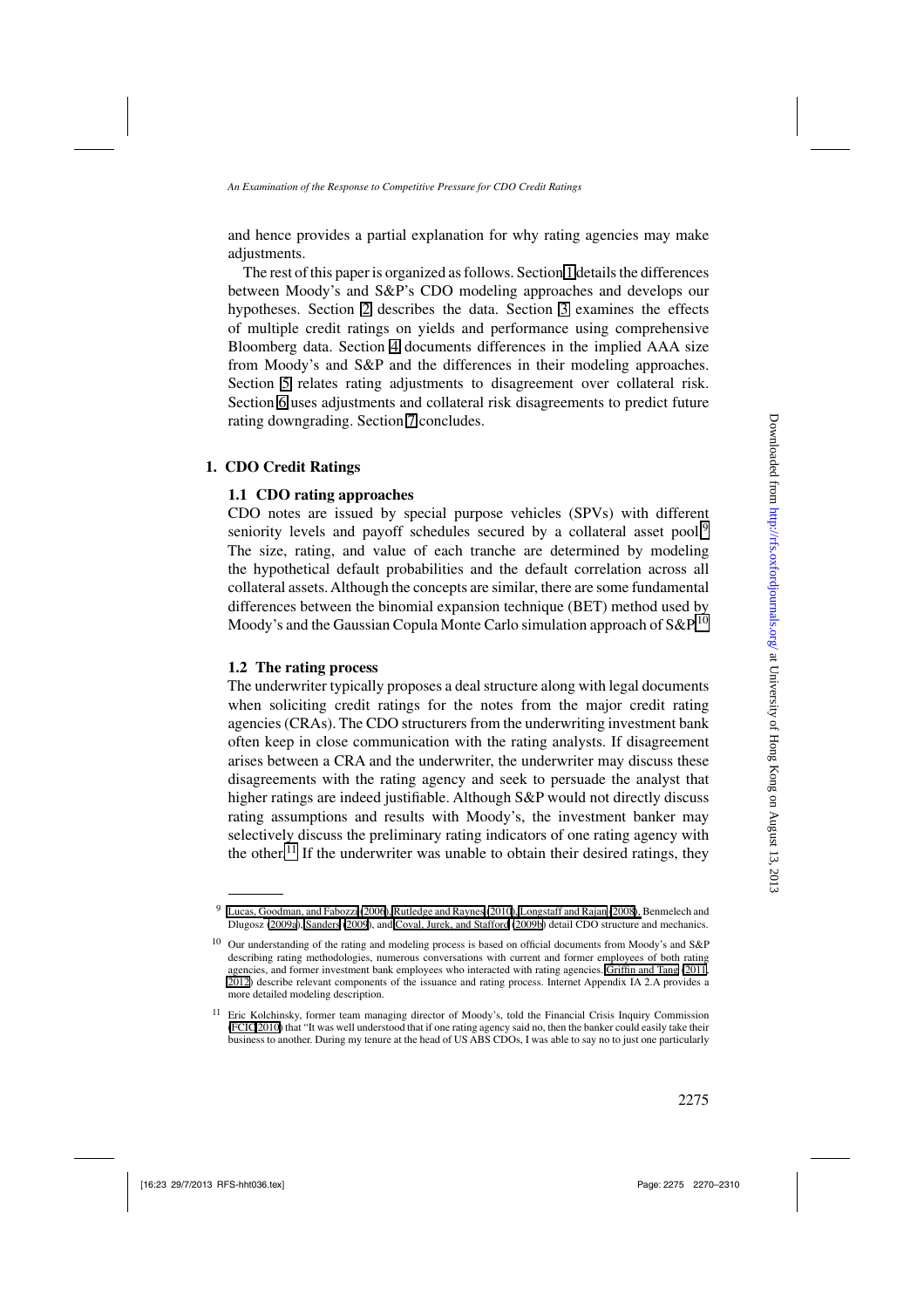and hence provides a partial explanation for why rating agencies may make adjustments.

The rest of this paper is organized as follows. Section 1 details the differences between Moody's and S&P's CDO modeling approaches and develops our hypotheses. Section 2 describes the data. Section 3 examines the effects of multiple credit ratings on yields and performance using comprehensive Bloomberg data. Section 4 documents differences in the implied AAA size from Moody's and S&P and the differences in their modeling approaches. Section 5 relates rating adjustments to disagreement over collateral risk. Section 6 uses adjustments and collateral risk disagreements to predict future rating downgrading. Section 7 concludes.

## 1. CDO Credit Ratings

### 1.1 CDO rating approaches

CDO notes are issued by special purpose vehicles (SPVs) with different seniority levels and payoff schedules secured by a collateral asset pool.[9] The size, rating, and value of each tranche are determined by modeling the hypothetical default probabilities and the default correlation across all collateral assets. Although the concepts are similar, there are some fundamental differences between the binomial expansion technique (BET) method used by Moody's and the Gaussian Copula Monte Carlo simulation approach of S&P.[10]

### 1.2 The rating process

The underwriter typically proposes a deal structure along with legal documents when soliciting credit ratings for the notes from the major credit rating agencies (CRAs). The CDO structurers from the underwriting investment bank often keep in close communication with the rating analysts. If disagreement arises between a CRA and the underwriter, the underwriter may discuss these disagreements with the rating agency and seek to persuade the analyst that higher ratings are indeed justifiable. Although S&P would not directly discuss rating assumptions and results with Moody's, the investment banker may selectively discuss the preliminary rating indicators of one rating agency with the other.[11] If the underwriter was unable to obtain their desired ratings, they

---

[9] Lucas, Goodman, and Fabozzi (2006), Rutledge and Raynes (2010), Longstaff and Rajan (2008), Benmelech and Dlugosz (2009a), Sanders (2009), and Coval, Jurek, and Stafford (2009b) detail CDO structure and mechanics.

[10] Our understanding of the rating and modeling process is based on official documents from Moody's and S&P describing rating methodologies, numerous conversations with current and former employees of both rating agencies, and former investment bank employees who interacted with rating agencies. Griffin and Tang (2011, 2012) describe relevant components of the issuance and rating process. Internet Appendix IA 2.A provides a more detailed modeling description.

[11] Eric Kolchinsky, former team managing director of Moody's, told the Financial Crisis Inquiry Commission (FCIC 2010) that "It was well understood that if one rating agency said no, then the banker could easily take their business to another. During my tenure at the head of US ABS CDOs, I was able to say no to just one particularly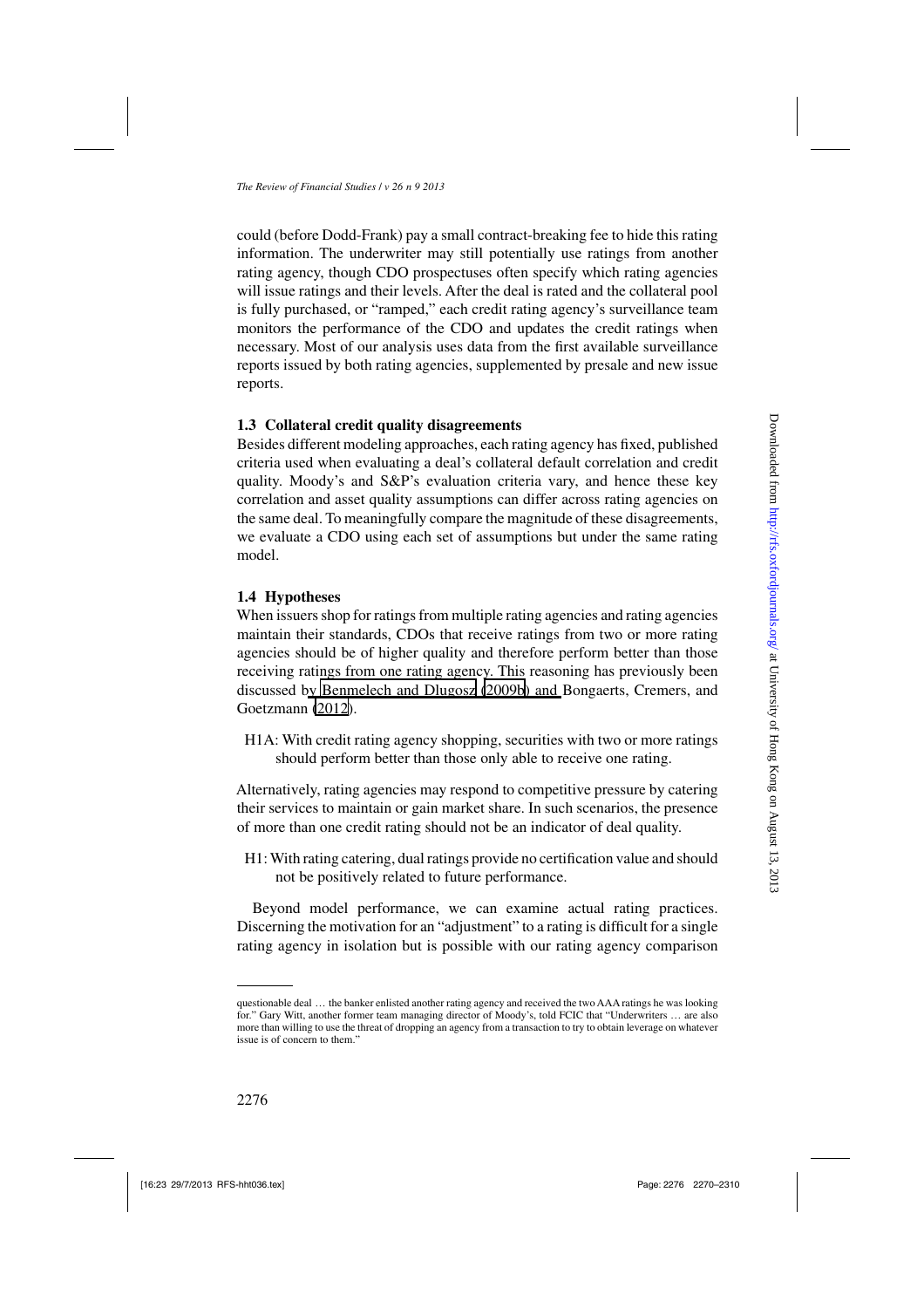could (before Dodd-Frank) pay a small contract-breaking fee to hide this rating information. The underwriter may still potentially use ratings from another rating agency, though CDO prospectuses often specify which rating agencies will issue ratings and their levels. After the deal is rated and the collateral pool is fully purchased, or "ramped," each credit rating agency's surveillance team monitors the performance of the CDO and updates the credit ratings when necessary. Most of our analysis uses data from the first available surveillance reports issued by both rating agencies, supplemented by presale and new issue reports.

### 1.3 Collateral credit quality disagreements

Besides different modeling approaches, each rating agency has fixed, published criteria used when evaluating a deal's collateral default correlation and credit quality. Moody's and S&P's evaluation criteria vary, and hence these key correlation and asset quality assumptions can differ across rating agencies on the same deal. To meaningfully compare the magnitude of these disagreements, we evaluate a CDO using each set of assumptions but under the same rating model.

### 1.4 Hypotheses

When issuers shop for ratings from multiple rating agencies and rating agencies maintain their standards, CDOs that receive ratings from two or more rating agencies should be of higher quality and therefore perform better than those receiving ratings from one rating agency. This reasoning has previously been discussed by Benmelech and Dlugosz (2009b) and Bongaerts, Cremers, and Goetzmann (2012).

> H1A: With credit rating agency shopping, securities with two or more ratings should perform better than those only able to receive one rating.

Alternatively, rating agencies may respond to competitive pressure by catering their services to maintain or gain market share. In such scenarios, the presence of more than one credit rating should not be an indicator of deal quality.

> H1: With rating catering, dual ratings provide no certification value and should not be positively related to future performance.

Beyond model performance, we can examine actual rating practices. Discerning the motivation for an "adjustment" to a rating is difficult for a single rating agency in isolation but is possible with our rating agency comparison

---

questionable deal … the banker enlisted another rating agency and received the two AAA ratings he was looking for." Gary Witt, another former team managing director of Moody's, told FCIC that "Underwriters … are also more than willing to use the threat of dropping an agency from a transaction to try to obtain leverage on whatever issue is of concern to them."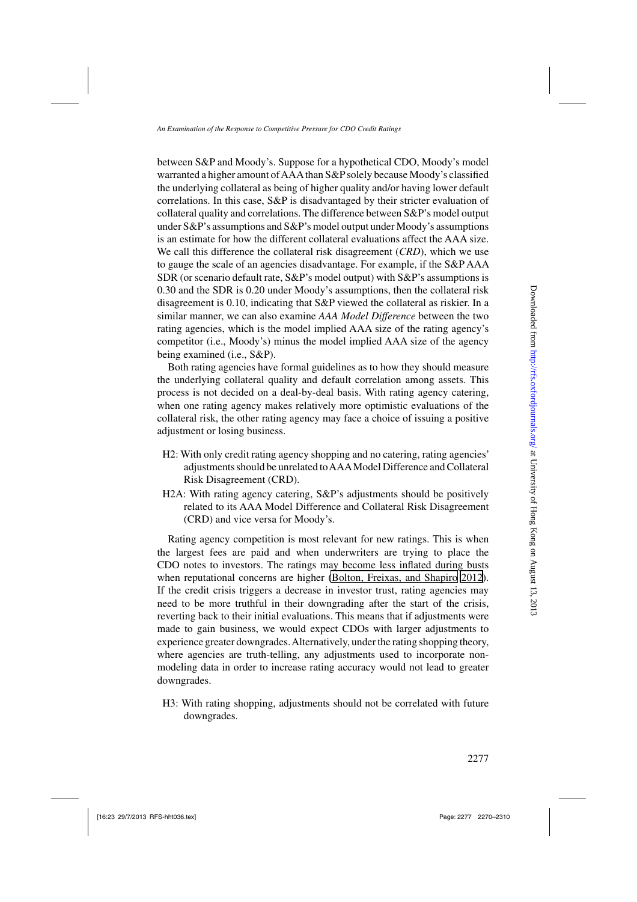between S&P and Moody's. Suppose for a hypothetical CDO, Moody's model warranted a higher amount of AAA than S&P solely because Moody's classified the underlying collateral as being of higher quality and/or having lower default correlations. In this case, S&P is disadvantaged by their stricter evaluation of collateral quality and correlations. The difference between S&P's model output under S&P's assumptions and S&P's model output under Moody's assumptions is an estimate for how the different collateral evaluations affect the AAA size. We call this difference the collateral risk disagreement (*CRD*), which we use to gauge the scale of an agencies disadvantage. For example, if the S&P AAA SDR (or scenario default rate, S&P's model output) with S&P's assumptions is 0.30 and the SDR is 0.20 under Moody's assumptions, then the collateral risk disagreement is 0.10, indicating that S&P viewed the collateral as riskier. In a similar manner, we can also examine *AAA Model Difference* between the two rating agencies, which is the model implied AAA size of the rating agency's competitor (i.e., Moody's) minus the model implied AAA size of the agency being examined (i.e., S&P).

Both rating agencies have formal guidelines as to how they should measure the underlying collateral quality and default correlation among assets. This process is not decided on a deal-by-deal basis. With rating agency catering, when one rating agency makes relatively more optimistic evaluations of the collateral risk, the other rating agency may face a choice of issuing a positive adjustment or losing business.

- H2: With only credit rating agency shopping and no catering, rating agencies' adjustments should be unrelated to AAA Model Difference and Collateral Risk Disagreement (CRD).
- H2A: With rating agency catering, S&P's adjustments should be positively related to its AAA Model Difference and Collateral Risk Disagreement (CRD) and vice versa for Moody's.

Rating agency competition is most relevant for new ratings. This is when the largest fees are paid and when underwriters are trying to place the CDO notes to investors. The ratings may become less inflated during busts when reputational concerns are higher (Bolton, Freixas, and Shapiro 2012). If the credit crisis triggers a decrease in investor trust, rating agencies may need to be more truthful in their downgrading after the start of the crisis, reverting back to their initial evaluations. This means that if adjustments were made to gain business, we would expect CDOs with larger adjustments to experience greater downgrades. Alternatively, under the rating shopping theory, where agencies are truth-telling, any adjustments used to incorporate non-modeling data in order to increase rating accuracy would not lead to greater downgrades.

- H3: With rating shopping, adjustments should not be correlated with future downgrades.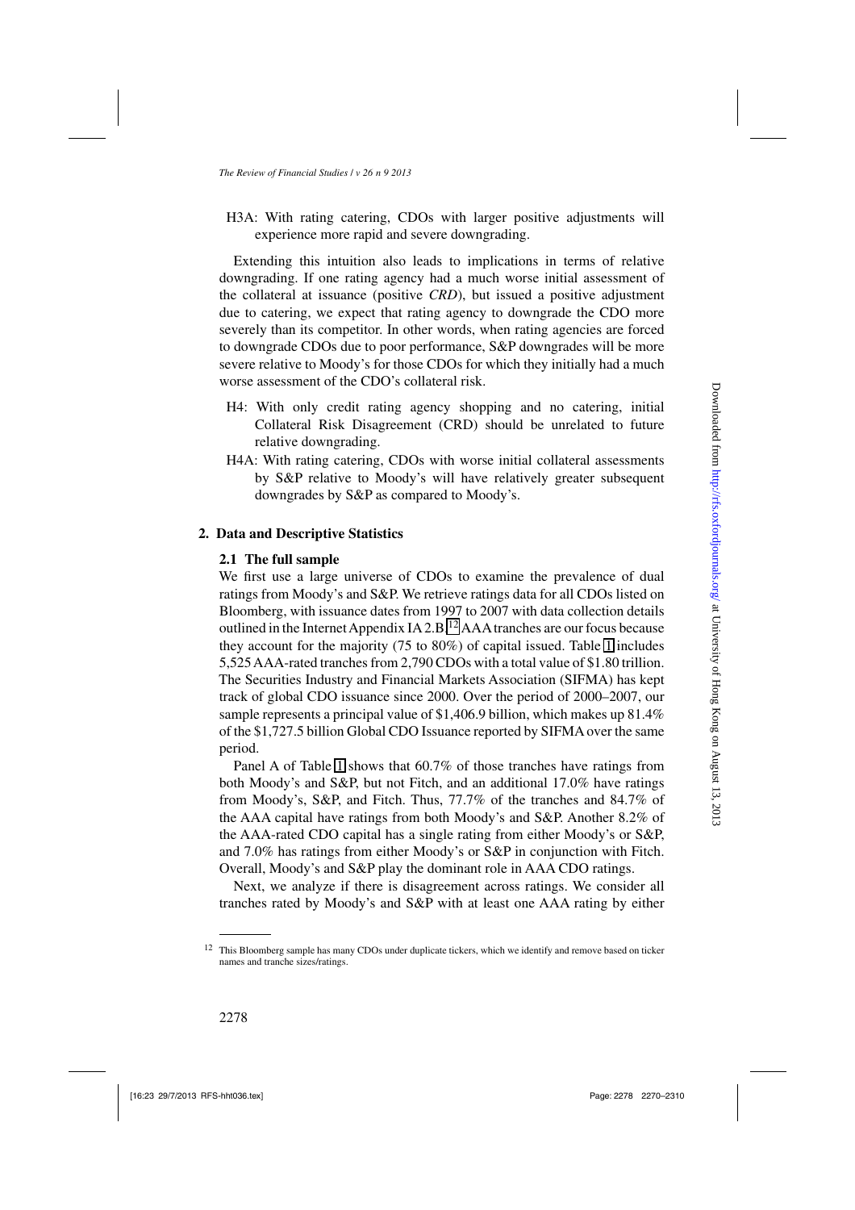H3A: With rating catering, CDOs with larger positive adjustments will experience more rapid and severe downgrading.

Extending this intuition also leads to implications in terms of relative downgrading. If one rating agency had a much worse initial assessment of the collateral at issuance (positive *CRD*), but issued a positive adjustment due to catering, we expect that rating agency to downgrade the CDO more severely than its competitor. In other words, when rating agencies are forced to downgrade CDOs due to poor performance, S&P downgrades will be more severe relative to Moody's for those CDOs for which they initially had a much worse assessment of the CDO's collateral risk.

H4: With only credit rating agency shopping and no catering, initial Collateral Risk Disagreement (CRD) should be unrelated to future relative downgrading.

H4A: With rating catering, CDOs with worse initial collateral assessments by S&P relative to Moody's will have relatively greater subsequent downgrades by S&P as compared to Moody's.

## 2. Data and Descriptive Statistics

### 2.1 The full sample

We first use a large universe of CDOs to examine the prevalence of dual ratings from Moody's and S&P. We retrieve ratings data for all CDOs listed on Bloomberg, with issuance dates from 1997 to 2007 with data collection details outlined in the Internet Appendix IA 2.B.[12] AAA tranches are our focus because they account for the majority (75 to 80%) of capital issued. Table 1 includes 5,525 AAA-rated tranches from 2,790 CDOs with a total value of $1.80 trillion. The Securities Industry and Financial Markets Association (SIFMA) has kept track of global CDO issuance since 2000. Over the period of 2000–2007, our sample represents a principal value of $1,406.9 billion, which makes up 81.4% of the $1,727.5 billion Global CDO Issuance reported by SIFMA over the same period.

Panel A of Table 1 shows that 60.7% of those tranches have ratings from both Moody's and S&P, but not Fitch, and an additional 17.0% have ratings from Moody's, S&P, and Fitch. Thus, 77.7% of the tranches and 84.7% of the AAA capital have ratings from both Moody's and S&P. Another 8.2% of the AAA-rated CDO capital has a single rating from either Moody's or S&P, and 7.0% has ratings from either Moody's or S&P in conjunction with Fitch. Overall, Moody's and S&P play the dominant role in AAA CDO ratings.

Next, we analyze if there is disagreement across ratings. We consider all tranches rated by Moody's and S&P with at least one AAA rating by either

[12] This Bloomberg sample has many CDOs under duplicate tickers, which we identify and remove based on ticker names and tranche sizes/ratings.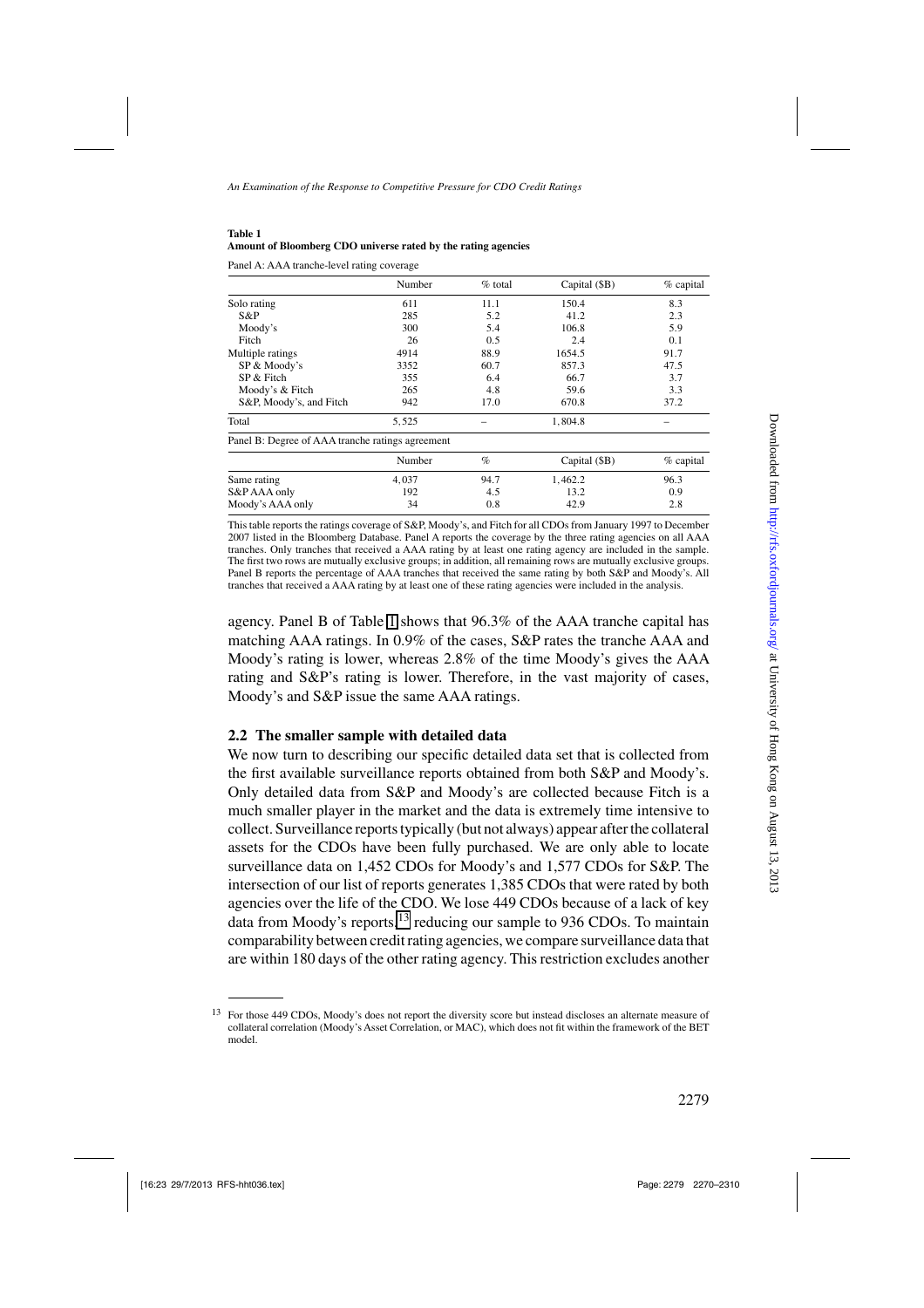**Table 1**
**Amount of Bloomberg CDO universe rated by the rating agencies**

Panel A: AAA tranche-level rating coverage

| | Number | % total | Capital ($B) | % capital |
|---|---|---|---|---|
| Solo rating | 611 | 11.1 | 150.4 | 8.3 |
| S&P | 285 | 5.2 | 41.2 | 2.3 |
| Moody's | 300 | 5.4 | 106.8 | 5.9 |
| Fitch | 26 | 0.5 | 2.4 | 0.1 |
| Multiple ratings | 4914 | 88.9 | 1654.5 | 91.7 |
| SP & Moody's | 3352 | 60.7 | 857.3 | 47.5 |
| SP & Fitch | 355 | 6.4 | 66.7 | 3.7 |
| Moody's & Fitch | 265 | 4.8 | 59.6 | 3.3 |
| S&P, Moody's, and Fitch | 942 | 17.0 | 670.8 | 37.2 |
| Total | 5,525 | – | 1,804.8 | – |

Panel B: Degree of AAA tranche ratings agreement

| | Number | % | Capital ($B) | % capital |
|---|---|---|---|---|
| Same rating | 4,037 | 94.7 | 1,462.2 | 96.3 |
| S&P AAA only | 192 | 4.5 | 13.2 | 0.9 |
| Moody's AAA only | 34 | 0.8 | 42.9 | 2.8 |

This table reports the ratings coverage of S&P, Moody's, and Fitch for all CDOs from January 1997 to December 2007 listed in the Bloomberg Database. Panel A reports the coverage by the three rating agencies on all AAA tranches. Only tranches that received a AAA rating by at least one rating agency are included in the sample. The first two rows are mutually exclusive groups; in addition, all remaining rows are mutually exclusive groups. Panel B reports the percentage of AAA tranches that received the same rating by both S&P and Moody's. All tranches that received a AAA rating by at least one of these rating agencies were included in the analysis.

agency. Panel B of Table 1 shows that 96.3% of the AAA tranche capital has matching AAA ratings. In 0.9% of the cases, S&P rates the tranche AAA and Moody's rating is lower, whereas 2.8% of the time Moody's gives the AAA rating and S&P's rating is lower. Therefore, in the vast majority of cases, Moody's and S&P issue the same AAA ratings.

### 2.2 The smaller sample with detailed data

We now turn to describing our specific detailed data set that is collected from the first available surveillance reports obtained from both S&P and Moody's. Only detailed data from S&P and Moody's are collected because Fitch is a much smaller player in the market and the data is extremely time intensive to collect. Surveillance reports typically (but not always) appear after the collateral assets for the CDOs have been fully purchased. We are only able to locate surveillance data on 1,452 CDOs for Moody's and 1,577 CDOs for S&P. The intersection of our list of reports generates 1,385 CDOs that were rated by both agencies over the life of the CDO. We lose 449 CDOs because of a lack of key data from Moody's reports,[13] reducing our sample to 936 CDOs. To maintain comparability between credit rating agencies, we compare surveillance data that are within 180 days of the other rating agency. This restriction excludes another

[13] For those 449 CDOs, Moody's does not report the diversity score but instead discloses an alternate measure of collateral correlation (Moody's Asset Correlation, or MAC), which does not fit within the framework of the BET model.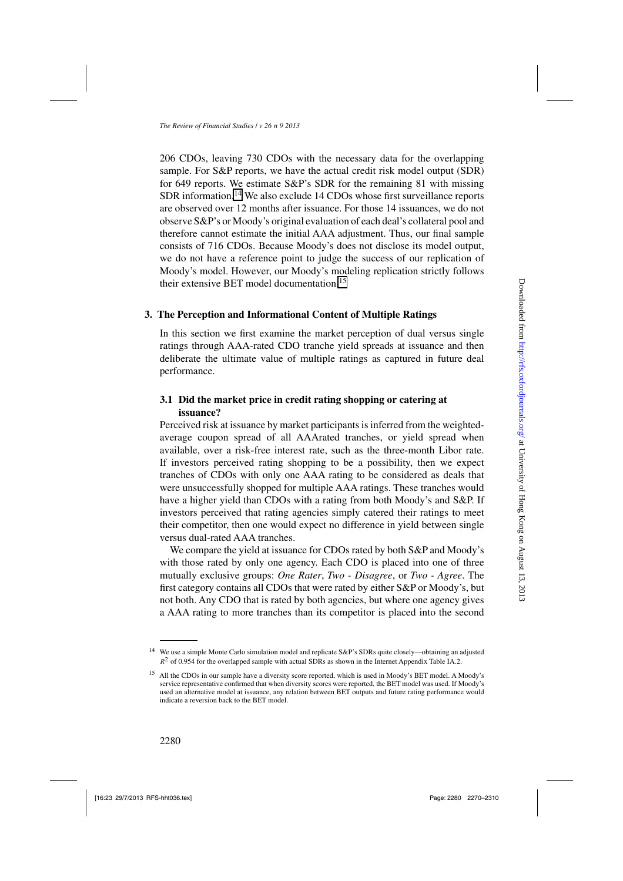206 CDOs, leaving 730 CDOs with the necessary data for the overlapping sample. For S&P reports, we have the actual credit risk model output (SDR) for 649 reports. We estimate S&P's SDR for the remaining 81 with missing SDR information.[14] We also exclude 14 CDOs whose first surveillance reports are observed over 12 months after issuance. For those 14 issuances, we do not observe S&P's or Moody's original evaluation of each deal's collateral pool and therefore cannot estimate the initial AAA adjustment. Thus, our final sample consists of 716 CDOs. Because Moody's does not disclose its model output, we do not have a reference point to judge the success of our replication of Moody's model. However, our Moody's modeling replication strictly follows their extensive BET model documentation.[15]

## 3. The Perception and Informational Content of Multiple Ratings

In this section we first examine the market perception of dual versus single ratings through AAA-rated CDO tranche yield spreads at issuance and then deliberate the ultimate value of multiple ratings as captured in future deal performance.

### 3.1 Did the market price in credit rating shopping or catering at issuance?

Perceived risk at issuance by market participants is inferred from the weighted-average coupon spread of all AAArated tranches, or yield spread when available, over a risk-free interest rate, such as the three-month Libor rate. If investors perceived rating shopping to be a possibility, then we expect tranches of CDOs with only one AAA rating to be considered as deals that were unsuccessfully shopped for multiple AAA ratings. These tranches would have a higher yield than CDOs with a rating from both Moody's and S&P. If investors perceived that rating agencies simply catered their ratings to meet their competitor, then one would expect no difference in yield between single versus dual-rated AAA tranches.

We compare the yield at issuance for CDOs rated by both S&P and Moody's with those rated by only one agency. Each CDO is placed into one of three mutually exclusive groups: *One Rater*, *Two - Disagree*, or *Two - Agree*. The first category contains all CDOs that were rated by either S&P or Moody's, but not both. Any CDO that is rated by both agencies, but where one agency gives a AAA rating to more tranches than its competitor is placed into the second

[14] We use a simple Monte Carlo simulation model and replicate S&P's SDRs quite closely—obtaining an adjusted $R^2$ of 0.954 for the overlapped sample with actual SDRs as shown in the Internet Appendix Table IA.2.

[15] All the CDOs in our sample have a diversity score reported, which is used in Moody's BET model. A Moody's service representative confirmed that when diversity scores were reported, the BET model was used. If Moody's used an alternative model at issuance, any relation between BET outputs and future rating performance would indicate a reversion back to the BET model.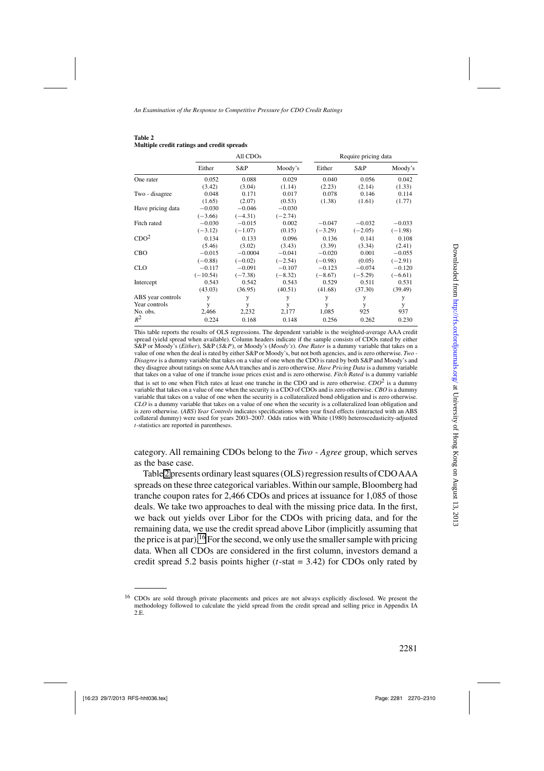**Table 2**
**Multiple credit ratings and credit spreads**

| | All CDOs | | | Require pricing data | | |
|---|---|---|---|---|---|---|
| | Either | S&P | Moody's | Either | S&P | Moody's |
| One rater | 0.052 | 0.088 | 0.029 | 0.040 | 0.056 | 0.042 |
| | (3.42) | (3.04) | (1.14) | (2.23) | (2.14) | (1.33) |
| Two - disagree | 0.048 | 0.171 | 0.017 | 0.078 | 0.146 | 0.114 |
| | (1.65) | (2.07) | (0.53) | (1.38) | (1.61) | (1.77) |
| Have pricing data | −0.030 | −0.046 | −0.030 | | | |
| | (−3.66) | (−4.31) | (−2.74) | | | |
| Fitch rated | −0.030 | −0.015 | 0.002 | −0.047 | −0.032 | −0.033 |
| | (−3.12) | (−1.07) | (0.15) | (−3.29) | (−2.05) | (−1.98) |
| $CDO^2$ | 0.134 | 0.133 | 0.096 | 0.136 | 0.141 | 0.108 |
| | (5.46) | (3.02) | (3.43) | (3.39) | (3.34) | (2.41) |
| CBO | −0.015 | −0.0004 | −0.041 | −0.020 | 0.001 | −0.055 |
| | (−0.88) | (−0.02) | (−2.54) | (−0.98) | (0.05) | (−2.91) |
| CLO | −0.117 | −0.091 | −0.107 | −0.123 | −0.074 | −0.120 |
| | (−10.54) | (−7.38) | (−8.32) | (−8.67) | (−5.29) | (−6.61) |
| Intercept | 0.543 | 0.542 | 0.543 | 0.529 | 0.511 | 0.531 |
| | (43.03) | (36.95) | (40.51) | (41.68) | (37.30) | (39.49) |
| ABS year controls | y | y | y | y | y | y |
| Year controls | y | y | y | y | y | y |
| No. obs. | 2,466 | 2,232 | 2,177 | 1,085 | 925 | 937 |
| $R^2$ | 0.224 | 0.168 | 0.148 | 0.256 | 0.262 | 0.230 |

This table reports the results of OLS regressions. The dependent variable is the weighted-average AAA credit spread (yield spread when available). Column headers indicate if the sample consists of CDOs rated by either S&P or Moody's (*Either*), S&P (*S&P*), or Moody's (*Moody's*). *One Rater* is a dummy variable that takes on a value of one when the deal is rated by either S&P or Moody's, but not both agencies, and is zero otherwise. *Two - Disagree* is a dummy variable that takes on a value of one when the CDO is rated by both S&P and Moody's and they disagree about ratings on some AAA tranches and is zero otherwise. *Have Pricing Data* is a dummy variable that takes on a value of one if tranche issue prices exist and is zero otherwise. *Fitch Rated* is a dummy variable that is set to one when Fitch rates at least one tranche in the CDO and is zero otherwise. $CDO^2$ is a dummy variable that takes on a value of one when the security is a CDO of CDOs and is zero otherwise. *CBO* is a dummy variable that takes on a value of one when the security is a collateralized bond obligation and is zero otherwise. *CLO* is a dummy variable that takes on a value of one when the security is a collateralized loan obligation and is zero otherwise. (*ABS*) *Year Controls* indicates specifications when year fixed effects (interacted with an ABS collateral dummy) were used for years 2003–2007. Odds ratios with White (1980) heteroscedasticity-adjusted *t*-statistics are reported in parentheses.

category. All remaining CDOs belong to the *Two - Agree* group, which serves as the base case.

Table 2 presents ordinary least squares (OLS) regression results of CDO AAA spreads on these three categorical variables. Within our sample, Bloomberg had tranche coupon rates for 2,466 CDOs and prices at issuance for 1,085 of those deals. We take two approaches to deal with the missing price data. In the first, we back out yields over Libor for the CDOs with pricing data, and for the remaining data, we use the credit spread above Libor (implicitly assuming that the price is at par).[16] For the second, we only use the smaller sample with pricing data. When all CDOs are considered in the first column, investors demand a credit spread 5.2 basis points higher ($t$-stat = 3.42) for CDOs only rated by

[16] CDOs are sold through private placements and prices are not always explicitly disclosed. We present the methodology followed to calculate the yield spread from the credit spread and selling price in Appendix IA 2.E.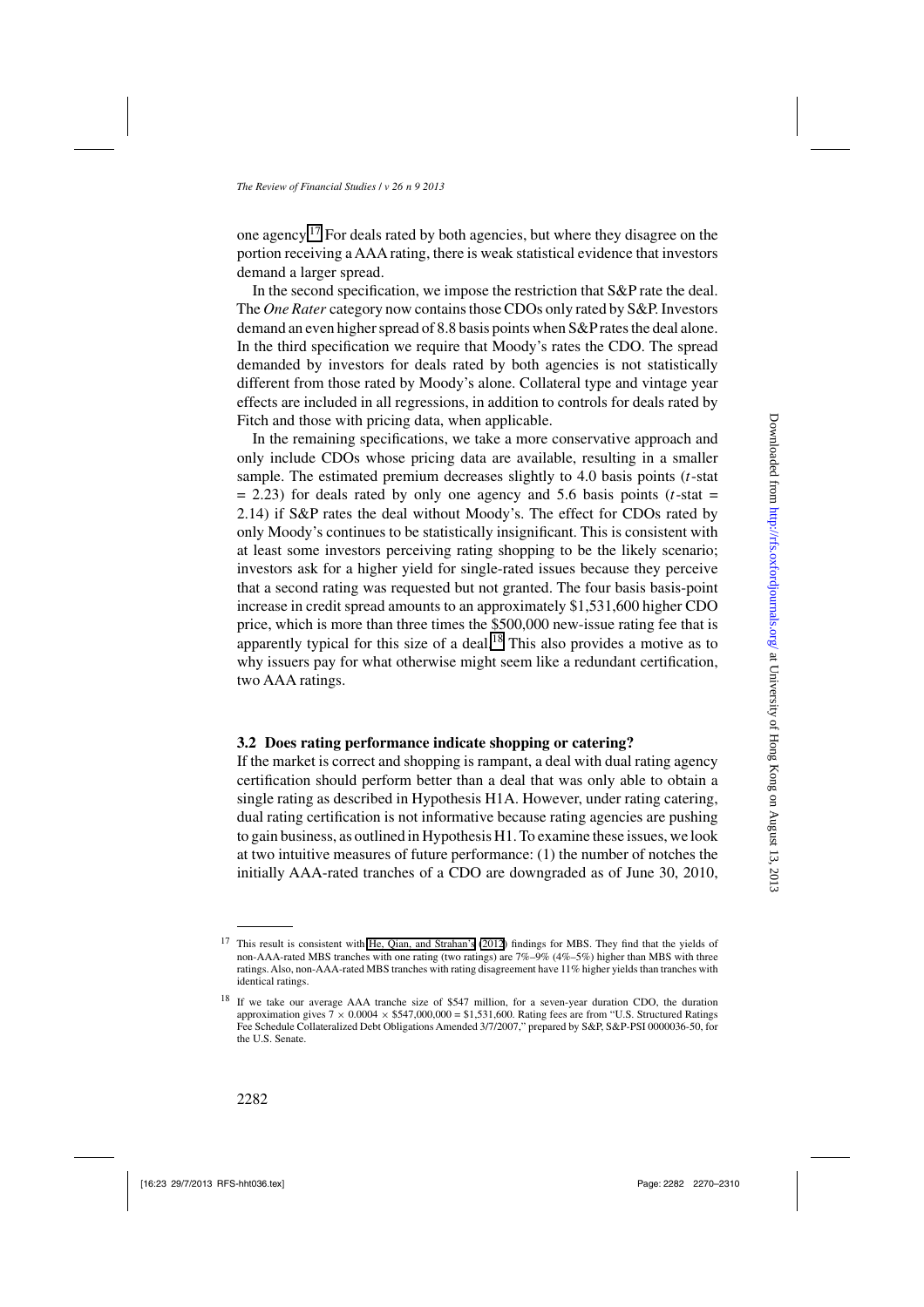one agency.[17] For deals rated by both agencies, but where they disagree on the portion receiving a AAA rating, there is weak statistical evidence that investors demand a larger spread.

In the second specification, we impose the restriction that S&P rate the deal. The *One Rater* category now contains those CDOs only rated by S&P. Investors demand an even higher spread of 8.8 basis points when S&P rates the deal alone. In the third specification we require that Moody's rates the CDO. The spread demanded by investors for deals rated by both agencies is not statistically different from those rated by Moody's alone. Collateral type and vintage year effects are included in all regressions, in addition to controls for deals rated by Fitch and those with pricing data, when applicable.

In the remaining specifications, we take a more conservative approach and only include CDOs whose pricing data are available, resulting in a smaller sample. The estimated premium decreases slightly to 4.0 basis points ($t$-stat = 2.23) for deals rated by only one agency and 5.6 basis points ($t$-stat = 2.14) if S&P rates the deal without Moody's. The effect for CDOs rated by only Moody's continues to be statistically insignificant. This is consistent with at least some investors perceiving rating shopping to be the likely scenario; investors ask for a higher yield for single-rated issues because they perceive that a second rating was requested but not granted. The four basis basis-point increase in credit spread amounts to an approximately $1,531,600 higher CDO price, which is more than three times the $500,000 new-issue rating fee that is apparently typical for this size of a deal.[18] This also provides a motive as to why issuers pay for what otherwise might seem like a redundant certification, two AAA ratings.

### 3.2 Does rating performance indicate shopping or catering?

If the market is correct and shopping is rampant, a deal with dual rating agency certification should perform better than a deal that was only able to obtain a single rating as described in Hypothesis H1A. However, under rating catering, dual rating certification is not informative because rating agencies are pushing to gain business, as outlined in Hypothesis H1. To examine these issues, we look at two intuitive measures of future performance: (1) the number of notches the initially AAA-rated tranches of a CDO are downgraded as of June 30, 2010,

---

[17] This result is consistent with He, Qian, and Strahan's (2012) findings for MBS. They find that the yields of non-AAA-rated MBS tranches with one rating (two ratings) are 7%–9% (4%–5%) higher than MBS with three ratings. Also, non-AAA-rated MBS tranches with rating disagreement have 11% higher yields than tranches with identical ratings.

[18] If we take our average AAA tranche size of $547 million, for a seven-year duration CDO, the duration approximation gives $7 \times 0.0004 \times \$547{,}000{,}000 = \$1{,}531{,}600$. Rating fees are from "U.S. Structured Ratings Fee Schedule Collateralized Debt Obligations Amended 3/7/2007," prepared by S&P, S&P-PSI 0000036-50, for the U.S. Senate.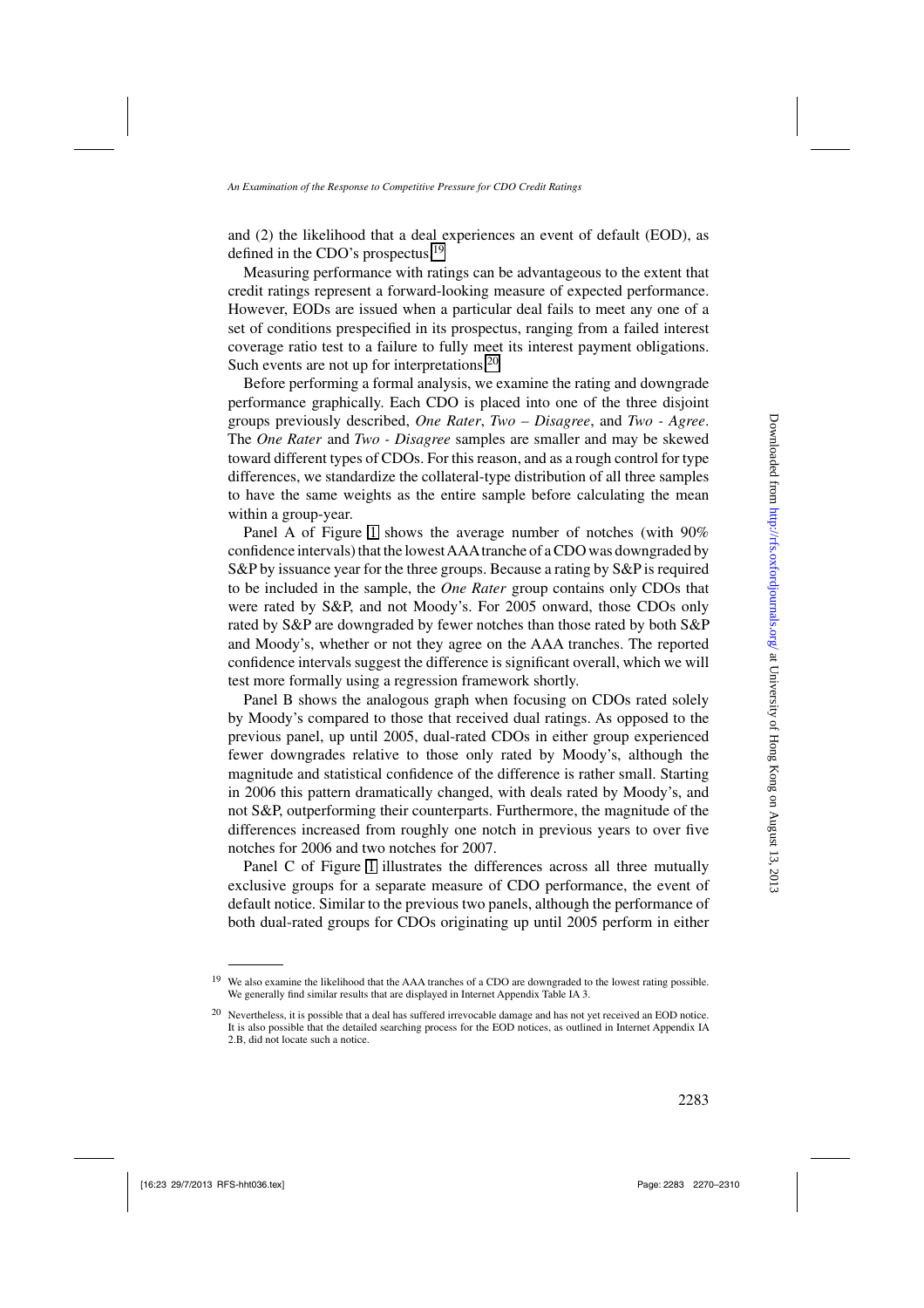and (2) the likelihood that a deal experiences an event of default (EOD), as defined in the CDO's prospectus.[19]

Measuring performance with ratings can be advantageous to the extent that credit ratings represent a forward-looking measure of expected performance. However, EODs are issued when a particular deal fails to meet any one of a set of conditions prespecified in its prospectus, ranging from a failed interest coverage ratio test to a failure to fully meet its interest payment obligations. Such events are not up for interpretations.[20]

Before performing a formal analysis, we examine the rating and downgrade performance graphically. Each CDO is placed into one of the three disjoint groups previously described, *One Rater*, *Two – Disagree*, and *Two - Agree*. The *One Rater* and *Two - Disagree* samples are smaller and may be skewed toward different types of CDOs. For this reason, and as a rough control for type differences, we standardize the collateral-type distribution of all three samples to have the same weights as the entire sample before calculating the mean within a group-year.

Panel A of Figure 1 shows the average number of notches (with 90% confidence intervals) that the lowest AAA tranche of a CDO was downgraded by S&P by issuance year for the three groups. Because a rating by S&P is required to be included in the sample, the *One Rater* group contains only CDOs that were rated by S&P, and not Moody's. For 2005 onward, those CDOs only rated by S&P are downgraded by fewer notches than those rated by both S&P and Moody's, whether or not they agree on the AAA tranches. The reported confidence intervals suggest the difference is significant overall, which we will test more formally using a regression framework shortly.

Panel B shows the analogous graph when focusing on CDOs rated solely by Moody's compared to those that received dual ratings. As opposed to the previous panel, up until 2005, dual-rated CDOs in either group experienced fewer downgrades relative to those only rated by Moody's, although the magnitude and statistical confidence of the difference is rather small. Starting in 2006 this pattern dramatically changed, with deals rated by Moody's, and not S&P, outperforming their counterparts. Furthermore, the magnitude of the differences increased from roughly one notch in previous years to over five notches for 2006 and two notches for 2007.

Panel C of Figure 1 illustrates the differences across all three mutually exclusive groups for a separate measure of CDO performance, the event of default notice. Similar to the previous two panels, although the performance of both dual-rated groups for CDOs originating up until 2005 perform in either

[19] We also examine the likelihood that the AAA tranches of a CDO are downgraded to the lowest rating possible. We generally find similar results that are displayed in Internet Appendix Table IA 3.

[20] Nevertheless, it is possible that a deal has suffered irrevocable damage and has not yet received an EOD notice. It is also possible that the detailed searching process for the EOD notices, as outlined in Internet Appendix IA 2.B, did not locate such a notice.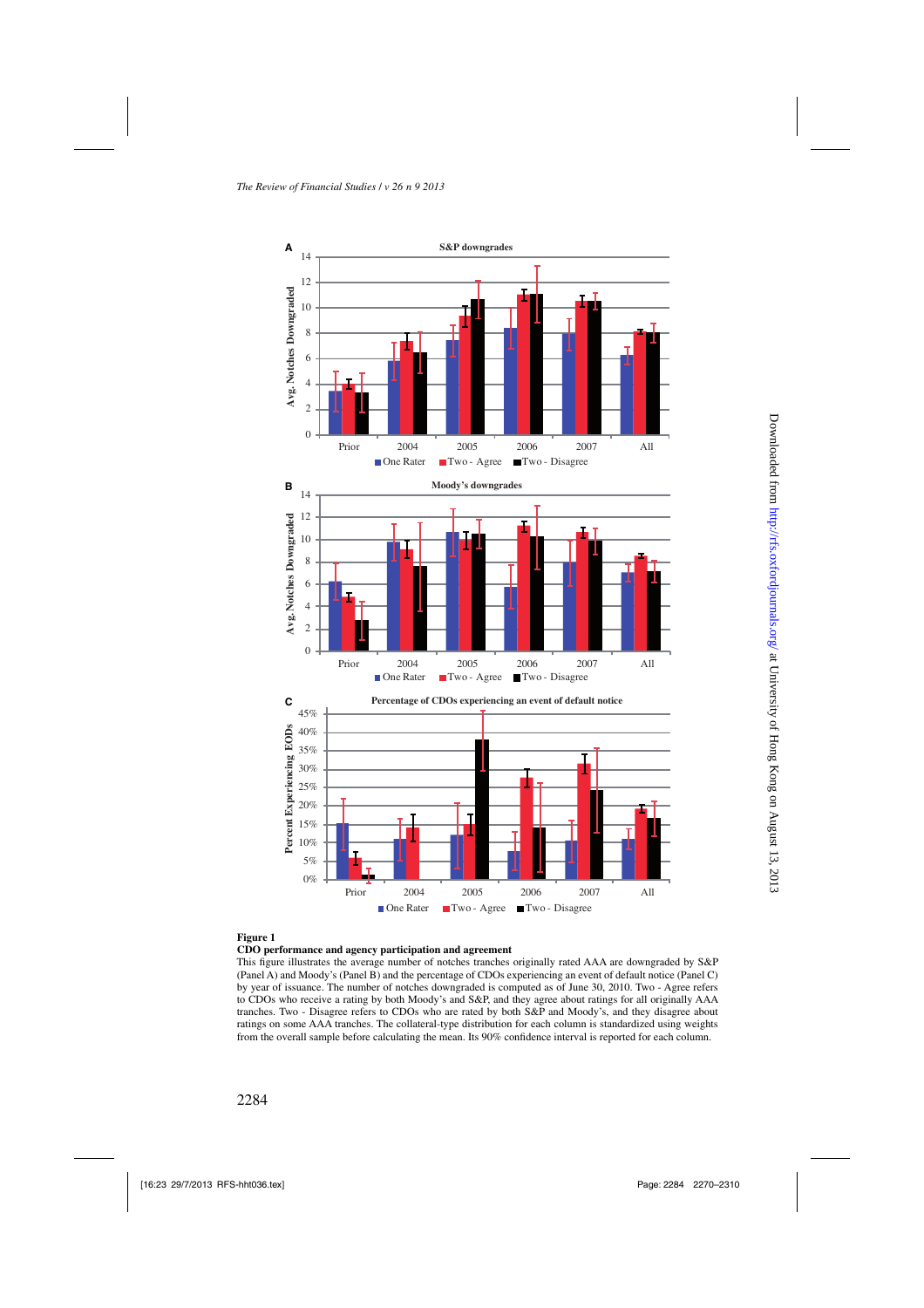**Figure 1**

**CDO performance and agency participation and agreement**

This figure illustrates the average number of notches tranches originally rated AAA are downgraded by S&P (Panel A) and Moody's (Panel B) and the percentage of CDOs experiencing an event of default notice (Panel C) by year of issuance. The number of notches downgraded is computed as of June 30, 2010. Two - Agree refers to CDOs who receive a rating by both Moody's and S&P, and they agree about ratings for all originally AAA tranches. Two - Disagree refers to CDOs who are rated by both S&P and Moody's, and they disagree about ratings on some AAA tranches. The collateral-type distribution for each column is standardized using weights from the overall sample before calculating the mean. Its 90% confidence interval is reported for each column.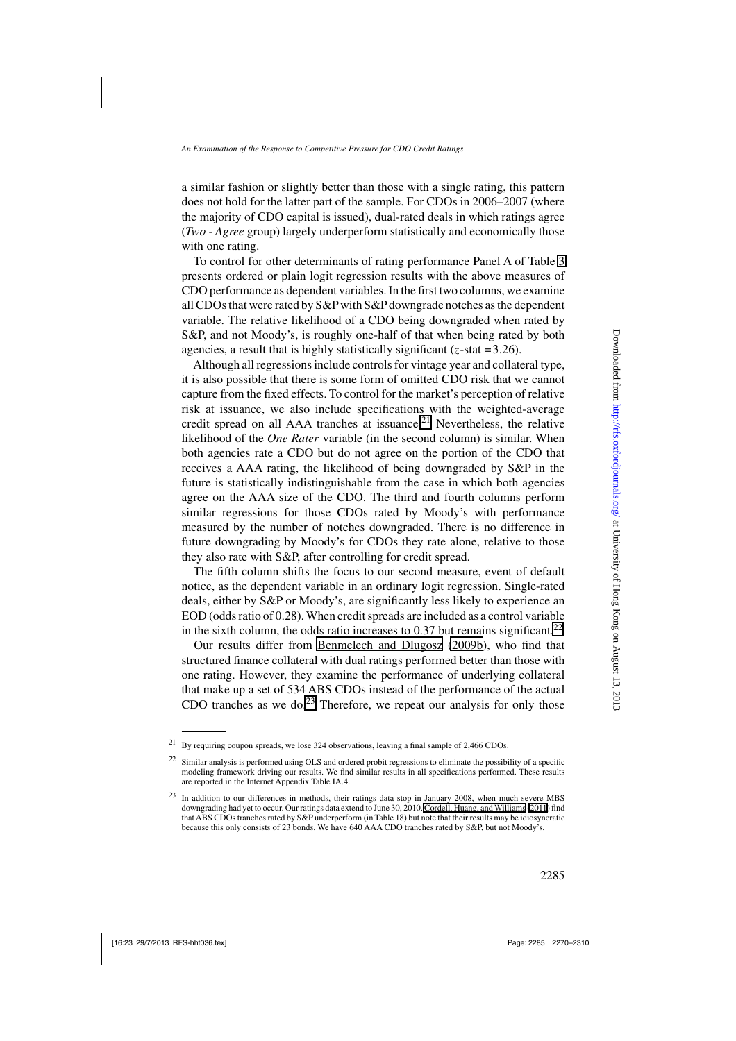a similar fashion or slightly better than those with a single rating, this pattern does not hold for the latter part of the sample. For CDOs in 2006–2007 (where the majority of CDO capital is issued), dual-rated deals in which ratings agree (*Two - Agree* group) largely underperform statistically and economically those with one rating.

To control for other determinants of rating performance Panel A of Table 3 presents ordered or plain logit regression results with the above measures of CDO performance as dependent variables. In the first two columns, we examine all CDOs that were rated by S&P with S&P downgrade notches as the dependent variable. The relative likelihood of a CDO being downgraded when rated by S&P, and not Moody's, is roughly one-half of that when being rated by both agencies, a result that is highly statistically significant ($z$-stat $=3.26$).

Although all regressions include controls for vintage year and collateral type, it is also possible that there is some form of omitted CDO risk that we cannot capture from the fixed effects. To control for the market's perception of relative risk at issuance, we also include specifications with the weighted-average credit spread on all AAA tranches at issuance.[21] Nevertheless, the relative likelihood of the *One Rater* variable (in the second column) is similar. When both agencies rate a CDO but do not agree on the portion of the CDO that receives a AAA rating, the likelihood of being downgraded by S&P in the future is statistically indistinguishable from the case in which both agencies agree on the AAA size of the CDO. The third and fourth columns perform similar regressions for those CDOs rated by Moody's with performance measured by the number of notches downgraded. There is no difference in future downgrading by Moody's for CDOs they rate alone, relative to those they also rate with S&P, after controlling for credit spread.

The fifth column shifts the focus to our second measure, event of default notice, as the dependent variable in an ordinary logit regression. Single-rated deals, either by S&P or Moody's, are significantly less likely to experience an EOD (odds ratio of 0.28). When credit spreads are included as a control variable in the sixth column, the odds ratio increases to 0.37 but remains significant.[22]

Our results differ from Benmelech and Dlugosz (2009b), who find that structured finance collateral with dual ratings performed better than those with one rating. However, they examine the performance of underlying collateral that make up a set of 534 ABS CDOs instead of the performance of the actual CDO tranches as we do.[23] Therefore, we repeat our analysis for only those

---

[21] By requiring coupon spreads, we lose 324 observations, leaving a final sample of 2,466 CDOs.

[22] Similar analysis is performed using OLS and ordered probit regressions to eliminate the possibility of a specific modeling framework driving our results. We find similar results in all specifications performed. These results are reported in the Internet Appendix Table IA.4.

[23] In addition to our differences in methods, their ratings data stop in January 2008, when much severe MBS downgrading had yet to occur. Our ratings data extend to June 30, 2010. Cordell, Huang, and Williams (2011) find that ABS CDOs tranches rated by S&P underperform (in Table 18) but note that their results may be idiosyncratic because this only consists of 23 bonds. We have 640 AAA CDO tranches rated by S&P, but not Moody's.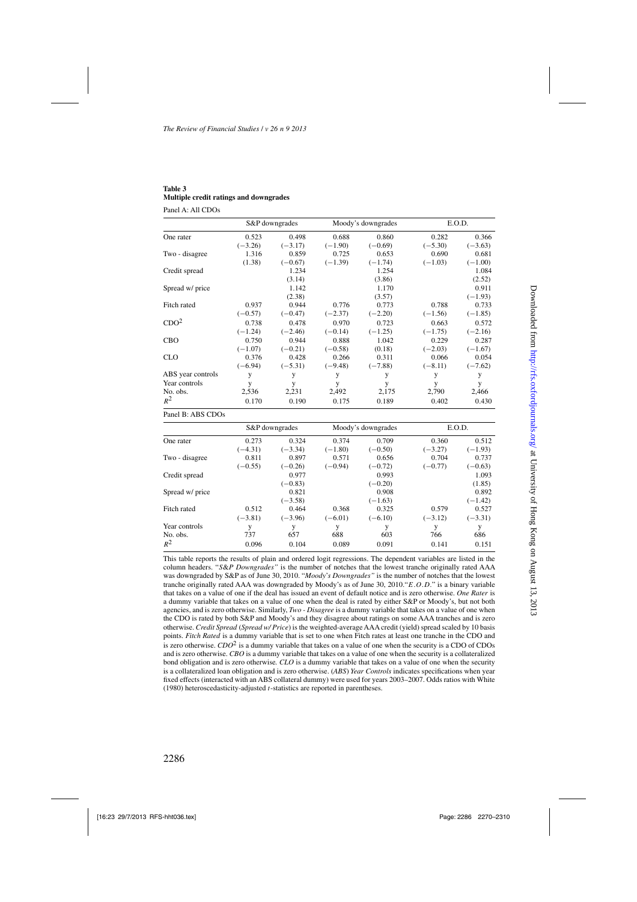**Table 3**
**Multiple credit ratings and downgrades**

Panel A: All CDOs

| | S&P downgrades | | Moody's downgrades | | E.O.D. | |
|---|---|---|---|---|---|---|
| One rater | 0.523 | 0.498 | 0.688 | 0.860 | 0.282 | 0.366 |
| | (−3.26) | (−3.17) | (−1.90) | (−0.69) | (−5.30) | (−3.63) |
| Two - disagree | 1.316 | 0.859 | 0.725 | 0.653 | 0.690 | 0.681 |
| | (1.38) | (−0.67) | (−1.39) | (−1.74) | (−1.03) | (−1.00) |
| Credit spread | | 1.234 | | 1.254 | | 1.084 |
| | | (3.14) | | (3.86) | | (2.52) |
| Spread w/ price | | 1.142 | | 1.170 | | 0.911 |
| | | (2.38) | | (3.57) | | (−1.93) |
| Fitch rated | 0.937 | 0.944 | 0.776 | 0.773 | 0.788 | 0.733 |
| | (−0.57) | (−0.47) | (−2.37) | (−2.20) | (−1.56) | (−1.85) |
| $CDO^2$ | 0.738 | 0.478 | 0.970 | 0.723 | 0.663 | 0.572 |
| | (−1.24) | (−2.46) | (−0.14) | (−1.25) | (−1.75) | (−2.16) |
| CBO | 0.750 | 0.944 | 0.888 | 1.042 | 0.229 | 0.287 |
| | (−1.07) | (−0.21) | (−0.58) | (0.18) | (−2.03) | (−1.67) |
| CLO | 0.376 | 0.428 | 0.266 | 0.311 | 0.066 | 0.054 |
| | (−6.94) | (−5.31) | (−9.48) | (−7.88) | (−8.11) | (−7.62) |
| ABS year controls | y | y | y | y | y | y |
| Year controls | y | y | y | y | y | y |
| No. obs. | 2,536 | 2,231 | 2,492 | 2,175 | 2,790 | 2,466 |
| $R^2$ | 0.170 | 0.190 | 0.175 | 0.189 | 0.402 | 0.430 |

Panel B: ABS CDOs

| | S&P downgrades | | Moody's downgrades | | E.O.D. | |
|---|---|---|---|---|---|---|
| One rater | 0.273 | 0.324 | 0.374 | 0.709 | 0.360 | 0.512 |
| | (−4.31) | (−3.34) | (−1.80) | (−0.50) | (−3.27) | (−1.93) |
| Two - disagree | 0.811 | 0.897 | 0.571 | 0.656 | 0.704 | 0.737 |
| | (−0.55) | (−0.26) | (−0.94) | (−0.72) | (−0.77) | (−0.63) |
| Credit spread | | 0.977 | | 0.993 | | 1.093 |
| | | (−0.83) | | (−0.20) | | (1.85) |
| Spread w/ price | | 0.821 | | 0.908 | | 0.892 |
| | | (−3.58) | | (−1.63) | | (−1.42) |
| Fitch rated | 0.512 | 0.464 | 0.368 | 0.325 | 0.579 | 0.527 |
| | (−3.81) | (−3.96) | (−6.01) | (−6.10) | (−3.12) | (−3.31) |
| Year controls | y | y | y | y | y | y |
| No. obs. | 737 | 657 | 688 | 603 | 766 | 686 |
| $R^2$ | 0.096 | 0.104 | 0.089 | 0.091 | 0.141 | 0.151 |

This table reports the results of plain and ordered logit regressions. The dependent variables are listed in the column headers. "*S&P Downgrades*" is the number of notches that the lowest tranche originally rated AAA was downgraded by S&P as of June 30, 2010. "*Moody's Downgrades*" is the number of notches that the lowest tranche originally rated AAA was downgraded by Moody's as of June 30, 2010."*E.O.D.*" is a binary variable that takes on a value of one if the deal has issued an event of default notice and is zero otherwise. *One Rater* is a dummy variable that takes on a value of one when the deal is rated by either S&P or Moody's, but not both agencies, and is zero otherwise. Similarly, *Two - Disagree* is a dummy variable that takes on a value of one when the CDO is rated by both S&P and Moody's and they disagree about ratings on some AAA tranches and is zero otherwise. *Credit Spread* (*Spread w/ Price*) is the weighted-average AAA credit (yield) spread scaled by 10 basis points. *Fitch Rated* is a dummy variable that is set to one when Fitch rates at least one tranche in the CDO and is zero otherwise. $CDO^2$ is a dummy variable that takes on a value of one when the security is a CDO of CDOs and is zero otherwise. *CBO* is a dummy variable that takes on a value of one when the security is a collateralized bond obligation and is zero otherwise. *CLO* is a dummy variable that takes on a value of one when the security is a collateralized loan obligation and is zero otherwise. (*ABS*) *Year Controls* indicates specifications when year fixed effects (interacted with an ABS collateral dummy) were used for years 2003–2007. Odds ratios with White (1980) heteroscedasticity-adjusted $t$-statistics are reported in parentheses.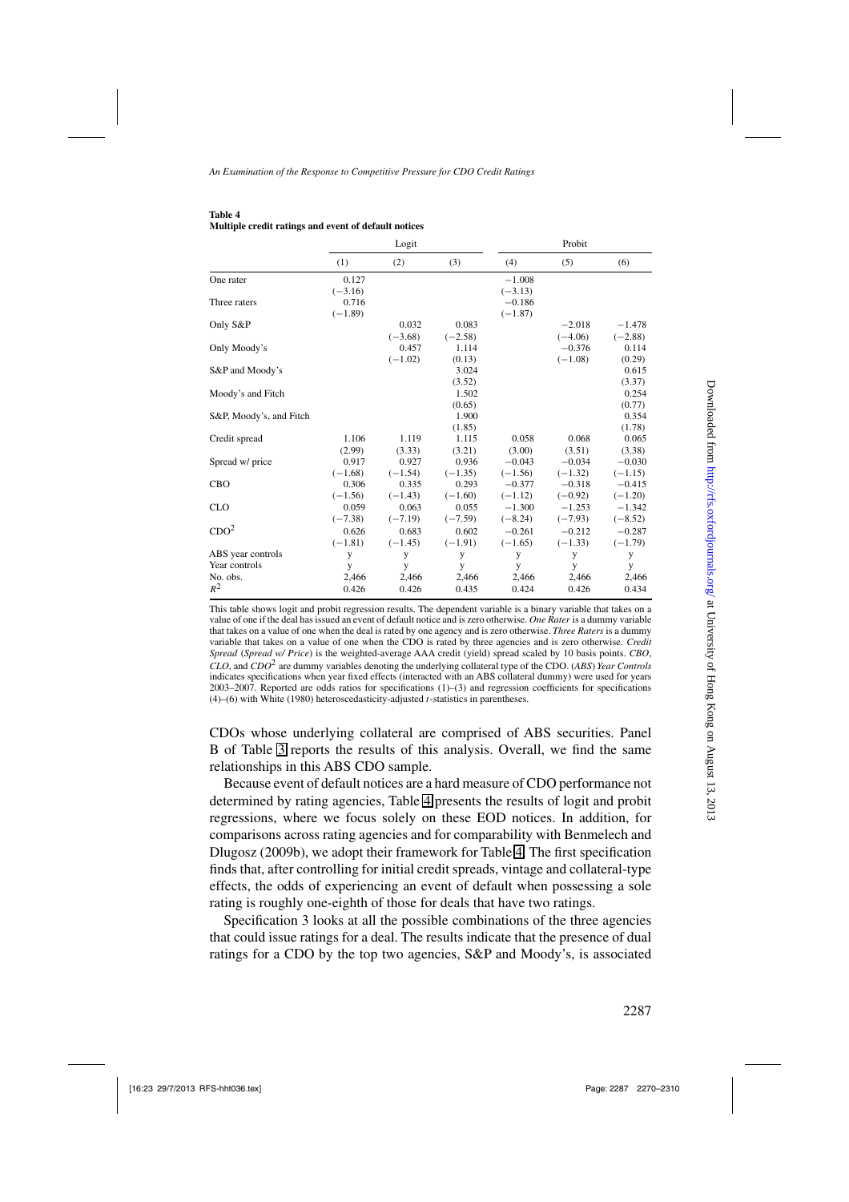**Table 4**
**Multiple credit ratings and event of default notices**

| | Logit | | | Probit | | |
|---|---|---|---|---|---|---|
| | (1) | (2) | (3) | (4) | (5) | (6) |
| One rater | 0.127 | | | −1.008 | | |
| | (−3.16) | | | (−3.13) | | |
| Three raters | 0.716 | | | −0.186 | | |
| | (−1.89) | | | (−1.87) | | |
| Only S&P | | 0.032 | 0.083 | | −2.018 | −1.478 |
| | | (−3.68) | (−2.58) | | (−4.06) | (−2.88) |
| Only Moody's | | 0.457 | 1.114 | | −0.376 | 0.114 |
| | | (−1.02) | (0.13) | | (−1.08) | (0.29) |
| S&P and Moody's | | | 3.024 | | | 0.615 |
| | | | (3.52) | | | (3.37) |
| Moody's and Fitch | | | 1.502 | | | 0.254 |
| | | | (0.65) | | | (0.77) |
| S&P, Moody's, and Fitch | | | 1.900 | | | 0.354 |
| | | | (1.85) | | | (1.78) |
| Credit spread | 1.106 | 1.119 | 1.115 | 0.058 | 0.068 | 0.065 |
| | (2.99) | (3.33) | (3.21) | (3.00) | (3.51) | (3.38) |
| Spread w/ price | 0.917 | 0.927 | 0.936 | −0.043 | −0.034 | −0.030 |
| | (−1.68) | (−1.54) | (−1.35) | (−1.56) | (−1.32) | (−1.15) |
| CBO | 0.306 | 0.335 | 0.293 | −0.377 | −0.318 | −0.415 |
| | (−1.56) | (−1.43) | (−1.60) | (−1.12) | (−0.92) | (−1.20) |
| CLO | 0.059 | 0.063 | 0.055 | −1.300 | −1.253 | −1.342 |
| | (−7.38) | (−7.19) | (−7.59) | (−8.24) | (−7.93) | (−8.52) |
| $CDO^2$ | 0.626 | 0.683 | 0.602 | −0.261 | −0.212 | −0.287 |
| | (−1.81) | (−1.45) | (−1.91) | (−1.65) | (−1.33) | (−1.79) |
| ABS year controls | y | y | y | y | y | y |
| Year controls | y | y | y | y | y | y |
| No. obs. | 2,466 | 2,466 | 2,466 | 2,466 | 2,466 | 2,466 |
| $R^2$ | 0.426 | 0.426 | 0.435 | 0.424 | 0.426 | 0.434 |

This table shows logit and probit regression results. The dependent variable is a binary variable that takes on a value of one if the deal has issued an event of default notice and is zero otherwise. *One Rater* is a dummy variable that takes on a value of one when the deal is rated by one agency and is zero otherwise. *Three Raters* is a dummy variable that takes on a value of one when the CDO is rated by three agencies and is zero otherwise. *Credit Spread* (*Spread w/ Price*) is the weighted-average AAA credit (yield) spread scaled by 10 basis points. *CBO*, *CLO*, and *CDO*$^2$ are dummy variables denoting the underlying collateral type of the CDO. (*ABS*) *Year Controls* indicates specifications when year fixed effects (interacted with an ABS collateral dummy) were used for years 2003–2007. Reported are odds ratios for specifications (1)–(3) and regression coefficients for specifications (4)–(6) with White (1980) heteroscedasticity-adjusted *t*-statistics in parentheses.

CDOs whose underlying collateral are comprised of ABS securities. Panel B of Table 3 reports the results of this analysis. Overall, we find the same relationships in this ABS CDO sample.

Because event of default notices are a hard measure of CDO performance not determined by rating agencies, Table 4 presents the results of logit and probit regressions, where we focus solely on these EOD notices. In addition, for comparisons across rating agencies and for comparability with Benmelech and Dlugosz (2009b), we adopt their framework for Table 4. The first specification finds that, after controlling for initial credit spreads, vintage and collateral-type effects, the odds of experiencing an event of default when possessing a sole rating is roughly one-eighth of those for deals that have two ratings.

Specification 3 looks at all the possible combinations of the three agencies that could issue ratings for a deal. The results indicate that the presence of dual ratings for a CDO by the top two agencies, S&P and Moody's, is associated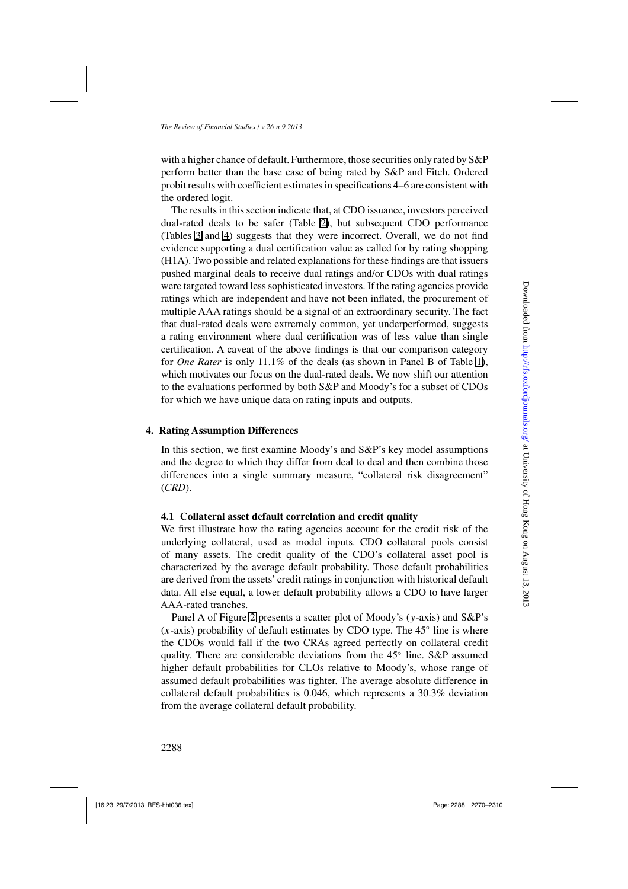with a higher chance of default. Furthermore, those securities only rated by S&P perform better than the base case of being rated by S&P and Fitch. Ordered probit results with coefficient estimates in specifications 4–6 are consistent with the ordered logit.

The results in this section indicate that, at CDO issuance, investors perceived dual-rated deals to be safer (Table 2), but subsequent CDO performance (Tables 3 and 4) suggests that they were incorrect. Overall, we do not find evidence supporting a dual certification value as called for by rating shopping (H1A). Two possible and related explanations for these findings are that issuers pushed marginal deals to receive dual ratings and/or CDOs with dual ratings were targeted toward less sophisticated investors. If the rating agencies provide ratings which are independent and have not been inflated, the procurement of multiple AAA ratings should be a signal of an extraordinary security. The fact that dual-rated deals were extremely common, yet underperformed, suggests a rating environment where dual certification was of less value than single certification. A caveat of the above findings is that our comparison category for *One Rater* is only 11.1% of the deals (as shown in Panel B of Table 1), which motivates our focus on the dual-rated deals. We now shift our attention to the evaluations performed by both S&P and Moody's for a subset of CDOs for which we have unique data on rating inputs and outputs.

## 4. Rating Assumption Differences

In this section, we first examine Moody's and S&P's key model assumptions and the degree to which they differ from deal to deal and then combine those differences into a single summary measure, "collateral risk disagreement" (*CRD*).

### 4.1 Collateral asset default correlation and credit quality

We first illustrate how the rating agencies account for the credit risk of the underlying collateral, used as model inputs. CDO collateral pools consist of many assets. The credit quality of the CDO's collateral asset pool is characterized by the average default probability. Those default probabilities are derived from the assets' credit ratings in conjunction with historical default data. All else equal, a lower default probability allows a CDO to have larger AAA-rated tranches.

Panel A of Figure 2 presents a scatter plot of Moody's ($y$-axis) and S&P's ($x$-axis) probability of default estimates by CDO type. The 45° line is where the CDOs would fall if the two CRAs agreed perfectly on collateral credit quality. There are considerable deviations from the 45° line. S&P assumed higher default probabilities for CLOs relative to Moody's, whose range of assumed default probabilities was tighter. The average absolute difference in collateral default probabilities is 0.046, which represents a 30.3% deviation from the average collateral default probability.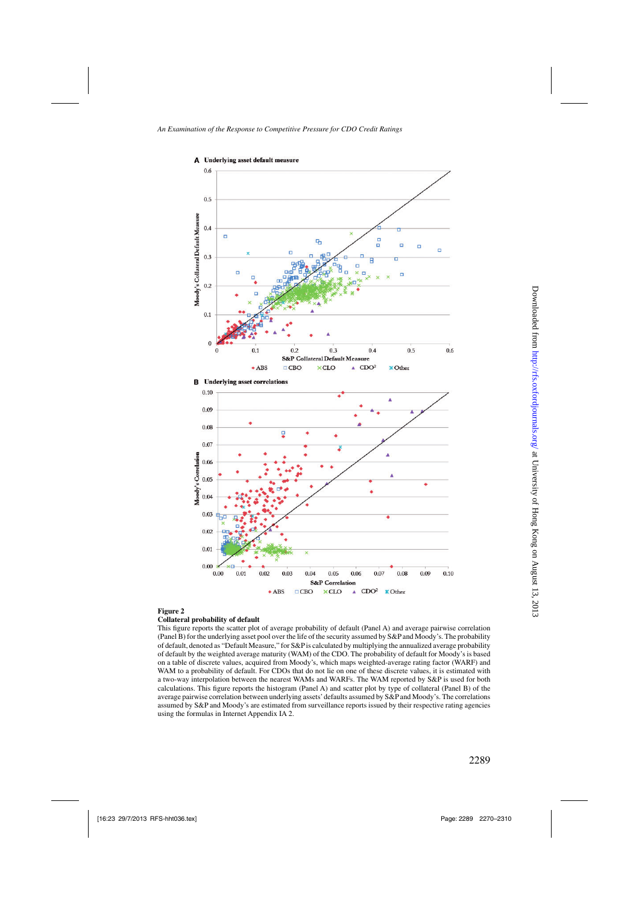**Figure 2**

**Collateral probability of default**

This figure reports the scatter plot of average probability of default (Panel A) and average pairwise correlation (Panel B) for the underlying asset pool over the life of the security assumed by S&P and Moody's. The probability of default, denoted as "Default Measure," for S&P is calculated by multiplying the annualized average probability of default by the weighted average maturity (WAM) of the CDO. The probability of default for Moody's is based on a table of discrete values, acquired from Moody's, which maps weighted-average rating factor (WARF) and WAM to a probability of default. For CDOs that do not lie on one of these discrete values, it is estimated with a two-way interpolation between the nearest WAMs and WARFs. The WAM reported by S&P is used for both calculations. This figure reports the histogram (Panel A) and scatter plot by type of collateral (Panel B) of the average pairwise correlation between underlying assets' defaults assumed by S&P and Moody's. The correlations assumed by S&P and Moody's are estimated from surveillance reports issued by their respective rating agencies using the formulas in Internet Appendix IA 2.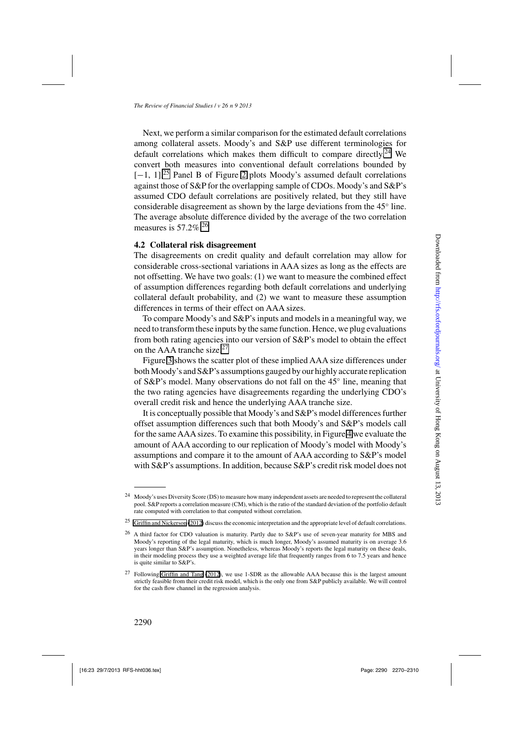Next, we perform a similar comparison for the estimated default correlations among collateral assets. Moody's and S&P use different terminologies for default correlations which makes them difficult to compare directly.[24] We convert both measures into conventional default correlations bounded by $[-1, 1]$.[25] Panel B of Figure 2 plots Moody's assumed default correlations against those of S&P for the overlapping sample of CDOs. Moody's and S&P's assumed CDO default correlations are positively related, but they still have considerable disagreement as shown by the large deviations from the 45° line. The average absolute difference divided by the average of the two correlation measures is 57.2%.[26]

### 4.2 Collateral risk disagreement

The disagreements on credit quality and default correlation may allow for considerable cross-sectional variations in AAA sizes as long as the effects are not offsetting. We have two goals: (1) we want to measure the combined effect of assumption differences regarding both default correlations and underlying collateral default probability, and (2) we want to measure these assumption differences in terms of their effect on AAA sizes.

To compare Moody's and S&P's inputs and models in a meaningful way, we need to transform these inputs by the same function. Hence, we plug evaluations from both rating agencies into our version of S&P's model to obtain the effect on the AAA tranche size.[27]

Figure 3 shows the scatter plot of these implied AAA size differences under both Moody's and S&P's assumptions gauged by our highly accurate replication of S&P's model. Many observations do not fall on the 45° line, meaning that the two rating agencies have disagreements regarding the underlying CDO's overall credit risk and hence the underlying AAA tranche size.

It is conceptually possible that Moody's and S&P's model differences further offset assumption differences such that both Moody's and S&P's models call for the same AAA sizes. To examine this possibility, in Figure 4 we evaluate the amount of AAA according to our replication of Moody's model with Moody's assumptions and compare it to the amount of AAA according to S&P's model with S&P's assumptions. In addition, because S&P's credit risk model does not

---

[24] Moody's uses Diversity Score (DS) to measure how many independent assets are needed to represent the collateral pool. S&P reports a correlation measure (CM), which is the ratio of the standard deviation of the portfolio default rate computed with correlation to that computed without correlation.

[25] Griffin and Nickerson (2012) discuss the economic interpretation and the appropriate level of default correlations.

[26] A third factor for CDO valuation is maturity. Partly due to S&P's use of seven-year maturity for MBS and Moody's reporting of the legal maturity, which is much longer, Moody's assumed maturity is on average 3.6 years longer than S&P's assumption. Nonetheless, whereas Moody's reports the legal maturity on these deals, in their modeling process they use a weighted average life that frequently ranges from 6 to 7.5 years and hence is quite similar to S&P's.

[27] Following Griffin and Tang (2012), we use 1-SDR as the allowable AAA because this is the largest amount strictly feasible from their credit risk model, which is the only one from S&P publicly available. We will control for the cash flow channel in the regression analysis.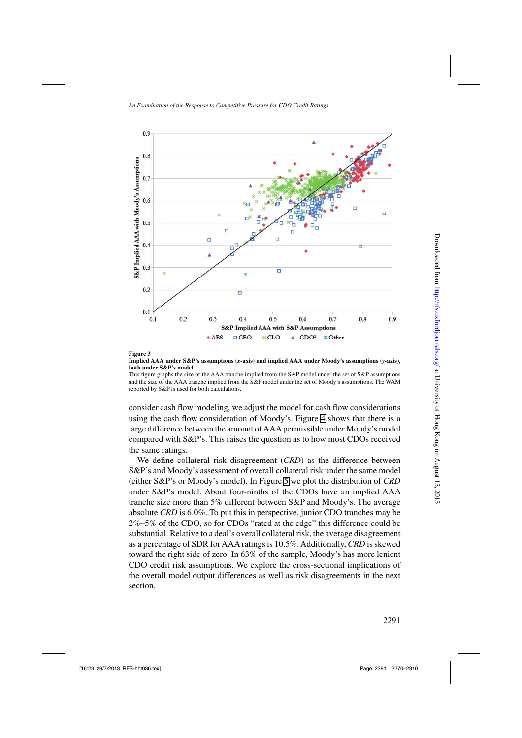**Figure 3**
**Implied AAA under S&P's assumptions (*x*-axis) and implied AAA under Moody's assumptions (*y*-axis), both under S&P's model**
This figure graphs the size of the AAA tranche implied from the S&P model under the set of S&P assumptions and the size of the AAA tranche implied from the S&P model under the set of Moody's assumptions. The WAM reported by S&P is used for both calculations.

consider cash flow modeling, we adjust the model for cash flow considerations using the cash flow consideration of Moody's. Figure 4 shows that there is a large difference between the amount of AAA permissible under Moody's model compared with S&P's. This raises the question as to how most CDOs received the same ratings.

We define collateral risk disagreement (*CRD*) as the difference between S&P's and Moody's assessment of overall collateral risk under the same model (either S&P's or Moody's model). In Figure 5 we plot the distribution of *CRD* under S&P's model. About four-ninths of the CDOs have an implied AAA tranche size more than 5% different between S&P and Moody's. The average absolute *CRD* is 6.0%. To put this in perspective, junior CDO tranches may be 2%–5% of the CDO, so for CDOs "rated at the edge" this difference could be substantial. Relative to a deal's overall collateral risk, the average disagreement as a percentage of SDR for AAA ratings is 10.5%. Additionally, *CRD* is skewed toward the right side of zero. In 63% of the sample, Moody's has more lenient CDO credit risk assumptions. We explore the cross-sectional implications of the overall model output differences as well as risk disagreements in the next section.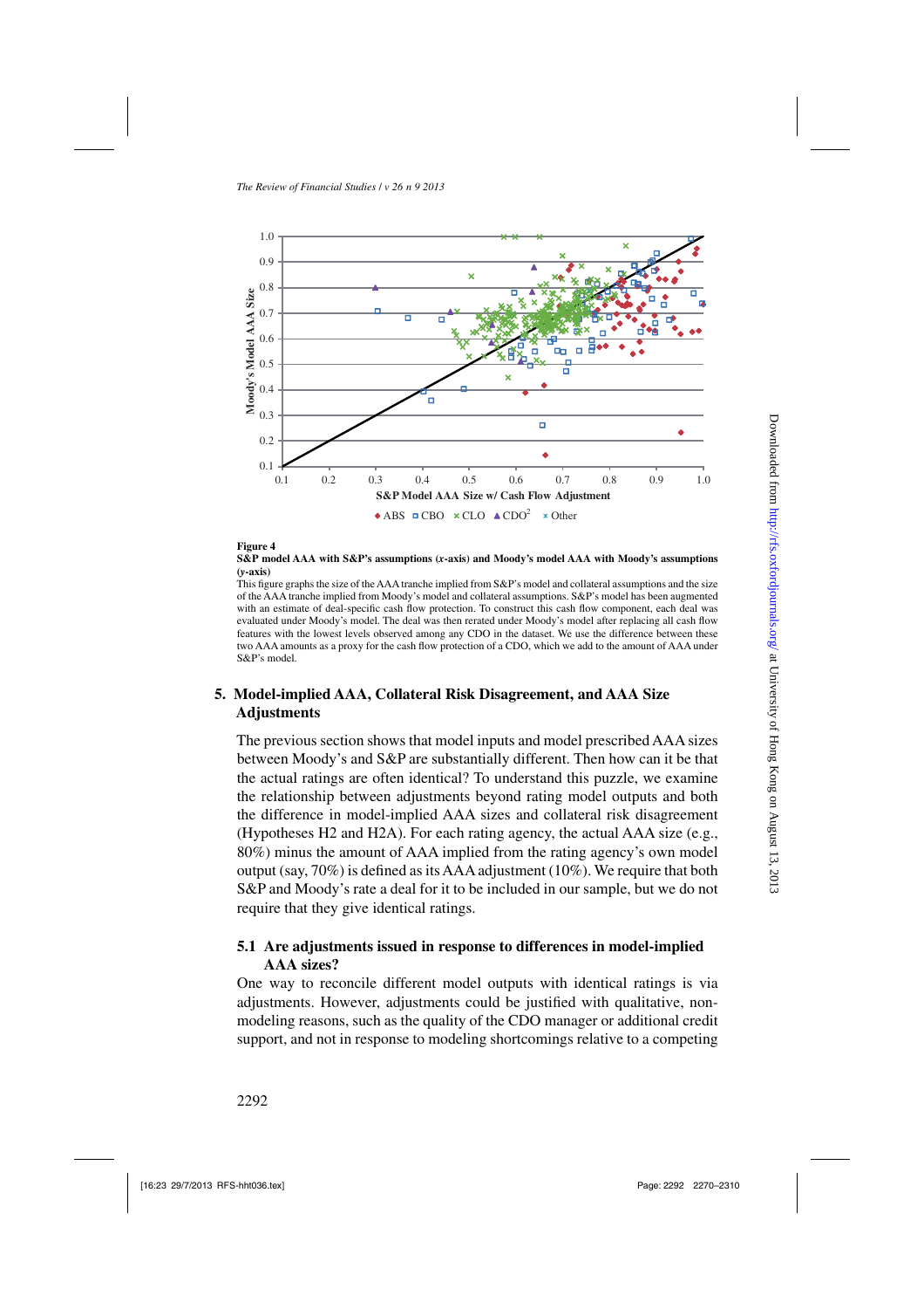**Figure 4**

**S&P model AAA with S&P's assumptions (*x*-axis) and Moody's model AAA with Moody's assumptions (*y*-axis)**

This figure graphs the size of the AAA tranche implied from S&P's model and collateral assumptions and the size of the AAA tranche implied from Moody's model and collateral assumptions. S&P's model has been augmented with an estimate of deal-specific cash flow protection. To construct this cash flow component, each deal was evaluated under Moody's model. The deal was then rerated under Moody's model after replacing all cash flow features with the lowest levels observed among any CDO in the dataset. We use the difference between these two AAA amounts as a proxy for the cash flow protection of a CDO, which we add to the amount of AAA under S&P's model.

## 5. Model-implied AAA, Collateral Risk Disagreement, and AAA Size Adjustments

The previous section shows that model inputs and model prescribed AAA sizes between Moody's and S&P are substantially different. Then how can it be that the actual ratings are often identical? To understand this puzzle, we examine the relationship between adjustments beyond rating model outputs and both the difference in model-implied AAA sizes and collateral risk disagreement (Hypotheses H2 and H2A). For each rating agency, the actual AAA size (e.g., 80%) minus the amount of AAA implied from the rating agency's own model output (say, 70%) is defined as its AAA adjustment (10%). We require that both S&P and Moody's rate a deal for it to be included in our sample, but we do not require that they give identical ratings.

### 5.1 Are adjustments issued in response to differences in model-implied AAA sizes?

One way to reconcile different model outputs with identical ratings is via adjustments. However, adjustments could be justified with qualitative, non-modeling reasons, such as the quality of the CDO manager or additional credit support, and not in response to modeling shortcomings relative to a competing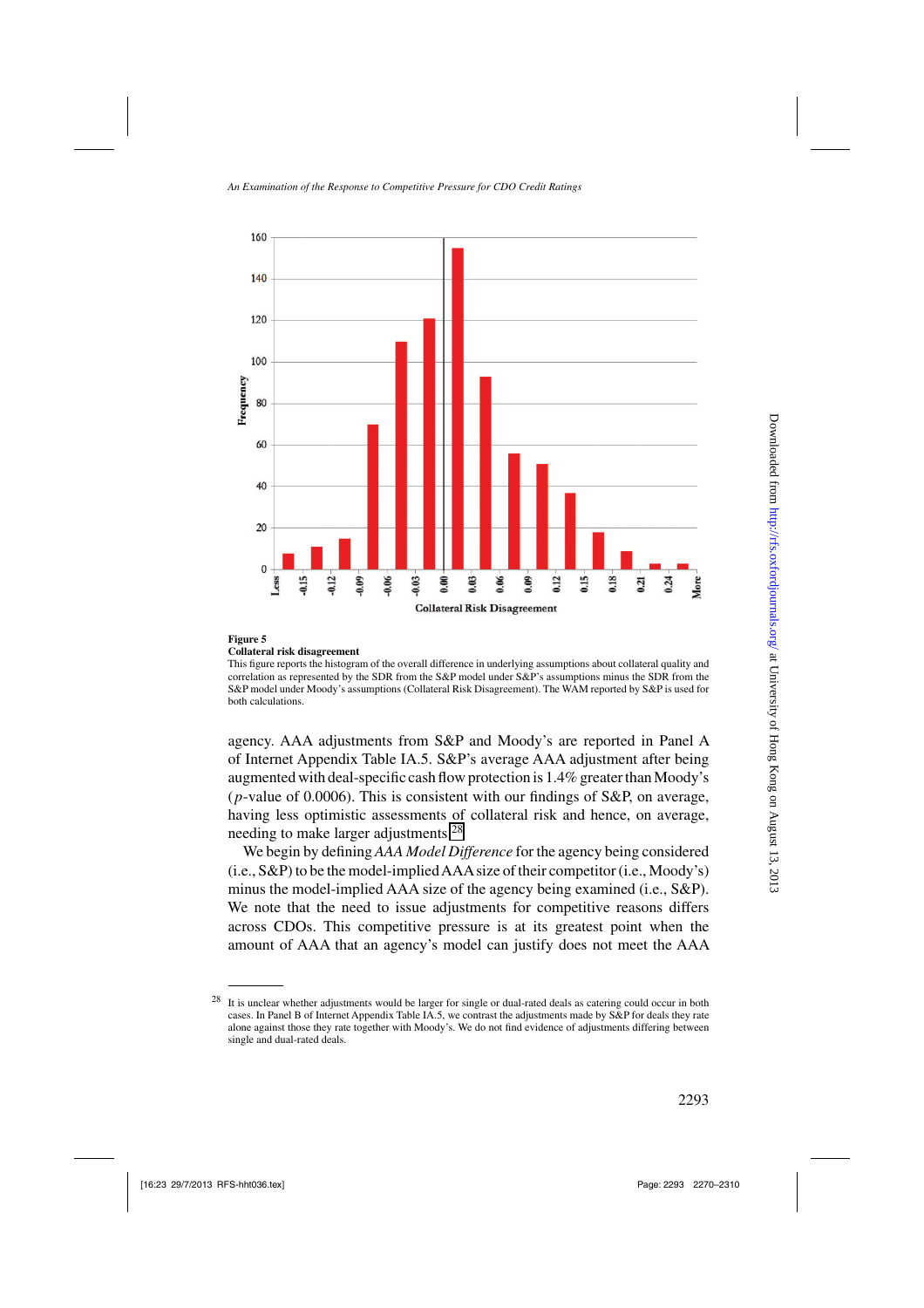**Figure 5**

**Collateral risk disagreement**

This figure reports the histogram of the overall difference in underlying assumptions about collateral quality and correlation as represented by the SDR from the S&P model under S&P's assumptions minus the SDR from the S&P model under Moody's assumptions (Collateral Risk Disagreement). The WAM reported by S&P is used for both calculations.

agency. AAA adjustments from S&P and Moody's are reported in Panel A of Internet Appendix Table IA.5. S&P's average AAA adjustment after being augmented with deal-specific cash flow protection is 1.4% greater than Moody's ($p$-value of 0.0006). This is consistent with our findings of S&P, on average, having less optimistic assessments of collateral risk and hence, on average, needing to make larger adjustments.[28]

We begin by defining *AAA Model Difference* for the agency being considered (i.e., S&P) to be the model-implied AAA size of their competitor (i.e., Moody's) minus the model-implied AAA size of the agency being examined (i.e., S&P). We note that the need to issue adjustments for competitive reasons differs across CDOs. This competitive pressure is at its greatest point when the amount of AAA that an agency's model can justify does not meet the AAA

[28] It is unclear whether adjustments would be larger for single or dual-rated deals as catering could occur in both cases. In Panel B of Internet Appendix Table IA.5, we contrast the adjustments made by S&P for deals they rate alone against those they rate together with Moody's. We do not find evidence of adjustments differing between single and dual-rated deals.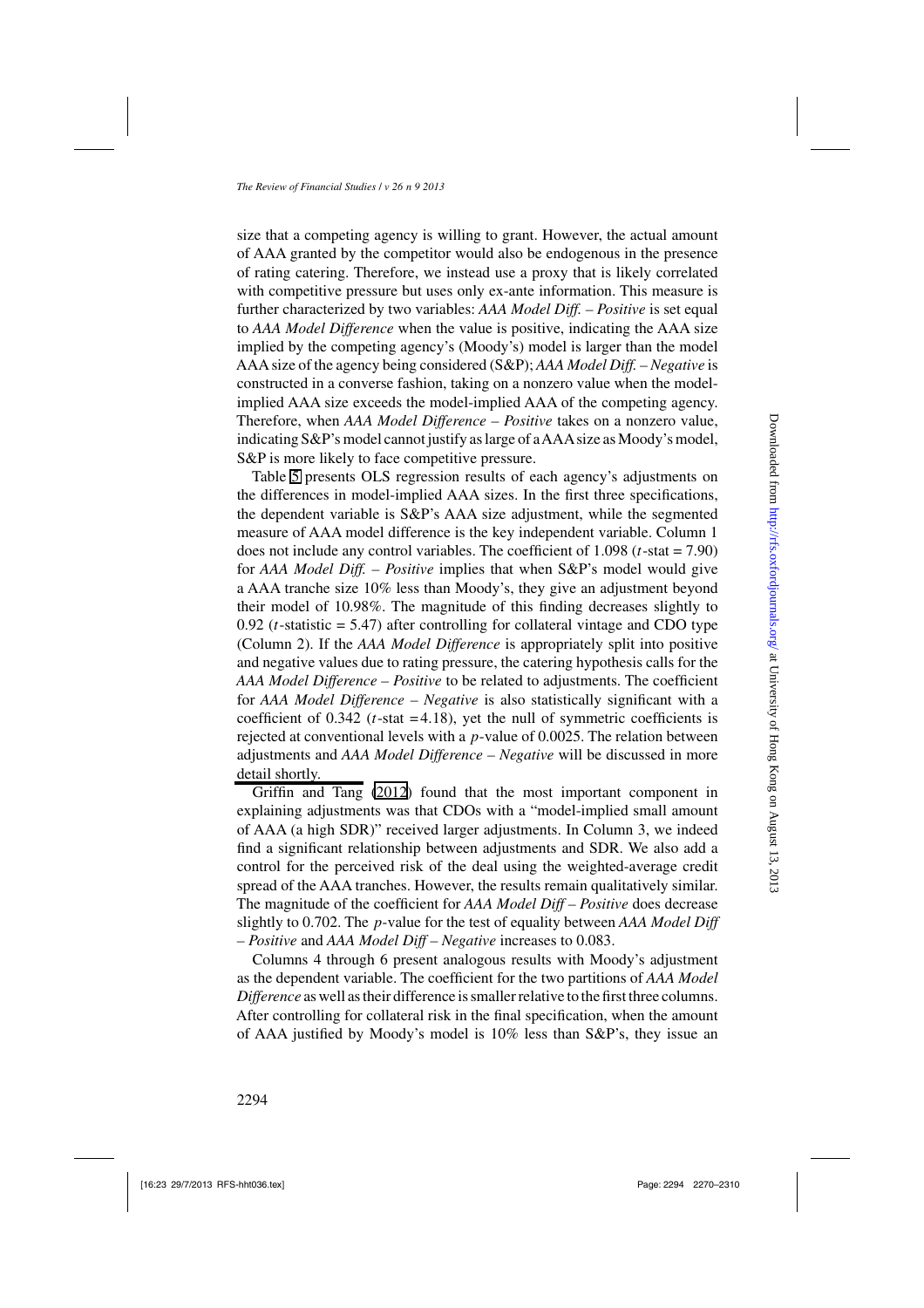size that a competing agency is willing to grant. However, the actual amount of AAA granted by the competitor would also be endogenous in the presence of rating catering. Therefore, we instead use a proxy that is likely correlated with competitive pressure but uses only ex-ante information. This measure is further characterized by two variables: *AAA Model Diff. – Positive* is set equal to *AAA Model Difference* when the value is positive, indicating the AAA size implied by the competing agency's (Moody's) model is larger than the model AAA size of the agency being considered (S&P); *AAA Model Diff. – Negative* is constructed in a converse fashion, taking on a nonzero value when the model-implied AAA size exceeds the model-implied AAA of the competing agency. Therefore, when *AAA Model Difference – Positive* takes on a nonzero value, indicating S&P's model cannot justify as large of a AAA size as Moody's model, S&P is more likely to face competitive pressure.

Table 5 presents OLS regression results of each agency's adjustments on the differences in model-implied AAA sizes. In the first three specifications, the dependent variable is S&P's AAA size adjustment, while the segmented measure of AAA model difference is the key independent variable. Column 1 does not include any control variables. The coefficient of 1.098 ($t$-stat = 7.90) for *AAA Model Diff. – Positive* implies that when S&P's model would give a AAA tranche size 10% less than Moody's, they give an adjustment beyond their model of 10.98%. The magnitude of this finding decreases slightly to 0.92 ($t$-statistic = 5.47) after controlling for collateral vintage and CDO type (Column 2). If the *AAA Model Difference* is appropriately split into positive and negative values due to rating pressure, the catering hypothesis calls for the *AAA Model Difference – Positive* to be related to adjustments. The coefficient for *AAA Model Difference – Negative* is also statistically significant with a coefficient of 0.342 ($t$-stat =4.18), yet the null of symmetric coefficients is rejected at conventional levels with a $p$-value of 0.0025. The relation between adjustments and *AAA Model Difference – Negative* will be discussed in more detail shortly.

Griffin and Tang (2012) found that the most important component in explaining adjustments was that CDOs with a "model-implied small amount of AAA (a high SDR)" received larger adjustments. In Column 3, we indeed find a significant relationship between adjustments and SDR. We also add a control for the perceived risk of the deal using the weighted-average credit spread of the AAA tranches. However, the results remain qualitatively similar. The magnitude of the coefficient for *AAA Model Diff – Positive* does decrease slightly to 0.702. The $p$-value for the test of equality between *AAA Model Diff – Positive* and *AAA Model Diff – Negative* increases to 0.083.

Columns 4 through 6 present analogous results with Moody's adjustment as the dependent variable. The coefficient for the two partitions of *AAA Model Difference* as well as their difference is smaller relative to the first three columns. After controlling for collateral risk in the final specification, when the amount of AAA justified by Moody's model is 10% less than S&P's, they issue an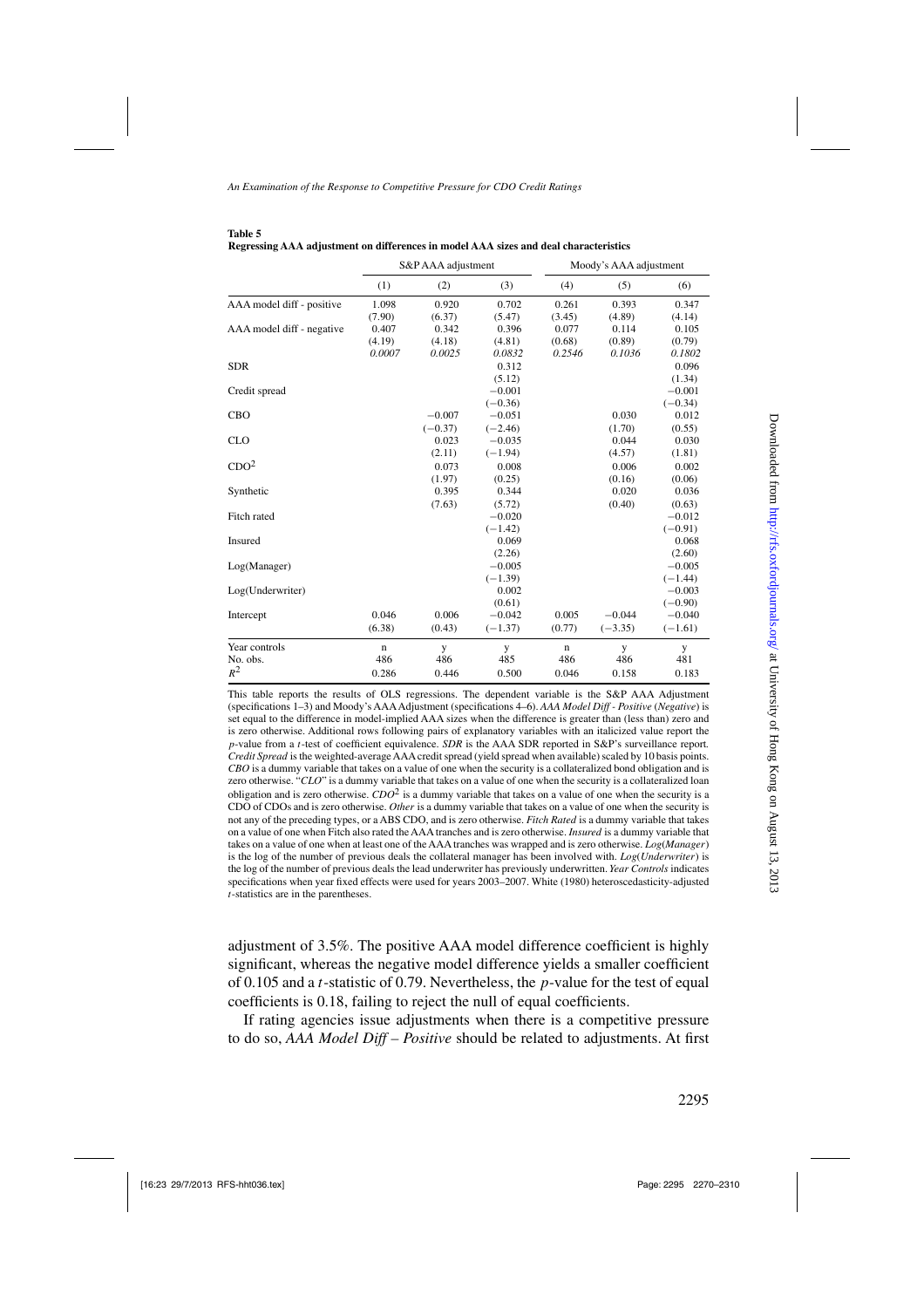**Table 5**
**Regressing AAA adjustment on differences in model AAA sizes and deal characteristics**

| | S&P AAA adjustment | | | Moody's AAA adjustment | | |
|---|---|---|---|---|---|---|
| | (1) | (2) | (3) | (4) | (5) | (6) |
| AAA model diff - positive | 1.098 | 0.920 | 0.702 | 0.261 | 0.393 | 0.347 |
| | (7.90) | (6.37) | (5.47) | (3.45) | (4.89) | (4.14) |
| AAA model diff - negative | 0.407 | 0.342 | 0.396 | 0.077 | 0.114 | 0.105 |
| | (4.19) | (4.18) | (4.81) | (0.68) | (0.89) | (0.79) |
| | *0.0007* | *0.0025* | *0.0832* | *0.2546* | *0.1036* | *0.1802* |
| SDR | | | 0.312 | | | 0.096 |
| | | | (5.12) | | | (1.34) |
| Credit spread | | | −0.001 | | | −0.001 |
| | | | (−0.36) | | | (−0.34) |
| CBO | | −0.007 | −0.051 | | 0.030 | 0.012 |
| | | (−0.37) | (−2.46) | | (1.70) | (0.55) |
| CLO | | 0.023 | −0.035 | | 0.044 | 0.030 |
| | | (2.11) | (−1.94) | | (4.57) | (1.81) |
| $CDO^2$ | | 0.073 | 0.008 | | 0.006 | 0.002 |
| | | (1.97) | (0.25) | | (0.16) | (0.06) |
| Synthetic | | 0.395 | 0.344 | | 0.020 | 0.036 |
| | | (7.63) | (5.72) | | (0.40) | (0.63) |
| Fitch rated | | | −0.020 | | | −0.012 |
| | | | (−1.42) | | | (−0.91) |
| Insured | | | 0.069 | | | 0.068 |
| | | | (2.26) | | | (2.60) |
| Log(Manager) | | | −0.005 | | | −0.005 |
| | | | (−1.39) | | | (−1.44) |
| Log(Underwriter) | | | 0.002 | | | −0.003 |
| | | | (0.61) | | | (−0.90) |
| Intercept | 0.046 | 0.006 | −0.042 | 0.005 | −0.044 | −0.040 |
| | (6.38) | (0.43) | (−1.37) | (0.77) | (−3.35) | (−1.61) |
| Year controls | n | y | y | n | y | y |
| No. obs. | 486 | 486 | 485 | 486 | 486 | 481 |
| $R^2$ | 0.286 | 0.446 | 0.500 | 0.046 | 0.158 | 0.183 |

This table reports the results of OLS regressions. The dependent variable is the S&P AAA Adjustment (specifications 1–3) and Moody's AAA Adjustment (specifications 4–6). *AAA Model Diff - Positive* (*Negative*) is set equal to the difference in model-implied AAA sizes when the difference is greater than (less than) zero and is zero otherwise. Additional rows following pairs of explanatory variables with an italicized value report the $p$-value from a $t$-test of coefficient equivalence. *SDR* is the AAA SDR reported in S&P's surveillance report. *Credit Spread* is the weighted-average AAA credit spread (yield spread when available) scaled by 10 basis points. *CBO* is a dummy variable that takes on a value of one when the security is a collateralized bond obligation and is zero otherwise. "*CLO*" is a dummy variable that takes on a value of one when the security is a collateralized loan obligation and is zero otherwise. $CDO^2$ is a dummy variable that takes on a value of one when the security is a CDO of CDOs and is zero otherwise. *Other* is a dummy variable that takes on a value of one when the security is not any of the preceding types, or a ABS CDO, and is zero otherwise. *Fitch Rated* is a dummy variable that takes on a value of one when Fitch also rated the AAA tranches and is zero otherwise. *Insured* is a dummy variable that takes on a value of one when at least one of the AAA tranches was wrapped and is zero otherwise. *Log*(*Manager*) is the log of the number of previous deals the collateral manager has been involved with. *Log*(*Underwriter*) is the log of the number of previous deals the lead underwriter has previously underwritten. *Year Controls* indicates specifications when year fixed effects were used for years 2003–2007. White (1980) heteroscedasticity-adjusted $t$-statistics are in the parentheses.

adjustment of 3.5%. The positive AAA model difference coefficient is highly significant, whereas the negative model difference yields a smaller coefficient of 0.105 and a $t$-statistic of 0.79. Nevertheless, the $p$-value for the test of equal coefficients is 0.18, failing to reject the null of equal coefficients.

If rating agencies issue adjustments when there is a competitive pressure to do so, *AAA Model Diff – Positive* should be related to adjustments. At first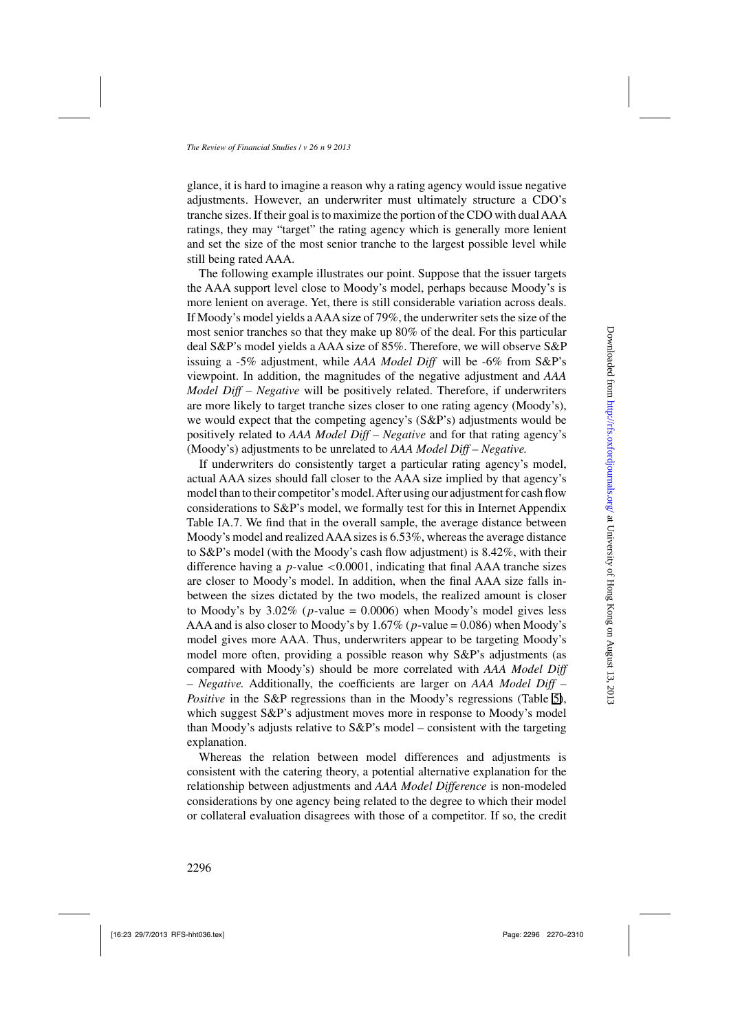glance, it is hard to imagine a reason why a rating agency would issue negative adjustments. However, an underwriter must ultimately structure a CDO's tranche sizes. If their goal is to maximize the portion of the CDO with dual AAA ratings, they may "target" the rating agency which is generally more lenient and set the size of the most senior tranche to the largest possible level while still being rated AAA.

The following example illustrates our point. Suppose that the issuer targets the AAA support level close to Moody's model, perhaps because Moody's is more lenient on average. Yet, there is still considerable variation across deals. If Moody's model yields a AAA size of 79%, the underwriter sets the size of the most senior tranches so that they make up 80% of the deal. For this particular deal S&P's model yields a AAA size of 85%. Therefore, we will observe S&P issuing a -5% adjustment, while *AAA Model Diff* will be -6% from S&P's viewpoint. In addition, the magnitudes of the negative adjustment and *AAA Model Diff – Negative* will be positively related. Therefore, if underwriters are more likely to target tranche sizes closer to one rating agency (Moody's), we would expect that the competing agency's (S&P's) adjustments would be positively related to *AAA Model Diff – Negative* and for that rating agency's (Moody's) adjustments to be unrelated to *AAA Model Diff – Negative.*

If underwriters do consistently target a particular rating agency's model, actual AAA sizes should fall closer to the AAA size implied by that agency's model than to their competitor's model. After using our adjustment for cash flow considerations to S&P's model, we formally test for this in Internet Appendix Table IA.7. We find that in the overall sample, the average distance between Moody's model and realized AAA sizes is 6.53%, whereas the average distance to S&P's model (with the Moody's cash flow adjustment) is 8.42%, with their difference having a $p$-value $<0.0001$, indicating that final AAA tranche sizes are closer to Moody's model. In addition, when the final AAA size falls in-between the sizes dictated by the two models, the realized amount is closer to Moody's by 3.02% ($p$-value = 0.0006) when Moody's model gives less AAA and is also closer to Moody's by 1.67% ($p$-value = 0.086) when Moody's model gives more AAA. Thus, underwriters appear to be targeting Moody's model more often, providing a possible reason why S&P's adjustments (as compared with Moody's) should be more correlated with *AAA Model Diff – Negative.* Additionally, the coefficients are larger on *AAA Model Diff – Positive* in the S&P regressions than in the Moody's regressions (Table 5), which suggest S&P's adjustment moves more in response to Moody's model than Moody's adjusts relative to S&P's model – consistent with the targeting explanation.

Whereas the relation between model differences and adjustments is consistent with the catering theory, a potential alternative explanation for the relationship between adjustments and *AAA Model Difference* is non-modeled considerations by one agency being related to the degree to which their model or collateral evaluation disagrees with those of a competitor. If so, the credit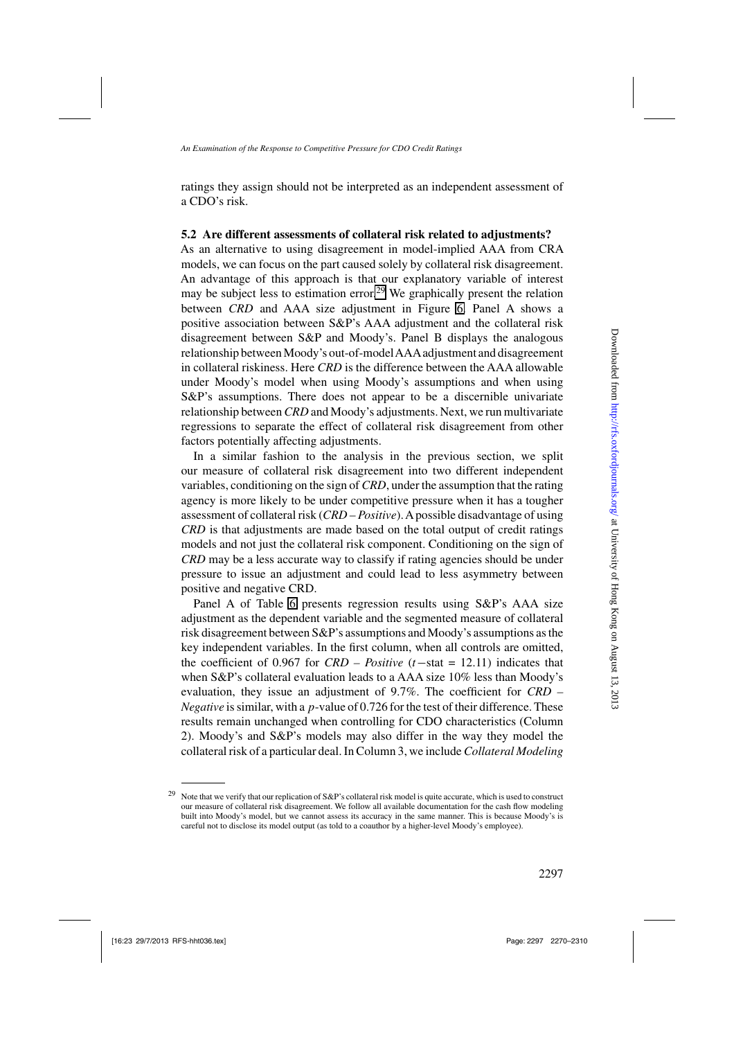ratings they assign should not be interpreted as an independent assessment of a CDO's risk.

### 5.2 Are different assessments of collateral risk related to adjustments?

As an alternative to using disagreement in model-implied AAA from CRA models, we can focus on the part caused solely by collateral risk disagreement. An advantage of this approach is that our explanatory variable of interest may be subject less to estimation error.[29] We graphically present the relation between *CRD* and AAA size adjustment in Figure 6. Panel A shows a positive association between S&P's AAA adjustment and the collateral risk disagreement between S&P and Moody's. Panel B displays the analogous relationship between Moody's out-of-model AAA adjustment and disagreement in collateral riskiness. Here *CRD* is the difference between the AAA allowable under Moody's model when using Moody's assumptions and when using S&P's assumptions. There does not appear to be a discernible univariate relationship between *CRD* and Moody's adjustments. Next, we run multivariate regressions to separate the effect of collateral risk disagreement from other factors potentially affecting adjustments.

In a similar fashion to the analysis in the previous section, we split our measure of collateral risk disagreement into two different independent variables, conditioning on the sign of *CRD*, under the assumption that the rating agency is more likely to be under competitive pressure when it has a tougher assessment of collateral risk (*CRD – Positive*). A possible disadvantage of using *CRD* is that adjustments are made based on the total output of credit ratings models and not just the collateral risk component. Conditioning on the sign of *CRD* may be a less accurate way to classify if rating agencies should be under pressure to issue an adjustment and could lead to less asymmetry between positive and negative CRD.

Panel A of Table 6 presents regression results using S&P's AAA size adjustment as the dependent variable and the segmented measure of collateral risk disagreement between S&P's assumptions and Moody's assumptions as the key independent variables. In the first column, when all controls are omitted, the coefficient of 0.967 for *CRD – Positive* ($t$−stat = 12.11) indicates that when S&P's collateral evaluation leads to a AAA size 10% less than Moody's evaluation, they issue an adjustment of 9.7%. The coefficient for *CRD – Negative* is similar, with a $p$-value of 0.726 for the test of their difference. These results remain unchanged when controlling for CDO characteristics (Column 2). Moody's and S&P's models may also differ in the way they model the collateral risk of a particular deal. In Column 3, we include *Collateral Modeling*

[29] Note that we verify that our replication of S&P's collateral risk model is quite accurate, which is used to construct our measure of collateral risk disagreement. We follow all available documentation for the cash flow modeling built into Moody's model, but we cannot assess its accuracy in the same manner. This is because Moody's is careful not to disclose its model output (as told to a coauthor by a higher-level Moody's employee).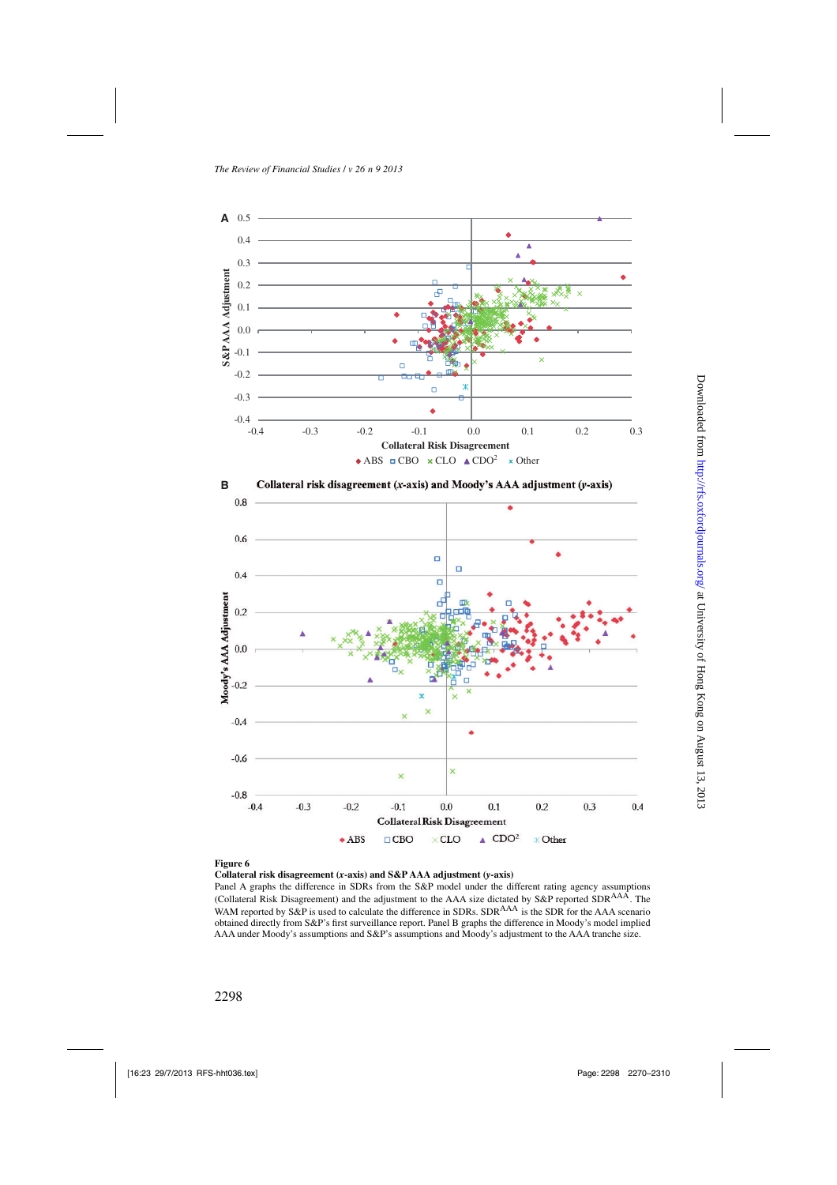**Figure 6**

**Collateral risk disagreement (*x*-axis) and S&P AAA adjustment (*y*-axis)**

Panel A graphs the difference in SDRs from the S&P model under the different rating agency assumptions (Collateral Risk Disagreement) and the adjustment to the AAA size dictated by S&P reported $SDR^{AAA}$. The WAM reported by S&P is used to calculate the difference in SDRs. $SDR^{AAA}$ is the SDR for the AAA scenario obtained directly from S&P's first surveillance report. Panel B graphs the difference in Moody's model implied AAA under Moody's assumptions and S&P's assumptions and Moody's adjustment to the AAA tranche size.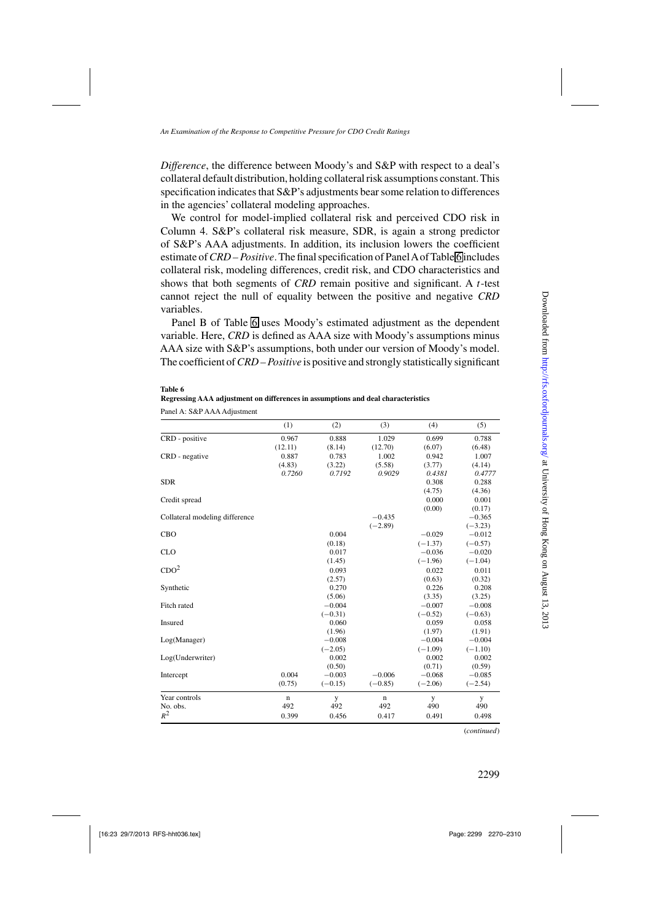*Difference*, the difference between Moody's and S&P with respect to a deal's collateral default distribution, holding collateral risk assumptions constant. This specification indicates that S&P's adjustments bear some relation to differences in the agencies' collateral modeling approaches.

We control for model-implied collateral risk and perceived CDO risk in Column 4. S&P's collateral risk measure, SDR, is again a strong predictor of S&P's AAA adjustments. In addition, its inclusion lowers the coefficient estimate of *CRD – Positive*. The final specification of Panel A of Table 6 includes collateral risk, modeling differences, credit risk, and CDO characteristics and shows that both segments of *CRD* remain positive and significant. A *t*-test cannot reject the null of equality between the positive and negative *CRD* variables.

Panel B of Table 6 uses Moody's estimated adjustment as the dependent variable. Here, *CRD* is defined as AAA size with Moody's assumptions minus AAA size with S&P's assumptions, both under our version of Moody's model. The coefficient of *CRD – Positive* is positive and strongly statistically significant

**Table 6**
**Regressing AAA adjustment on differences in assumptions and deal characteristics**

Panel A: S&P AAA Adjustment

| | (1) | (2) | (3) | (4) | (5) |
|---|---|---|---|---|---|
| CRD - positive | 0.967 | 0.888 | 1.029 | 0.699 | 0.788 |
| | (12.11) | (8.14) | (12.70) | (6.07) | (6.48) |
| CRD - negative | 0.887 | 0.783 | 1.002 | 0.942 | 1.007 |
| | (4.83) | (3.22) | (5.58) | (3.77) | (4.14) |
| | *0.7260* | *0.7192* | *0.9029* | *0.4381* | *0.4777* |
| SDR | | | | 0.308 | 0.288 |
| | | | | (4.75) | (4.36) |
| Credit spread | | | | 0.000 | 0.001 |
| | | | | (0.00) | (0.17) |
| Collateral modeling difference | | | −0.435 | | −0.365 |
| | | | (−2.89) | | (−3.23) |
| CBO | | 0.004 | | −0.029 | −0.012 |
| | | (0.18) | | (−1.37) | (−0.57) |
| CLO | | 0.017 | | −0.036 | −0.020 |
| | | (1.45) | | (−1.96) | (−1.04) |
| $CDO^2$ | | 0.093 | | 0.022 | 0.011 |
| | | (2.57) | | (0.63) | (0.32) |
| Synthetic | | 0.270 | | 0.226 | 0.208 |
| | | (5.06) | | (3.35) | (3.25) |
| Fitch rated | | −0.004 | | −0.007 | −0.008 |
| | | (−0.31) | | (−0.52) | (−0.63) |
| Insured | | 0.060 | | 0.059 | 0.058 |
| | | (1.96) | | (1.97) | (1.91) |
| Log(Manager) | | −0.008 | | −0.004 | −0.004 |
| | | (−2.05) | | (−1.09) | (−1.10) |
| Log(Underwriter) | | 0.002 | | 0.002 | 0.002 |
| | | (0.50) | | (0.71) | (0.59) |
| Intercept | 0.004 | −0.003 | −0.006 | −0.068 | −0.085 |
| | (0.75) | (−0.15) | (−0.85) | (−2.06) | (−2.54) |
| Year controls | n | y | n | y | y |
| No. obs. | 492 | 492 | 492 | 490 | 490 |
| $R^2$ | 0.399 | 0.456 | 0.417 | 0.491 | 0.498 |

(*continued*)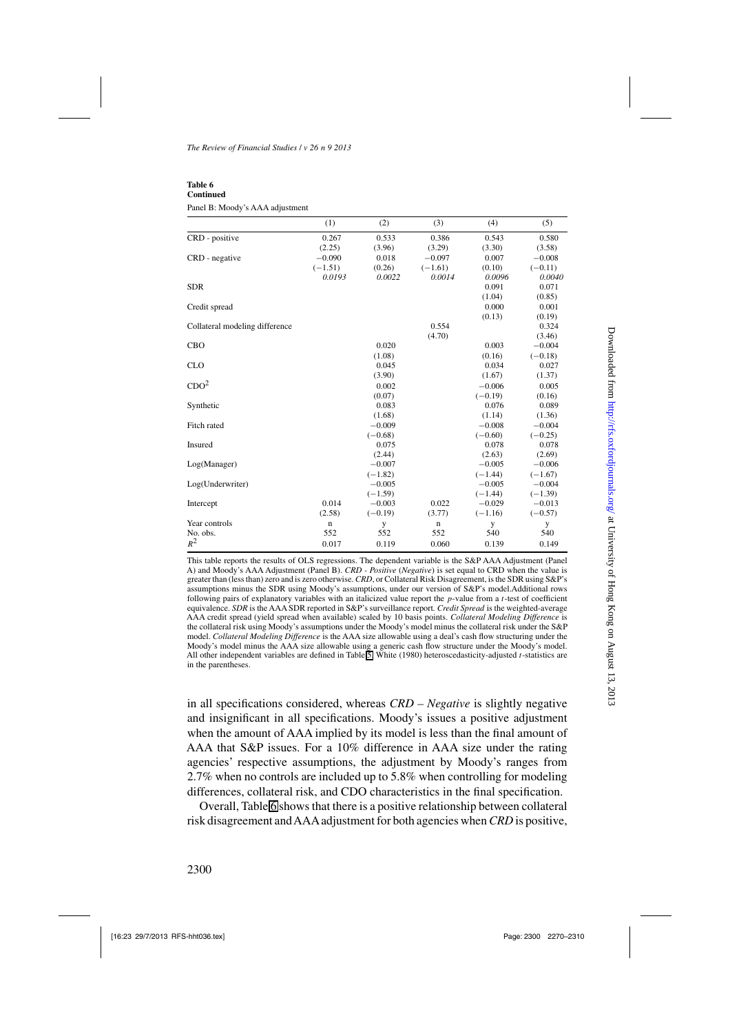**Table 6**
**Continued**

Panel B: Moody's AAA adjustment

| | (1) | (2) | (3) | (4) | (5) |
|---|---|---|---|---|---|
| CRD - positive | 0.267 | 0.533 | 0.386 | 0.543 | 0.580 |
| | (2.25) | (3.96) | (3.29) | (3.30) | (3.58) |
| CRD - negative | −0.090 | 0.018 | −0.097 | 0.007 | −0.008 |
| | (−1.51) | (0.26) | (−1.61) | (0.10) | (−0.11) |
| | *0.0193* | *0.0022* | *0.0014* | *0.0096* | *0.0040* |
| SDR | | | | 0.091 | 0.071 |
| | | | | (1.04) | (0.85) |
| Credit spread | | | | 0.000 | 0.001 |
| | | | | (0.13) | (0.19) |
| Collateral modeling difference | | | 0.554 | | 0.324 |
| | | | (4.70) | | (3.46) |
| CBO | | 0.020 | | 0.003 | −0.004 |
| | | (1.08) | | (0.16) | (−0.18) |
| CLO | | 0.045 | | 0.034 | 0.027 |
| | | (3.90) | | (1.67) | (1.37) |
| $CDO^2$ | | 0.002 | | −0.006 | 0.005 |
| | | (0.07) | | (−0.19) | (0.16) |
| Synthetic | | 0.083 | | 0.076 | 0.089 |
| | | (1.68) | | (1.14) | (1.36) |
| Fitch rated | | −0.009 | | −0.008 | −0.004 |
| | | (−0.68) | | (−0.60) | (−0.25) |
| Insured | | 0.075 | | 0.078 | 0.078 |
| | | (2.44) | | (2.63) | (2.69) |
| Log(Manager) | | −0.007 | | −0.005 | −0.006 |
| | | (−1.82) | | (−1.44) | (−1.67) |
| Log(Underwriter) | | −0.005 | | −0.005 | −0.004 |
| | | (−1.59) | | (−1.44) | (−1.39) |
| Intercept | 0.014 | −0.003 | 0.022 | −0.029 | −0.013 |
| | (2.58) | (−0.19) | (3.77) | (−1.16) | (−0.57) |
| Year controls | n | y | n | y | y |
| No. obs. | 552 | 552 | 552 | 540 | 540 |
| $R^2$ | 0.017 | 0.119 | 0.060 | 0.139 | 0.149 |

This table reports the results of OLS regressions. The dependent variable is the S&P AAA Adjustment (Panel A) and Moody's AAA Adjustment (Panel B). *CRD - Positive* (*Negative*) is set equal to CRD when the value is greater than (less than) zero and is zero otherwise. *CRD*, or Collateral Risk Disagreement, is the SDR using S&P's assumptions minus the SDR using Moody's assumptions, under our version of S&P's model.Additional rows following pairs of explanatory variables with an italicized value report the $p$-value from a $t$-test of coefficient equivalence. *SDR* is the AAA SDR reported in S&P's surveillance report. *Credit Spread* is the weighted-average AAA credit spread (yield spread when available) scaled by 10 basis points. *Collateral Modeling Difference* is the collateral risk using Moody's assumptions under the Moody's model minus the collateral risk under the S&P model. *Collateral Modeling Difference* is the AAA size allowable using a deal's cash flow structuring under the Moody's model minus the AAA size allowable using a generic cash flow structure under the Moody's model. All other independent variables are defined in Table 5. White (1980) heteroscedasticity-adjusted $t$-statistics are in the parentheses.

in all specifications considered, whereas *CRD – Negative* is slightly negative and insignificant in all specifications. Moody's issues a positive adjustment when the amount of AAA implied by its model is less than the final amount of AAA that S&P issues. For a 10% difference in AAA size under the rating agencies' respective assumptions, the adjustment by Moody's ranges from 2.7% when no controls are included up to 5.8% when controlling for modeling differences, collateral risk, and CDO characteristics in the final specification.

Overall, Table 6 shows that there is a positive relationship between collateral risk disagreement and AAA adjustment for both agencies when *CRD* is positive,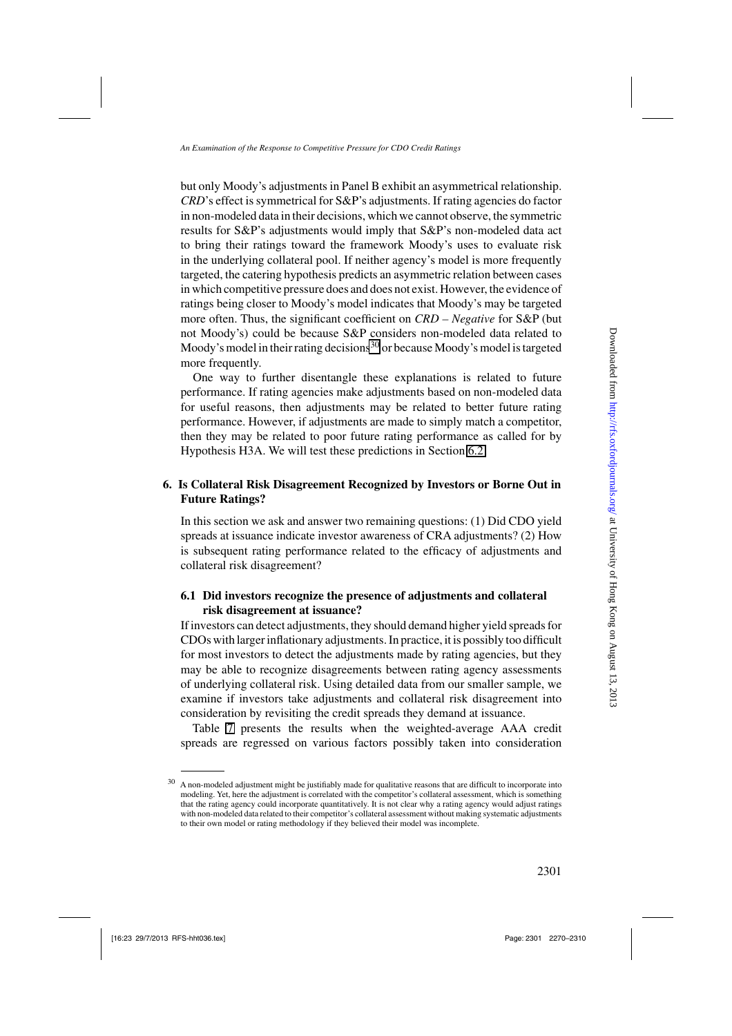but only Moody's adjustments in Panel B exhibit an asymmetrical relationship. *CRD*'s effect is symmetrical for S&P's adjustments. If rating agencies do factor in non-modeled data in their decisions, which we cannot observe, the symmetric results for S&P's adjustments would imply that S&P's non-modeled data act to bring their ratings toward the framework Moody's uses to evaluate risk in the underlying collateral pool. If neither agency's model is more frequently targeted, the catering hypothesis predicts an asymmetric relation between cases in which competitive pressure does and does not exist. However, the evidence of ratings being closer to Moody's model indicates that Moody's may be targeted more often. Thus, the significant coefficient on *CRD – Negative* for S&P (but not Moody's) could be because S&P considers non-modeled data related to Moody's model in their rating decisions[30] or because Moody's model is targeted more frequently.

One way to further disentangle these explanations is related to future performance. If rating agencies make adjustments based on non-modeled data for useful reasons, then adjustments may be related to better future rating performance. However, if adjustments are made to simply match a competitor, then they may be related to poor future rating performance as called for by Hypothesis H3A. We will test these predictions in Section 6.2.

## 6. Is Collateral Risk Disagreement Recognized by Investors or Borne Out in Future Ratings?

In this section we ask and answer two remaining questions: (1) Did CDO yield spreads at issuance indicate investor awareness of CRA adjustments? (2) How is subsequent rating performance related to the efficacy of adjustments and collateral risk disagreement?

### 6.1 Did investors recognize the presence of adjustments and collateral risk disagreement at issuance?

If investors can detect adjustments, they should demand higher yield spreads for CDOs with larger inflationary adjustments. In practice, it is possibly too difficult for most investors to detect the adjustments made by rating agencies, but they may be able to recognize disagreements between rating agency assessments of underlying collateral risk. Using detailed data from our smaller sample, we examine if investors take adjustments and collateral risk disagreement into consideration by revisiting the credit spreads they demand at issuance.

Table 7 presents the results when the weighted-average AAA credit spreads are regressed on various factors possibly taken into consideration

---

[30] A non-modeled adjustment might be justifiably made for qualitative reasons that are difficult to incorporate into modeling. Yet, here the adjustment is correlated with the competitor's collateral assessment, which is something that the rating agency could incorporate quantitatively. It is not clear why a rating agency would adjust ratings with non-modeled data related to their competitor's collateral assessment without making systematic adjustments to their own model or rating methodology if they believed their model was incomplete.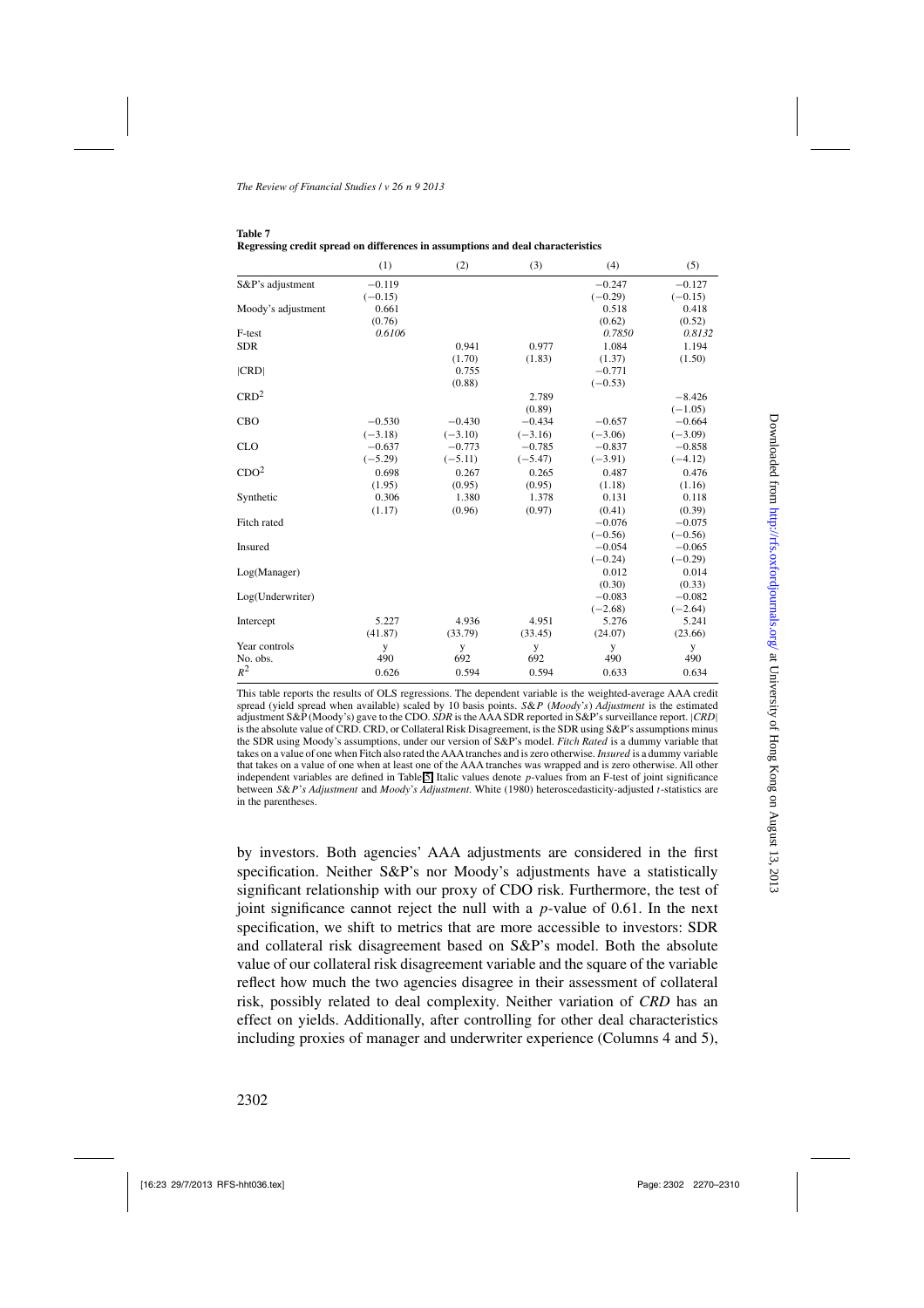**Table 7**
**Regressing credit spread on differences in assumptions and deal characteristics**

| | (1) | (2) | (3) | (4) | (5) |
|---|---|---|---|---|---|
| S&P's adjustment | −0.119 | | | −0.247 | −0.127 |
| | (−0.15) | | | (−0.29) | (−0.15) |
| Moody's adjustment | 0.661 | | | 0.518 | 0.418 |
| | (0.76) | | | (0.62) | (0.52) |
| F-test | *0.6106* | | | *0.7850* | *0.8132* |
| SDR | | 0.941 | 0.977 | 1.084 | 1.194 |
| | | (1.70) | (1.83) | (1.37) | (1.50) |
| \|CRD\| | | 0.755 | | −0.771 | |
| | | (0.88) | | (−0.53) | |
| $\text{CRD}^2$ | | | 2.789 | | −8.426 |
| | | | (0.89) | | (−1.05) |
| CBO | −0.530 | −0.430 | −0.434 | −0.657 | −0.664 |
| | (−3.18) | (−3.10) | (−3.16) | (−3.06) | (−3.09) |
| CLO | −0.637 | −0.773 | −0.785 | −0.837 | −0.858 |
| | (−5.29) | (−5.11) | (−5.47) | (−3.91) | (−4.12) |
| $\text{CDO}^2$ | 0.698 | 0.267 | 0.265 | 0.487 | 0.476 |
| | (1.95) | (0.95) | (0.95) | (1.18) | (1.16) |
| Synthetic | 0.306 | 1.380 | 1.378 | 0.131 | 0.118 |
| | (1.17) | (0.96) | (0.97) | (0.41) | (0.39) |
| Fitch rated | | | | −0.076 | −0.075 |
| | | | | (−0.56) | (−0.56) |
| Insured | | | | −0.054 | −0.065 |
| | | | | (−0.24) | (−0.29) |
| Log(Manager) | | | | 0.012 | 0.014 |
| | | | | (0.30) | (0.33) |
| Log(Underwriter) | | | | −0.083 | −0.082 |
| | | | | (−2.68) | (−2.64) |
| Intercept | 5.227 | 4.936 | 4.951 | 5.276 | 5.241 |
| | (41.87) | (33.79) | (33.45) | (24.07) | (23.66) |
| Year controls | y | y | y | y | y |
| No. obs. | 490 | 692 | 692 | 490 | 490 |
| $R^2$ | 0.626 | 0.594 | 0.594 | 0.633 | 0.634 |

This table reports the results of OLS regressions. The dependent variable is the weighted-average AAA credit spread (yield spread when available) scaled by 10 basis points. *S&P* (*Moody's*) *Adjustment* is the estimated adjustment S&P (Moody's) gave to the CDO. *SDR* is the AAA SDR reported in S&P's surveillance report. |*CRD*| is the absolute value of CRD. CRD, or Collateral Risk Disagreement, is the SDR using S&P's assumptions minus the SDR using Moody's assumptions, under our version of S&P's model. *Fitch Rated* is a dummy variable that takes on a value of one when Fitch also rated the AAA tranches and is zero otherwise. *Insured* is a dummy variable that takes on a value of one when at least one of the AAA tranches was wrapped and is zero otherwise. All other independent variables are defined in Table 5. Italic values denote *p*-values from an F-test of joint significance between *S&P's Adjustment* and *Moody's Adjustment*. White (1980) heteroscedasticity-adjusted *t*-statistics are in the parentheses.

by investors. Both agencies' AAA adjustments are considered in the first specification. Neither S&P's nor Moody's adjustments have a statistically significant relationship with our proxy of CDO risk. Furthermore, the test of joint significance cannot reject the null with a *p*-value of 0.61. In the next specification, we shift to metrics that are more accessible to investors: SDR and collateral risk disagreement based on S&P's model. Both the absolute value of our collateral risk disagreement variable and the square of the variable reflect how much the two agencies disagree in their assessment of collateral risk, possibly related to deal complexity. Neither variation of *CRD* has an effect on yields. Additionally, after controlling for other deal characteristics including proxies of manager and underwriter experience (Columns 4 and 5),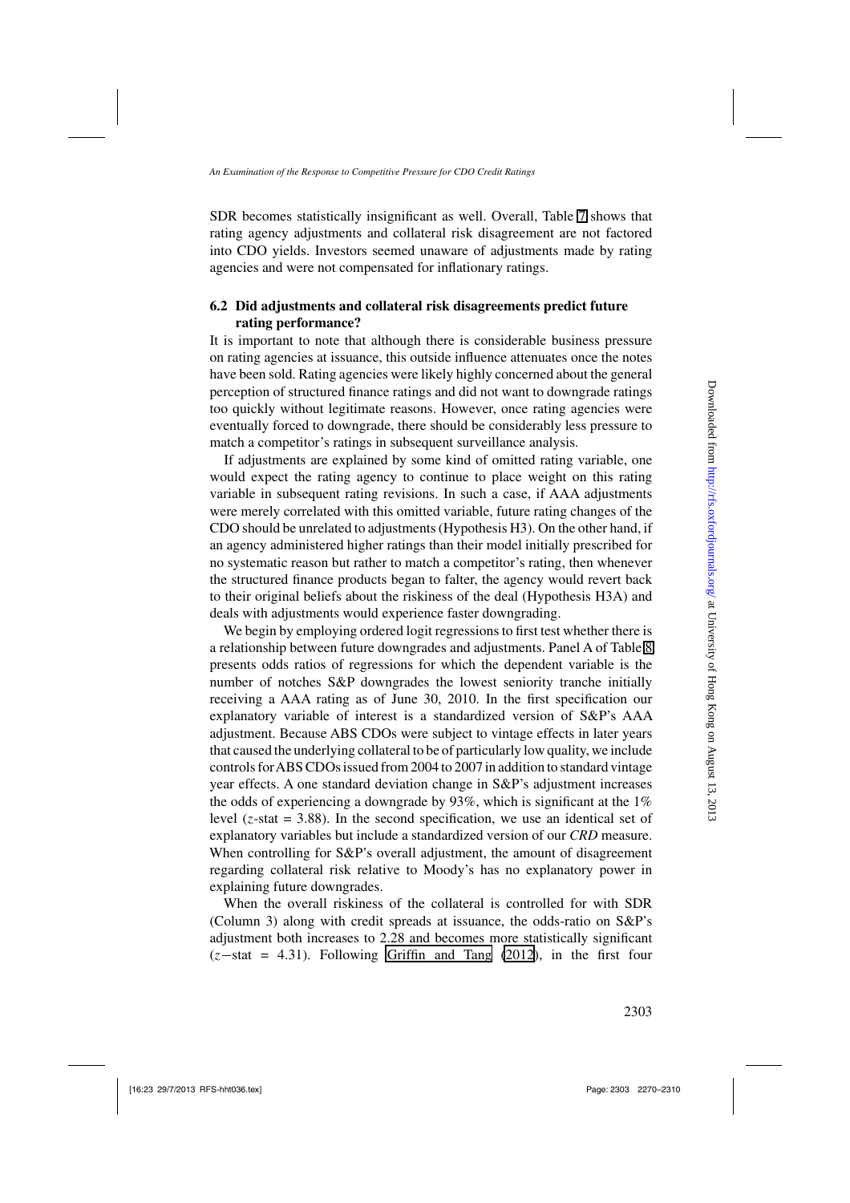SDR becomes statistically insignificant as well. Overall, Table 7 shows that rating agency adjustments and collateral risk disagreement are not factored into CDO yields. Investors seemed unaware of adjustments made by rating agencies and were not compensated for inflationary ratings.

### 6.2 Did adjustments and collateral risk disagreements predict future rating performance?

It is important to note that although there is considerable business pressure on rating agencies at issuance, this outside influence attenuates once the notes have been sold. Rating agencies were likely highly concerned about the general perception of structured finance ratings and did not want to downgrade ratings too quickly without legitimate reasons. However, once rating agencies were eventually forced to downgrade, there should be considerably less pressure to match a competitor's ratings in subsequent surveillance analysis.

If adjustments are explained by some kind of omitted rating variable, one would expect the rating agency to continue to place weight on this rating variable in subsequent rating revisions. In such a case, if AAA adjustments were merely correlated with this omitted variable, future rating changes of the CDO should be unrelated to adjustments (Hypothesis H3). On the other hand, if an agency administered higher ratings than their model initially prescribed for no systematic reason but rather to match a competitor's rating, then whenever the structured finance products began to falter, the agency would revert back to their original beliefs about the riskiness of the deal (Hypothesis H3A) and deals with adjustments would experience faster downgrading.

We begin by employing ordered logit regressions to first test whether there is a relationship between future downgrades and adjustments. Panel A of Table 8 presents odds ratios of regressions for which the dependent variable is the number of notches S&P downgrades the lowest seniority tranche initially receiving a AAA rating as of June 30, 2010. In the first specification our explanatory variable of interest is a standardized version of S&P's AAA adjustment. Because ABS CDOs were subject to vintage effects in later years that caused the underlying collateral to be of particularly low quality, we include controls for ABS CDOs issued from 2004 to 2007 in addition to standard vintage year effects. A one standard deviation change in S&P's adjustment increases the odds of experiencing a downgrade by 93%, which is significant at the 1% level ($z$-stat = 3.88). In the second specification, we use an identical set of explanatory variables but include a standardized version of our *CRD* measure. When controlling for S&P's overall adjustment, the amount of disagreement regarding collateral risk relative to Moody's has no explanatory power in explaining future downgrades.

When the overall riskiness of the collateral is controlled for with SDR (Column 3) along with credit spreads at issuance, the odds-ratio on S&P's adjustment both increases to 2.28 and becomes more statistically significant ($z-$stat = 4.31). Following Griffin and Tang (2012), in the first four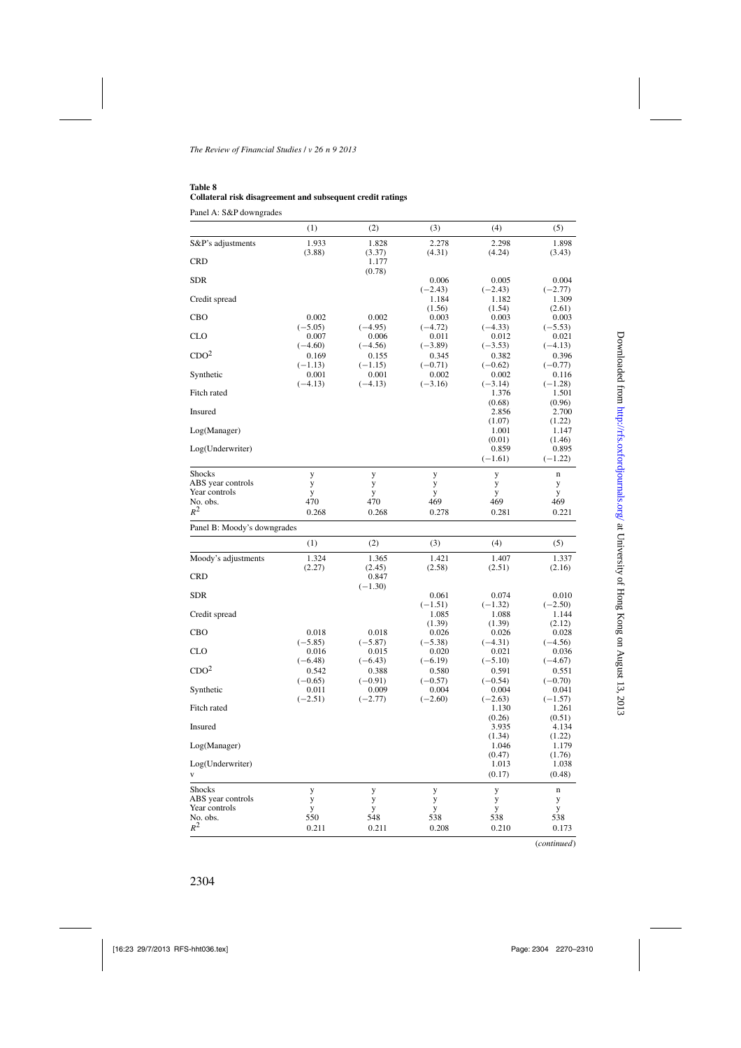**Table 8**
**Collateral risk disagreement and subsequent credit ratings**

Panel A: S&P downgrades

| | (1) | (2) | (3) | (4) | (5) |
|---|---|---|---|---|---|
| S&P's adjustments | 1.933 | 1.828 | 2.278 | 2.298 | 1.898 |
| | (3.88) | (3.37) | (4.31) | (4.24) | (3.43) |
| CRD | | 1.177 | | | |
| | | (0.78) | | | |
| SDR | | | 0.006 | 0.005 | 0.004 |
| | | | (−2.43) | (−2.43) | (−2.77) |
| Credit spread | | | 1.184 | 1.182 | 1.309 |
| | | | (1.56) | (1.54) | (2.61) |
| CBO | 0.002 | 0.002 | 0.003 | 0.003 | 0.003 |
| | (−5.05) | (−4.95) | (−4.72) | (−4.33) | (−5.53) |
| CLO | 0.007 | 0.006 | 0.011 | 0.012 | 0.021 |
| | (−4.60) | (−4.56) | (−3.89) | (−3.53) | (−4.13) |
| $CDO^2$ | 0.169 | 0.155 | 0.345 | 0.382 | 0.396 |
| | (−1.13) | (−1.15) | (−0.71) | (−0.62) | (−0.77) |
| Synthetic | 0.001 | 0.001 | 0.002 | 0.002 | 0.116 |
| | (−4.13) | (−4.13) | (−3.16) | (−3.14) | (−1.28) |
| Fitch rated | | | | 1.376 | 1.501 |
| | | | | (0.68) | (0.96) |
| Insured | | | | 2.856 | 2.700 |
| | | | | (1.07) | (1.22) |
| Log(Manager) | | | | 1.001 | 1.147 |
| | | | | (0.01) | (1.46) |
| Log(Underwriter) | | | | 0.859 | 0.895 |
| | | | | (−1.61) | (−1.22) |
| Shocks | y | y | y | y | n |
| ABS year controls | y | y | y | y | y |
| Year controls | y | y | y | y | y |
| No. obs. | 470 | 470 | 469 | 469 | 469 |
| $R^2$ | 0.268 | 0.268 | 0.278 | 0.281 | 0.221 |

Panel B: Moody's downgrades

| | (1) | (2) | (3) | (4) | (5) |
|---|---|---|---|---|---|
| Moody's adjustments | 1.324 | 1.365 | 1.421 | 1.407 | 1.337 |
| | (2.27) | (2.45) | (2.58) | (2.51) | (2.16) |
| CRD | | 0.847 | | | |
| | | (−1.30) | | | |
| SDR | | | 0.061 | 0.074 | 0.010 |
| | | | (−1.51) | (−1.32) | (−2.50) |
| Credit spread | | | 1.085 | 1.088 | 1.144 |
| | | | (1.39) | (1.39) | (2.12) |
| CBO | 0.018 | 0.018 | 0.026 | 0.026 | 0.028 |
| | (−5.85) | (−5.87) | (−5.38) | (−4.31) | (−4.56) |
| CLO | 0.016 | 0.015 | 0.020 | 0.021 | 0.036 |
| | (−6.48) | (−6.43) | (−6.19) | (−5.10) | (−4.67) |
| $CDO^2$ | 0.542 | 0.388 | 0.580 | 0.591 | 0.551 |
| | (−0.65) | (−0.91) | (−0.57) | (−0.54) | (−0.70) |
| Synthetic | 0.011 | 0.009 | 0.004 | 0.004 | 0.041 |
| | (−2.51) | (−2.77) | (−2.60) | (−2.63) | (−1.57) |
| Fitch rated | | | | 1.130 | 1.261 |
| | | | | (0.26) | (0.51) |
| Insured | | | | 3.935 | 4.134 |
| | | | | (1.34) | (1.22) |
| Log(Manager) | | | | 1.046 | 1.179 |
| | | | | (0.47) | (1.76) |
| Log(Underwriter) | | | | 1.013 | 1.038 |
| v | | | | (0.17) | (0.48) |
| Shocks | y | y | y | y | n |
| ABS year controls | y | y | y | y | y |
| Year controls | y | y | y | y | y |
| No. obs. | 550 | 548 | 538 | 538 | 538 |
| $R^2$ | 0.211 | 0.211 | 0.208 | 0.210 | 0.173 |

(*continued*)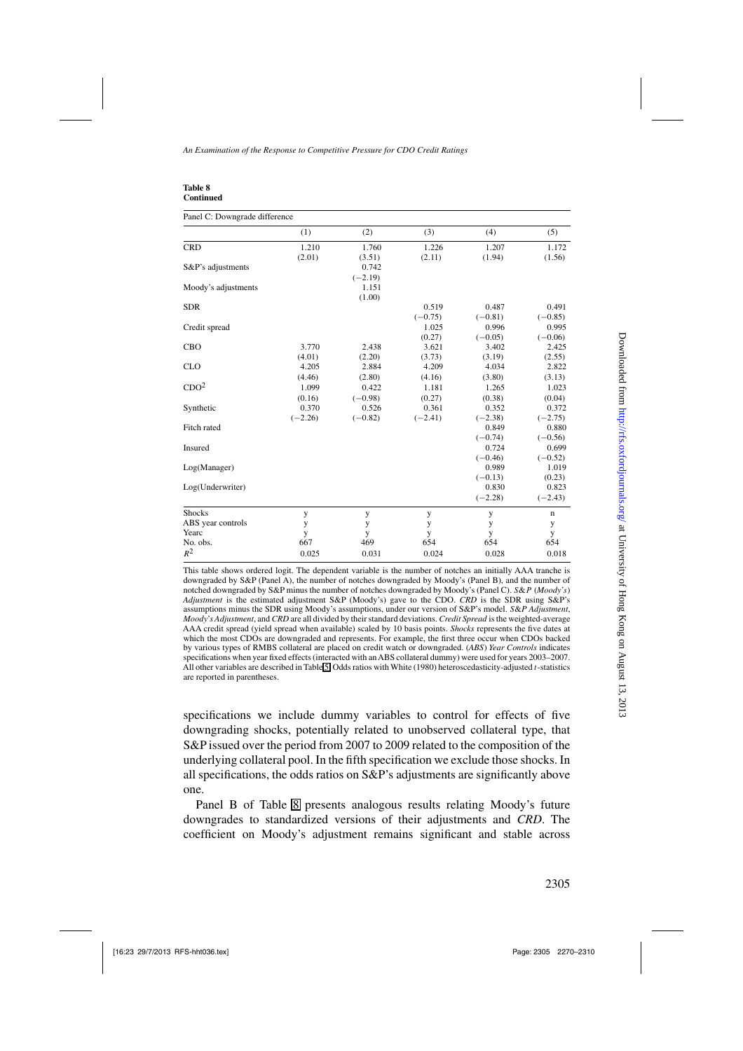**Table 8**
**Continued**

| Panel C: Downgrade difference | | | | | |
|---|---|---|---|---|---|
| | (1) | (2) | (3) | (4) | (5) |
| CRD | 1.210 | 1.760 | 1.226 | 1.207 | 1.172 |
| | (2.01) | (3.51) | (2.11) | (1.94) | (1.56) |
| S&P's adjustments | | 0.742 | | | |
| | | (−2.19) | | | |
| Moody's adjustments | | 1.151 | | | |
| | | (1.00) | | | |
| SDR | | | 0.519 | 0.487 | 0.491 |
| | | | (−0.75) | (−0.81) | (−0.85) |
| Credit spread | | | 1.025 | 0.996 | 0.995 |
| | | | (0.27) | (−0.05) | (−0.06) |
| CBO | 3.770 | 2.438 | 3.621 | 3.402 | 2.425 |
| | (4.01) | (2.20) | (3.73) | (3.19) | (2.55) |
| CLO | 4.205 | 2.884 | 4.209 | 4.034 | 2.822 |
| | (4.46) | (2.80) | (4.16) | (3.80) | (3.13) |
| $CDO^2$ | 1.099 | 0.422 | 1.181 | 1.265 | 1.023 |
| | (0.16) | (−0.98) | (0.27) | (0.38) | (0.04) |
| Synthetic | 0.370 | 0.526 | 0.361 | 0.352 | 0.372 |
| | (−2.26) | (−0.82) | (−2.41) | (−2.38) | (−2.75) |
| Fitch rated | | | | 0.849 | 0.880 |
| | | | | (−0.74) | (−0.56) |
| Insured | | | | 0.724 | 0.699 |
| | | | | (−0.46) | (−0.52) |
| Log(Manager) | | | | 0.989 | 1.019 |
| | | | | (−0.13) | (0.23) |
| Log(Underwriter) | | | | 0.830 | 0.823 |
| | | | | (−2.28) | (−2.43) |
| Shocks | y | y | y | y | n |
| ABS year controls | y | y | y | y | y |
| Yearc | y | y | y | y | y |
| No. obs. | 667 | 469 | 654 | 654 | 654 |
| $R^2$ | 0.025 | 0.031 | 0.024 | 0.028 | 0.018 |

This table shows ordered logit. The dependent variable is the number of notches an initially AAA tranche is downgraded by S&P (Panel A), the number of notches downgraded by Moody's (Panel B), and the number of notched downgraded by S&P minus the number of notches downgraded by Moody's (Panel C). *S&P* (*Moody's*) *Adjustment* is the estimated adjustment S&P (Moody's) gave to the CDO. *CRD* is the SDR using S&P's assumptions minus the SDR using Moody's assumptions, under our version of S&P's model. *S&P Adjustment*, *Moody's Adjustment*, and *CRD* are all divided by their standard deviations. *Credit Spread* is the weighted-average AAA credit spread (yield spread when available) scaled by 10 basis points. *Shocks* represents the five dates at which the most CDOs are downgraded and represents. For example, the first three occur when CDOs backed by various types of RMBS collateral are placed on credit watch or downgraded. (*ABS*) *Year Controls* indicates specifications when year fixed effects (interacted with an ABS collateral dummy) were used for years 2003–2007. All other variables are described in Table 5. Odds ratios with White (1980) heteroscedasticity-adjusted $t$-statistics are reported in parentheses.

specifications we include dummy variables to control for effects of five downgrading shocks, potentially related to unobserved collateral type, that S&P issued over the period from 2007 to 2009 related to the composition of the underlying collateral pool. In the fifth specification we exclude those shocks. In all specifications, the odds ratios on S&P's adjustments are significantly above one.

Panel B of Table 8 presents analogous results relating Moody's future downgrades to standardized versions of their adjustments and *CRD*. The coefficient on Moody's adjustment remains significant and stable across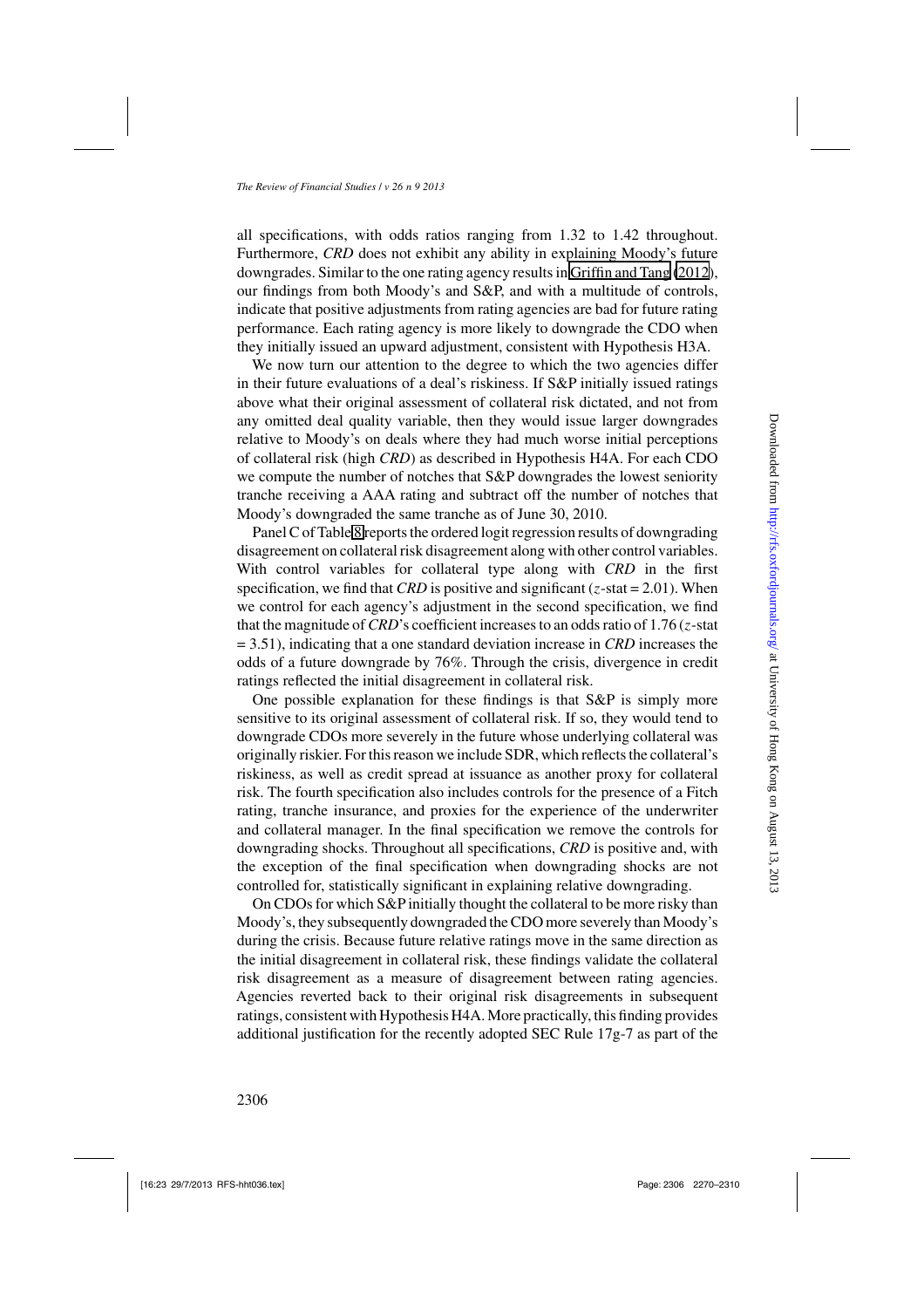all specifications, with odds ratios ranging from 1.32 to 1.42 throughout. Furthermore, *CRD* does not exhibit any ability in explaining Moody's future downgrades. Similar to the one rating agency results in Griffin and Tang (2012), our findings from both Moody's and S&P, and with a multitude of controls, indicate that positive adjustments from rating agencies are bad for future rating performance. Each rating agency is more likely to downgrade the CDO when they initially issued an upward adjustment, consistent with Hypothesis H3A.

We now turn our attention to the degree to which the two agencies differ in their future evaluations of a deal's riskiness. If S&P initially issued ratings above what their original assessment of collateral risk dictated, and not from any omitted deal quality variable, then they would issue larger downgrades relative to Moody's on deals where they had much worse initial perceptions of collateral risk (high *CRD*) as described in Hypothesis H4A. For each CDO we compute the number of notches that S&P downgrades the lowest seniority tranche receiving a AAA rating and subtract off the number of notches that Moody's downgraded the same tranche as of June 30, 2010.

Panel C of Table 8 reports the ordered logit regression results of downgrading disagreement on collateral risk disagreement along with other control variables. With control variables for collateral type along with *CRD* in the first specification, we find that *CRD* is positive and significant ($z$-stat = 2.01). When we control for each agency's adjustment in the second specification, we find that the magnitude of *CRD*'s coefficient increases to an odds ratio of 1.76 ($z$-stat = 3.51), indicating that a one standard deviation increase in *CRD* increases the odds of a future downgrade by 76%. Through the crisis, divergence in credit ratings reflected the initial disagreement in collateral risk.

One possible explanation for these findings is that S&P is simply more sensitive to its original assessment of collateral risk. If so, they would tend to downgrade CDOs more severely in the future whose underlying collateral was originally riskier. For this reason we include SDR, which reflects the collateral's riskiness, as well as credit spread at issuance as another proxy for collateral risk. The fourth specification also includes controls for the presence of a Fitch rating, tranche insurance, and proxies for the experience of the underwriter and collateral manager. In the final specification we remove the controls for downgrading shocks. Throughout all specifications, *CRD* is positive and, with the exception of the final specification when downgrading shocks are not controlled for, statistically significant in explaining relative downgrading.

On CDOs for which S&P initially thought the collateral to be more risky than Moody's, they subsequently downgraded the CDO more severely than Moody's during the crisis. Because future relative ratings move in the same direction as the initial disagreement in collateral risk, these findings validate the collateral risk disagreement as a measure of disagreement between rating agencies. Agencies reverted back to their original risk disagreements in subsequent ratings, consistent with Hypothesis H4A. More practically, this finding provides additional justification for the recently adopted SEC Rule 17g-7 as part of the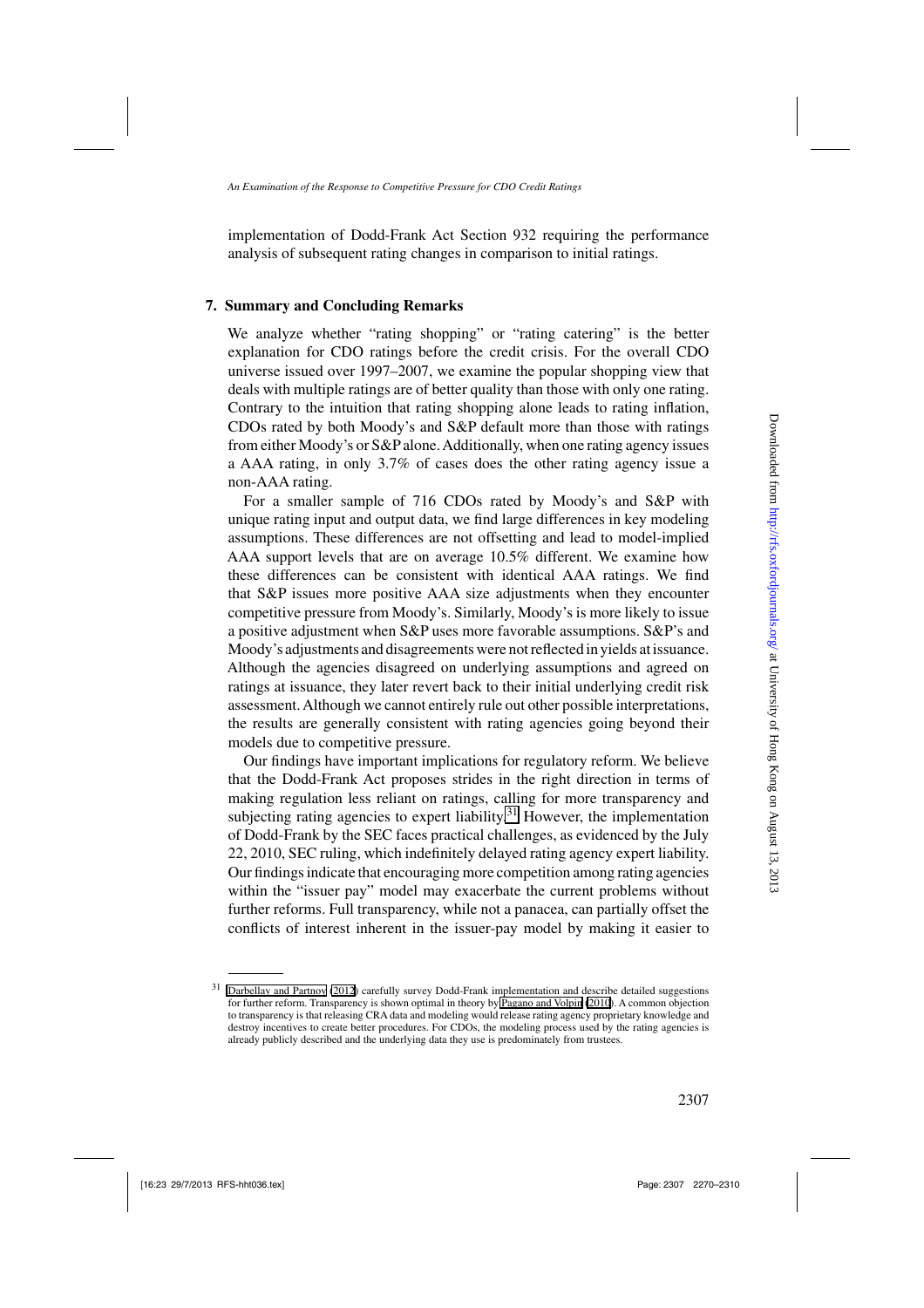implementation of Dodd-Frank Act Section 932 requiring the performance analysis of subsequent rating changes in comparison to initial ratings.

## 7. Summary and Concluding Remarks

We analyze whether "rating shopping" or "rating catering" is the better explanation for CDO ratings before the credit crisis. For the overall CDO universe issued over 1997–2007, we examine the popular shopping view that deals with multiple ratings are of better quality than those with only one rating. Contrary to the intuition that rating shopping alone leads to rating inflation, CDOs rated by both Moody's and S&P default more than those with ratings from either Moody's or S&P alone. Additionally, when one rating agency issues a AAA rating, in only 3.7% of cases does the other rating agency issue a non-AAA rating.

For a smaller sample of 716 CDOs rated by Moody's and S&P with unique rating input and output data, we find large differences in key modeling assumptions. These differences are not offsetting and lead to model-implied AAA support levels that are on average 10.5% different. We examine how these differences can be consistent with identical AAA ratings. We find that S&P issues more positive AAA size adjustments when they encounter competitive pressure from Moody's. Similarly, Moody's is more likely to issue a positive adjustment when S&P uses more favorable assumptions. S&P's and Moody's adjustments and disagreements were not reflected in yields at issuance. Although the agencies disagreed on underlying assumptions and agreed on ratings at issuance, they later revert back to their initial underlying credit risk assessment. Although we cannot entirely rule out other possible interpretations, the results are generally consistent with rating agencies going beyond their models due to competitive pressure.

Our findings have important implications for regulatory reform. We believe that the Dodd-Frank Act proposes strides in the right direction in terms of making regulation less reliant on ratings, calling for more transparency and subjecting rating agencies to expert liability.[31] However, the implementation of Dodd-Frank by the SEC faces practical challenges, as evidenced by the July 22, 2010, SEC ruling, which indefinitely delayed rating agency expert liability. Our findings indicate that encouraging more competition among rating agencies within the "issuer pay" model may exacerbate the current problems without further reforms. Full transparency, while not a panacea, can partially offset the conflicts of interest inherent in the issuer-pay model by making it easier to

[31] Darbellay and Partnoy (2012) carefully survey Dodd-Frank implementation and describe detailed suggestions for further reform. Transparency is shown optimal in theory by Pagano and Volpin (2010). A common objection to transparency is that releasing CRA data and modeling would release rating agency proprietary knowledge and destroy incentives to create better procedures. For CDOs, the modeling process used by the rating agencies is already publicly described and the underlying data they use is predominately from trustees.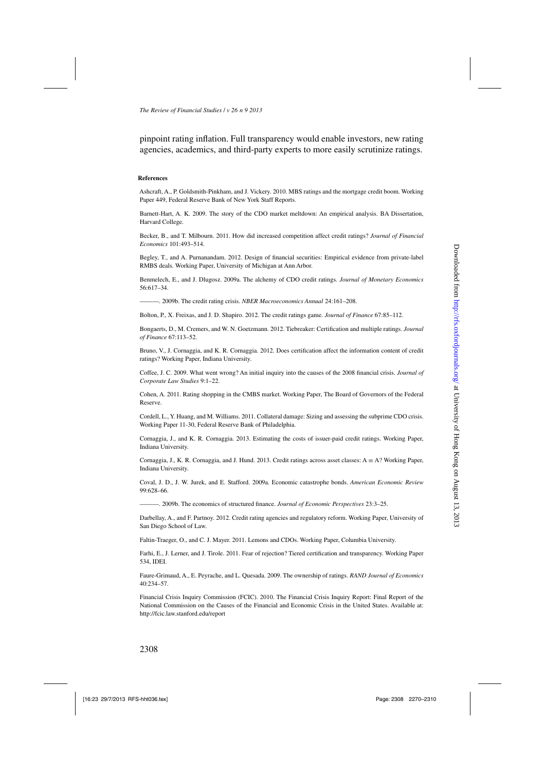pinpoint rating inflation. Full transparency would enable investors, new rating agencies, academics, and third-party experts to more easily scrutinize ratings.

#### References

Ashcraft, A., P. Goldsmith-Pinkham, and J. Vickery. 2010. MBS ratings and the mortgage credit boom. Working Paper 449, Federal Reserve Bank of New York Staff Reports.

Barnett-Hart, A. K. 2009. The story of the CDO market meltdown: An empirical analysis. BA Dissertation, Harvard College.

Becker, B., and T. Milbourn. 2011. How did increased competition affect credit ratings? *Journal of Financial Economics* 101:493–514.

Begley, T., and A. Purnanandam. 2012. Design of financial securities: Empirical evidence from private-label RMBS deals. Working Paper, University of Michigan at Ann Arbor.

Benmelech, E., and J. Dlugosz. 2009a. The alchemy of CDO credit ratings. *Journal of Monetary Economics* 56:617–34.

———. 2009b. The credit rating crisis. *NBER Macroeconomics Annual* 24:161–208.

Bolton, P., X. Freixas, and J. D. Shapiro. 2012. The credit ratings game. *Journal of Finance* 67:85–112.

Bongaerts, D., M. Cremers, and W. N. Goetzmann. 2012. Tiebreaker: Certification and multiple ratings. *Journal of Finance* 67:113–52.

Bruno, V., J. Cornaggia, and K. R. Cornaggia. 2012. Does certification affect the information content of credit ratings? Working Paper, Indiana University.

Coffee, J. C. 2009. What went wrong? An initial inquiry into the causes of the 2008 financial crisis. *Journal of Corporate Law Studies* 9:1–22.

Cohen, A. 2011. Rating shopping in the CMBS market. Working Paper, The Board of Governors of the Federal Reserve.

Cordell, L., Y. Huang, and M. Williams. 2011. Collateral damage: Sizing and assessing the subprime CDO crisis. Working Paper 11-30, Federal Reserve Bank of Philadelphia.

Cornaggia, J., and K. R. Cornaggia. 2013. Estimating the costs of issuer-paid credit ratings. Working Paper, Indiana University.

Cornaggia, J., K. R. Cornaggia, and J. Hund. 2013. Credit ratings across asset classes: $A \equiv A$? Working Paper, Indiana University.

Coval, J. D., J. W. Jurek, and E. Stafford. 2009a. Economic catastrophe bonds. *American Economic Review* 99:628–66.

———. 2009b. The economics of structured finance. *Journal of Economic Perspectives* 23:3–25.

Darbellay, A., and F. Partnoy. 2012. Credit rating agencies and regulatory reform. Working Paper, University of San Diego School of Law.

Faltin-Traeger, O., and C. J. Mayer. 2011. Lemons and CDOs. Working Paper, Columbia University.

Farhi, E., J. Lerner, and J. Tirole. 2011. Fear of rejection? Tiered certification and transparency. Working Paper 534, IDEI.

Faure-Grimaud, A., E. Peyrache, and L. Quesada. 2009. The ownership of ratings. *RAND Journal of Economics* 40:234–57.

Financial Crisis Inquiry Commission (FCIC). 2010. The Financial Crisis Inquiry Report: Final Report of the National Commission on the Causes of the Financial and Economic Crisis in the United States. Available at: http://fcic.law.stanford.edu/report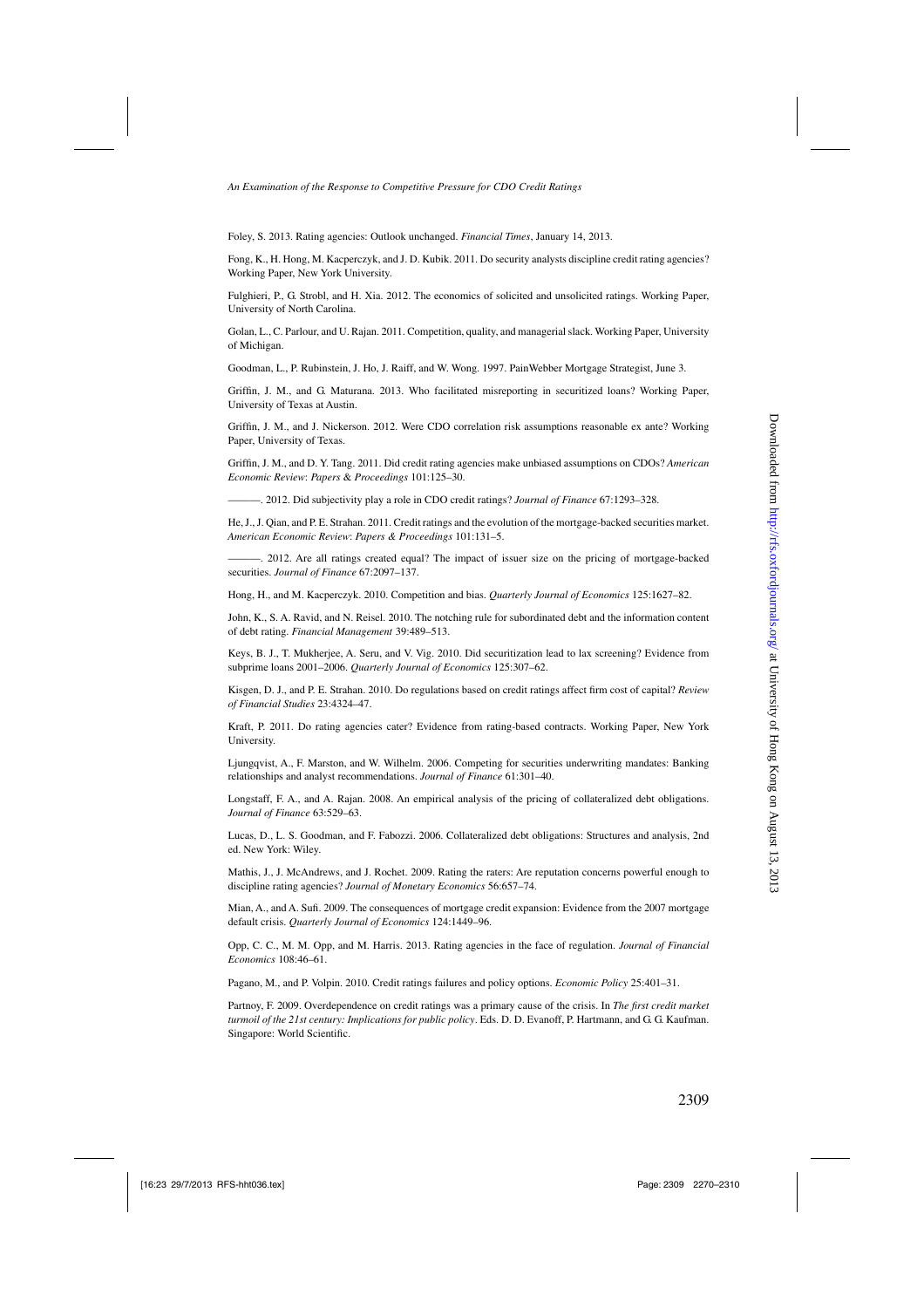Foley, S. 2013. Rating agencies: Outlook unchanged. *Financial Times*, January 14, 2013.

Fong, K., H. Hong, M. Kacperczyk, and J. D. Kubik. 2011. Do security analysts discipline credit rating agencies? Working Paper, New York University.

Fulghieri, P., G. Strobl, and H. Xia. 2012. The economics of solicited and unsolicited ratings. Working Paper, University of North Carolina.

Golan, L., C. Parlour, and U. Rajan. 2011. Competition, quality, and managerial slack. Working Paper, University of Michigan.

Goodman, L., P. Rubinstein, J. Ho, J. Raiff, and W. Wong. 1997. PainWebber Mortgage Strategist, June 3.

Griffin, J. M., and G. Maturana. 2013. Who facilitated misreporting in securitized loans? Working Paper, University of Texas at Austin.

Griffin, J. M., and J. Nickerson. 2012. Were CDO correlation risk assumptions reasonable ex ante? Working Paper, University of Texas.

Griffin, J. M., and D. Y. Tang. 2011. Did credit rating agencies make unbiased assumptions on CDOs? *American Economic Review*: *Papers* & *Proceedings* 101:125–30.

———. 2012. Did subjectivity play a role in CDO credit ratings? *Journal of Finance* 67:1293–328.

He, J., J. Qian, and P. E. Strahan. 2011. Credit ratings and the evolution of the mortgage-backed securities market. *American Economic Review*: *Papers & Proceedings* 101:131–5.

———. 2012. Are all ratings created equal? The impact of issuer size on the pricing of mortgage-backed securities. *Journal of Finance* 67:2097–137.

Hong, H., and M. Kacperczyk. 2010. Competition and bias. *Quarterly Journal of Economics* 125:1627–82.

John, K., S. A. Ravid, and N. Reisel. 2010. The notching rule for subordinated debt and the information content of debt rating. *Financial Management* 39:489–513.

Keys, B. J., T. Mukherjee, A. Seru, and V. Vig. 2010. Did securitization lead to lax screening? Evidence from subprime loans 2001–2006. *Quarterly Journal of Economics* 125:307–62.

Kisgen, D. J., and P. E. Strahan. 2010. Do regulations based on credit ratings affect firm cost of capital? *Review of Financial Studies* 23:4324–47.

Kraft, P. 2011. Do rating agencies cater? Evidence from rating-based contracts. Working Paper, New York University.

Ljungqvist, A., F. Marston, and W. Wilhelm. 2006. Competing for securities underwriting mandates: Banking relationships and analyst recommendations. *Journal of Finance* 61:301–40.

Longstaff, F. A., and A. Rajan. 2008. An empirical analysis of the pricing of collateralized debt obligations. *Journal of Finance* 63:529–63.

Lucas, D., L. S. Goodman, and F. Fabozzi. 2006. Collateralized debt obligations: Structures and analysis, 2nd ed. New York: Wiley.

Mathis, J., J. McAndrews, and J. Rochet. 2009. Rating the raters: Are reputation concerns powerful enough to discipline rating agencies? *Journal of Monetary Economics* 56:657–74.

Mian, A., and A. Sufi. 2009. The consequences of mortgage credit expansion: Evidence from the 2007 mortgage default crisis. *Quarterly Journal of Economics* 124:1449–96.

Opp, C. C., M. M. Opp, and M. Harris. 2013. Rating agencies in the face of regulation. *Journal of Financial Economics* 108:46–61.

Pagano, M., and P. Volpin. 2010. Credit ratings failures and policy options. *Economic Policy* 25:401–31.

Partnoy, F. 2009. Overdependence on credit ratings was a primary cause of the crisis. In *The first credit market turmoil of the 21st century: Implications for public policy*. Eds. D. D. Evanoff, P. Hartmann, and G. G. Kaufman. Singapore: World Scientific.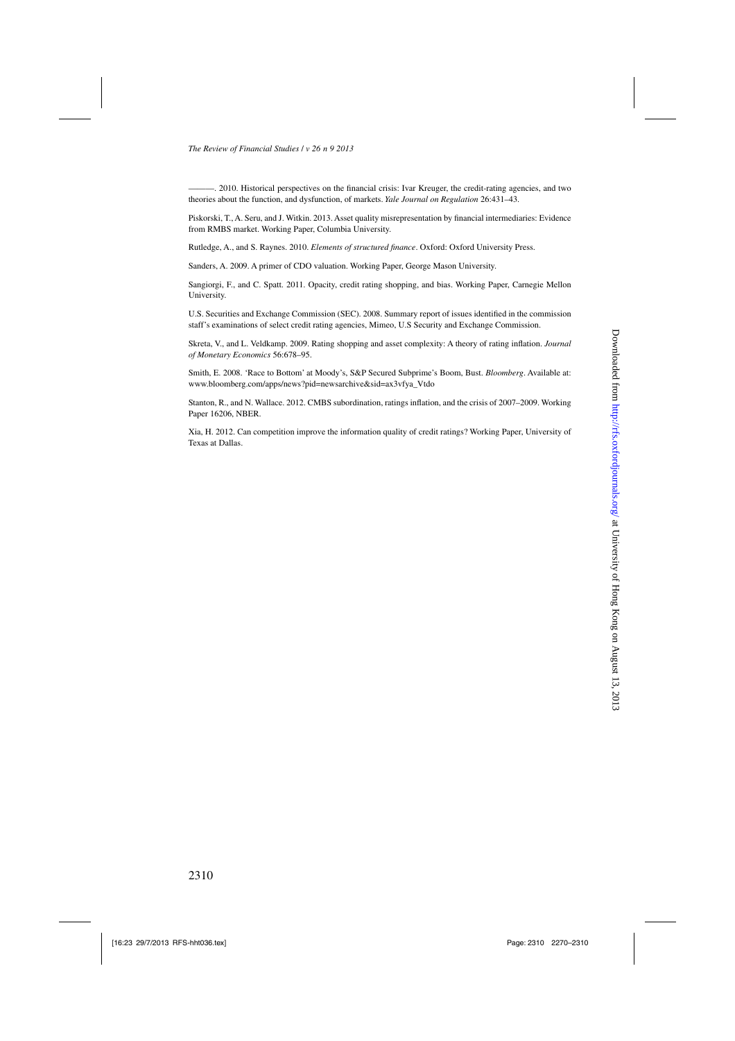———. 2010. Historical perspectives on the financial crisis: Ivar Kreuger, the credit-rating agencies, and two theories about the function, and dysfunction, of markets. *Yale Journal on Regulation* 26:431–43.

Piskorski, T., A. Seru, and J. Witkin. 2013. Asset quality misrepresentation by financial intermediaries: Evidence from RMBS market. Working Paper, Columbia University.

Rutledge, A., and S. Raynes. 2010. *Elements of structured finance*. Oxford: Oxford University Press.

Sanders, A. 2009. A primer of CDO valuation. Working Paper, George Mason University.

Sangiorgi, F., and C. Spatt. 2011. Opacity, credit rating shopping, and bias. Working Paper, Carnegie Mellon University.

U.S. Securities and Exchange Commission (SEC). 2008. Summary report of issues identified in the commission staff's examinations of select credit rating agencies, Mimeo, U.S Security and Exchange Commission.

Skreta, V., and L. Veldkamp. 2009. Rating shopping and asset complexity: A theory of rating inflation. *Journal of Monetary Economics* 56:678–95.

Smith, E. 2008. 'Race to Bottom' at Moody's, S&P Secured Subprime's Boom, Bust. *Bloomberg*. Available at: www.bloomberg.com/apps/news?pid=newsarchive&sid=ax3vfya_Vtdo

Stanton, R., and N. Wallace. 2012. CMBS subordination, ratings inflation, and the crisis of 2007–2009. Working Paper 16206, NBER.

Xia, H. 2012. Can competition improve the information quality of credit ratings? Working Paper, University of Texas at Dallas.